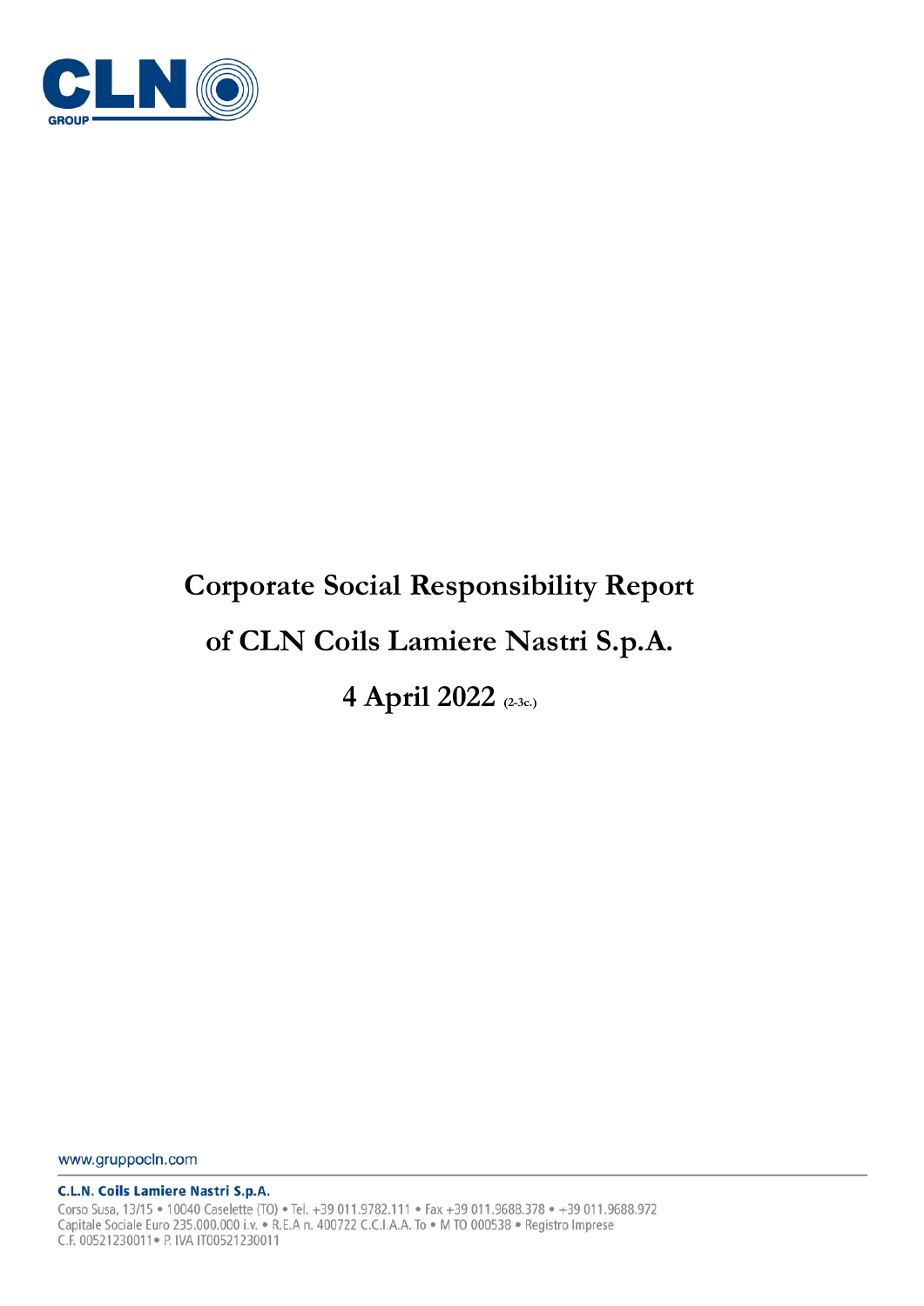# Corporate Social Responsibility Report

# of CLN Coils Lamiere Nastri S.p.A.

# 4 April 2022 (2-3c.)

www.gruppocln.com

**C.L.N. Coils Lamiere Nastri S.p.A.**

Corso Susa, 13/15 • 10040 Caselette (TO) • Tel. +39 011.9782.111 • Fax +39 011.9688.378 • +39 011.9688.972
Capitale Sociale Euro 235.000.000 i.v. • R.E.A n. 400722 C.C.I.A.A. To • M TO 000538 • Registro Imprese
C.F. 00521230011 • P. IVA IT00521230011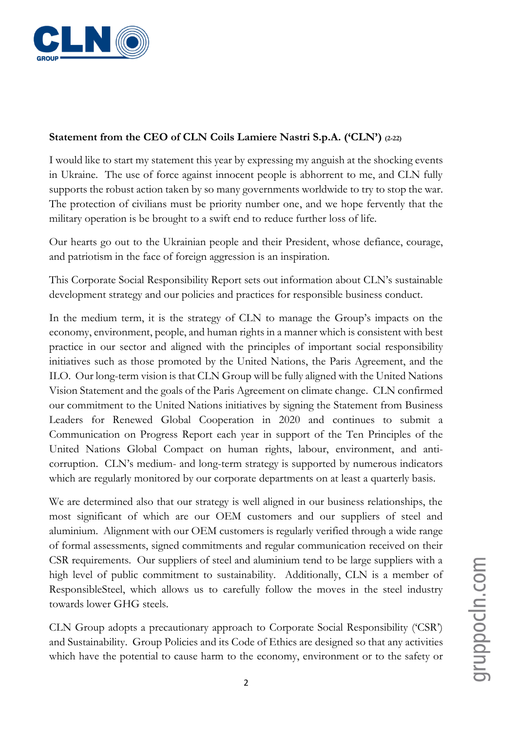**Statement from the CEO of CLN Coils Lamiere Nastri S.p.A. ('CLN')** (2-22)

I would like to start my statement this year by expressing my anguish at the shocking events in Ukraine. The use of force against innocent people is abhorrent to me, and CLN fully supports the robust action taken by so many governments worldwide to try to stop the war. The protection of civilians must be priority number one, and we hope fervently that the military operation is be brought to a swift end to reduce further loss of life.

Our hearts go out to the Ukrainian people and their President, whose defiance, courage, and patriotism in the face of foreign aggression is an inspiration.

This Corporate Social Responsibility Report sets out information about CLN's sustainable development strategy and our policies and practices for responsible business conduct.

In the medium term, it is the strategy of CLN to manage the Group's impacts on the economy, environment, people, and human rights in a manner which is consistent with best practice in our sector and aligned with the principles of important social responsibility initiatives such as those promoted by the United Nations, the Paris Agreement, and the ILO. Our long-term vision is that CLN Group will be fully aligned with the United Nations Vision Statement and the goals of the Paris Agreement on climate change. CLN confirmed our commitment to the United Nations initiatives by signing the Statement from Business Leaders for Renewed Global Cooperation in 2020 and continues to submit a Communication on Progress Report each year in support of the Ten Principles of the United Nations Global Compact on human rights, labour, environment, and anti-corruption. CLN's medium- and long-term strategy is supported by numerous indicators which are regularly monitored by our corporate departments on at least a quarterly basis.

We are determined also that our strategy is well aligned in our business relationships, the most significant of which are our OEM customers and our suppliers of steel and aluminium. Alignment with our OEM customers is regularly verified through a wide range of formal assessments, signed commitments and regular communication received on their CSR requirements. Our suppliers of steel and aluminium tend to be large suppliers with a high level of public commitment to sustainability. Additionally, CLN is a member of ResponsibleSteel, which allows us to carefully follow the moves in the steel industry towards lower GHG steels.

CLN Group adopts a precautionary approach to Corporate Social Responsibility ('CSR') and Sustainability. Group Policies and its Code of Ethics are designed so that any activities which have the potential to cause harm to the economy, environment or to the safety or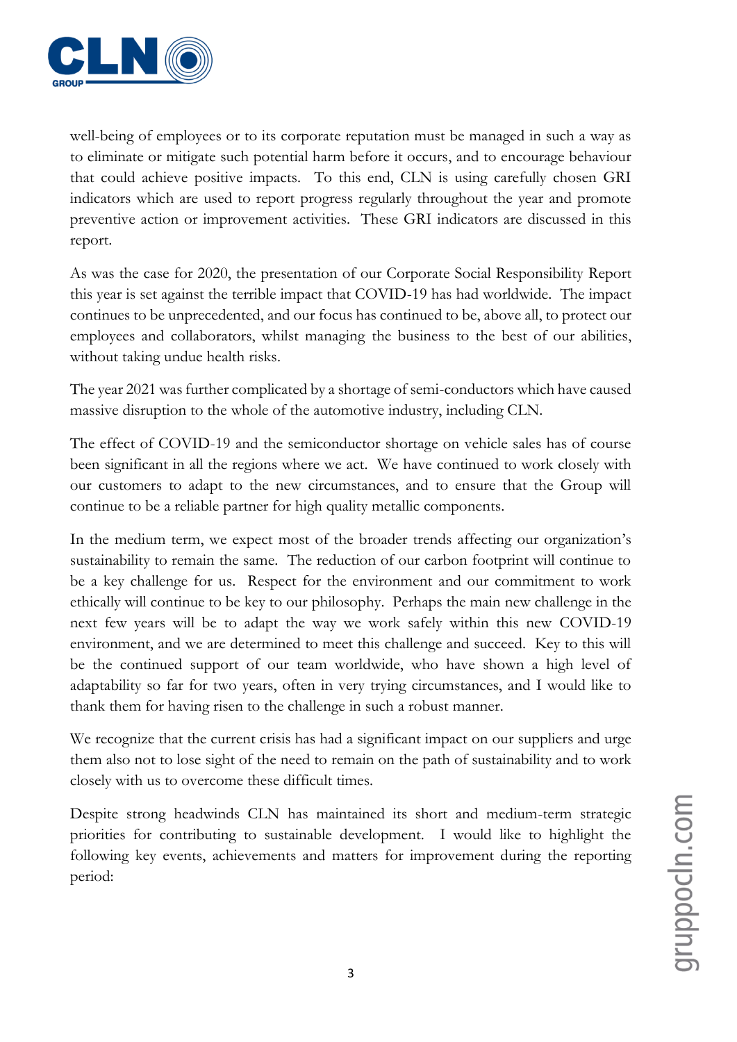well-being of employees or to its corporate reputation must be managed in such a way as to eliminate or mitigate such potential harm before it occurs, and to encourage behaviour that could achieve positive impacts. To this end, CLN is using carefully chosen GRI indicators which are used to report progress regularly throughout the year and promote preventive action or improvement activities. These GRI indicators are discussed in this report.

As was the case for 2020, the presentation of our Corporate Social Responsibility Report this year is set against the terrible impact that COVID-19 has had worldwide. The impact continues to be unprecedented, and our focus has continued to be, above all, to protect our employees and collaborators, whilst managing the business to the best of our abilities, without taking undue health risks.

The year 2021 was further complicated by a shortage of semi-conductors which have caused massive disruption to the whole of the automotive industry, including CLN.

The effect of COVID-19 and the semiconductor shortage on vehicle sales has of course been significant in all the regions where we act. We have continued to work closely with our customers to adapt to the new circumstances, and to ensure that the Group will continue to be a reliable partner for high quality metallic components.

In the medium term, we expect most of the broader trends affecting our organization's sustainability to remain the same. The reduction of our carbon footprint will continue to be a key challenge for us. Respect for the environment and our commitment to work ethically will continue to be key to our philosophy. Perhaps the main new challenge in the next few years will be to adapt the way we work safely within this new COVID-19 environment, and we are determined to meet this challenge and succeed. Key to this will be the continued support of our team worldwide, who have shown a high level of adaptability so far for two years, often in very trying circumstances, and I would like to thank them for having risen to the challenge in such a robust manner.

We recognize that the current crisis has had a significant impact on our suppliers and urge them also not to lose sight of the need to remain on the path of sustainability and to work closely with us to overcome these difficult times.

Despite strong headwinds CLN has maintained its short and medium-term strategic priorities for contributing to sustainable development. I would like to highlight the following key events, achievements and matters for improvement during the reporting period: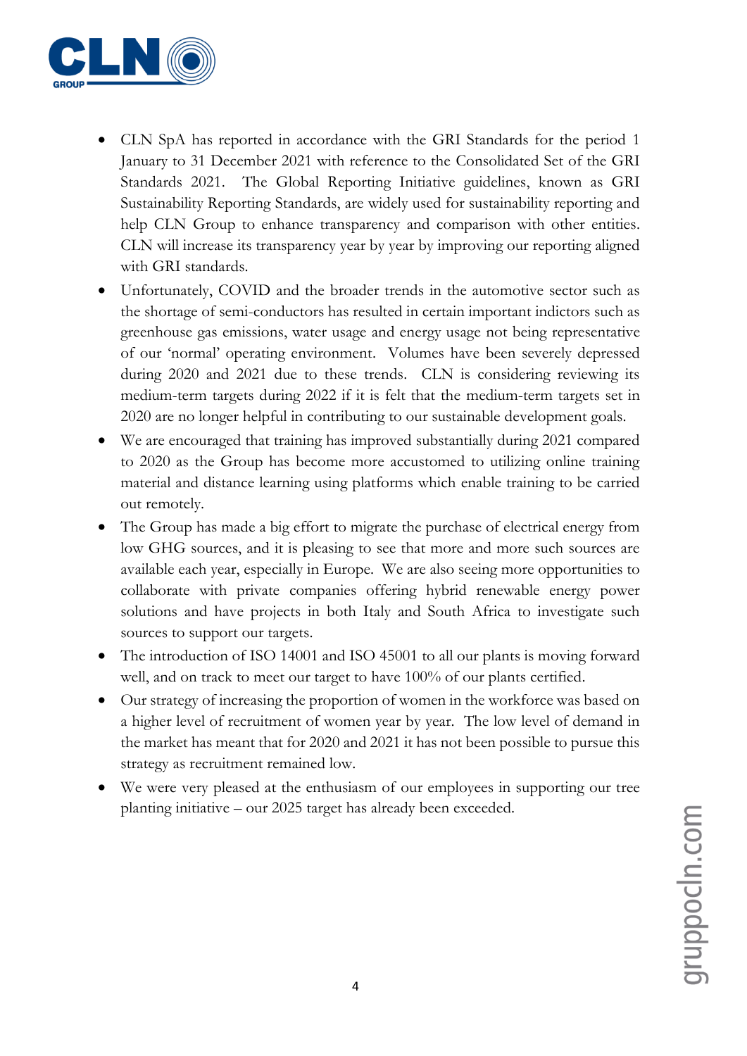- CLN SpA has reported in accordance with the GRI Standards for the period 1 January to 31 December 2021 with reference to the Consolidated Set of the GRI Standards 2021. The Global Reporting Initiative guidelines, known as GRI Sustainability Reporting Standards, are widely used for sustainability reporting and help CLN Group to enhance transparency and comparison with other entities. CLN will increase its transparency year by year by improving our reporting aligned with GRI standards.
- Unfortunately, COVID and the broader trends in the automotive sector such as the shortage of semi-conductors has resulted in certain important indictors such as greenhouse gas emissions, water usage and energy usage not being representative of our 'normal' operating environment. Volumes have been severely depressed during 2020 and 2021 due to these trends. CLN is considering reviewing its medium-term targets during 2022 if it is felt that the medium-term targets set in 2020 are no longer helpful in contributing to our sustainable development goals.
- We are encouraged that training has improved substantially during 2021 compared to 2020 as the Group has become more accustomed to utilizing online training material and distance learning using platforms which enable training to be carried out remotely.
- The Group has made a big effort to migrate the purchase of electrical energy from low GHG sources, and it is pleasing to see that more and more such sources are available each year, especially in Europe. We are also seeing more opportunities to collaborate with private companies offering hybrid renewable energy power solutions and have projects in both Italy and South Africa to investigate such sources to support our targets.
- The introduction of ISO 14001 and ISO 45001 to all our plants is moving forward well, and on track to meet our target to have 100% of our plants certified.
- Our strategy of increasing the proportion of women in the workforce was based on a higher level of recruitment of women year by year. The low level of demand in the market has meant that for 2020 and 2021 it has not been possible to pursue this strategy as recruitment remained low.
- We were very pleased at the enthusiasm of our employees in supporting our tree planting initiative – our 2025 target has already been exceeded.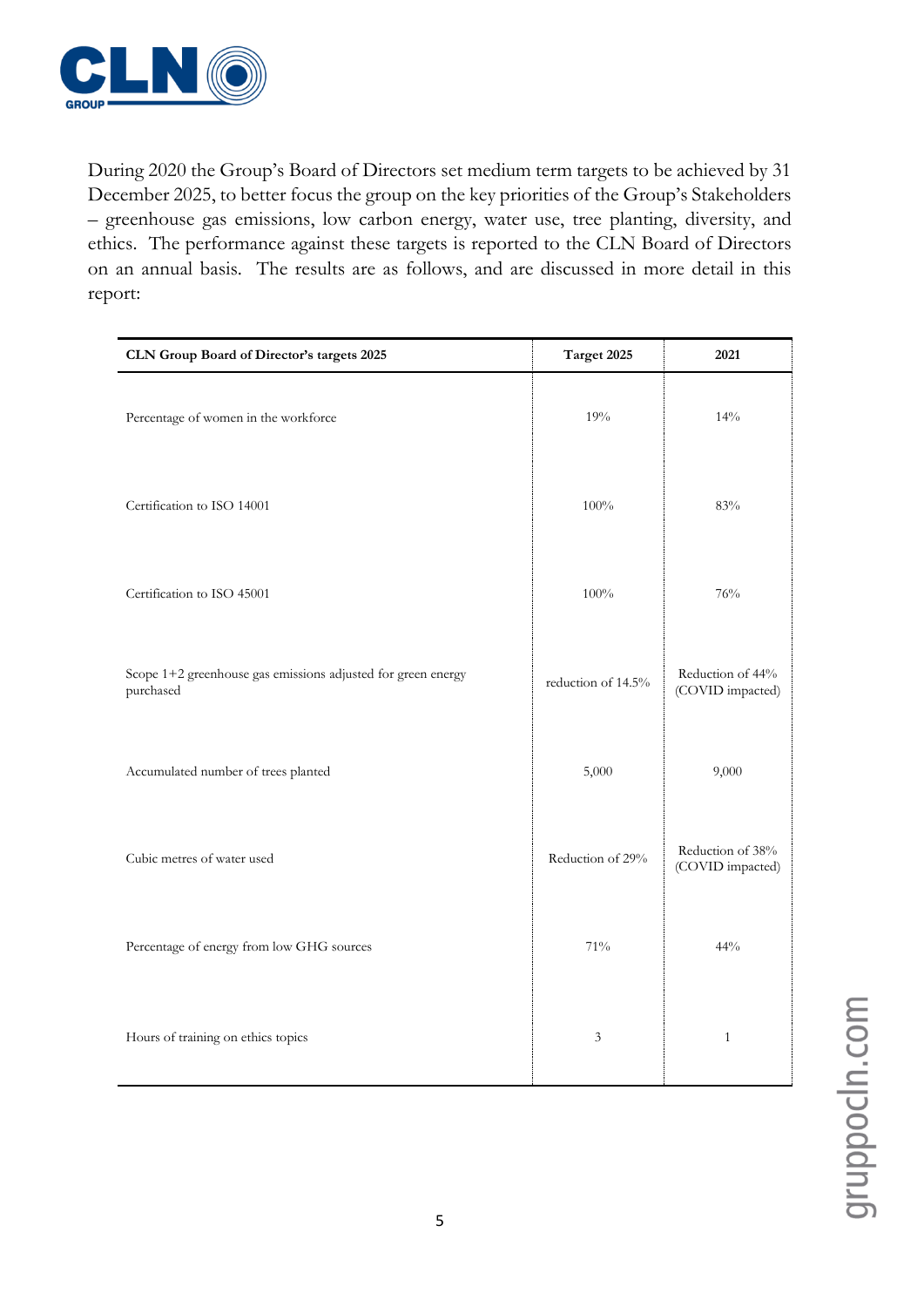During 2020 the Group's Board of Directors set medium term targets to be achieved by 31 December 2025, to better focus the group on the key priorities of the Group's Stakeholders – greenhouse gas emissions, low carbon energy, water use, tree planting, diversity, and ethics. The performance against these targets is reported to the CLN Board of Directors on an annual basis. The results are as follows, and are discussed in more detail in this report:

| CLN Group Board of Director's targets 2025 | Target 2025 | 2021 |
|---|---|---|
| Percentage of women in the workforce | 19% | 14% |
| Certification to ISO 14001 | 100% | 83% |
| Certification to ISO 45001 | 100% | 76% |
| Scope 1+2 greenhouse gas emissions adjusted for green energy purchased | reduction of 14.5% | Reduction of 44% (COVID impacted) |
| Accumulated number of trees planted | 5,000 | 9,000 |
| Cubic metres of water used | Reduction of 29% | Reduction of 38% (COVID impacted) |
| Percentage of energy from low GHG sources | 71% | 44% |
| Hours of training on ethics topics | 3 | 1 |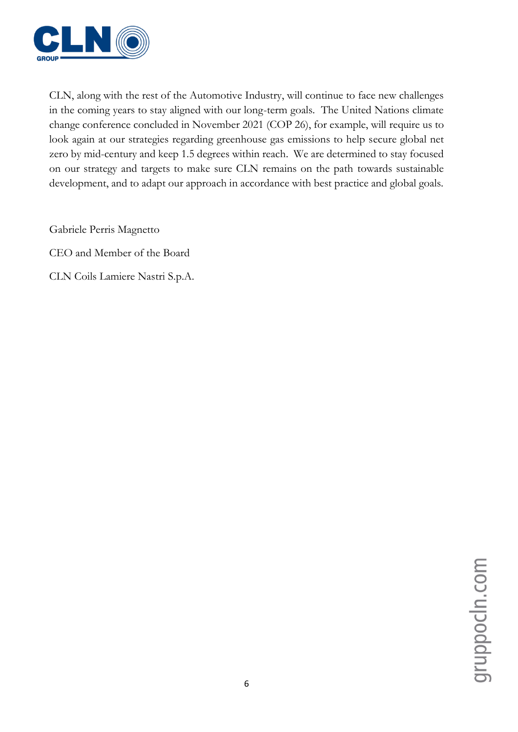CLN, along with the rest of the Automotive Industry, will continue to face new challenges in the coming years to stay aligned with our long-term goals. The United Nations climate change conference concluded in November 2021 (COP 26), for example, will require us to look again at our strategies regarding greenhouse gas emissions to help secure global net zero by mid-century and keep 1.5 degrees within reach. We are determined to stay focused on our strategy and targets to make sure CLN remains on the path towards sustainable development, and to adapt our approach in accordance with best practice and global goals.

Gabriele Perris Magnetto

CEO and Member of the Board

CLN Coils Lamiere Nastri S.p.A.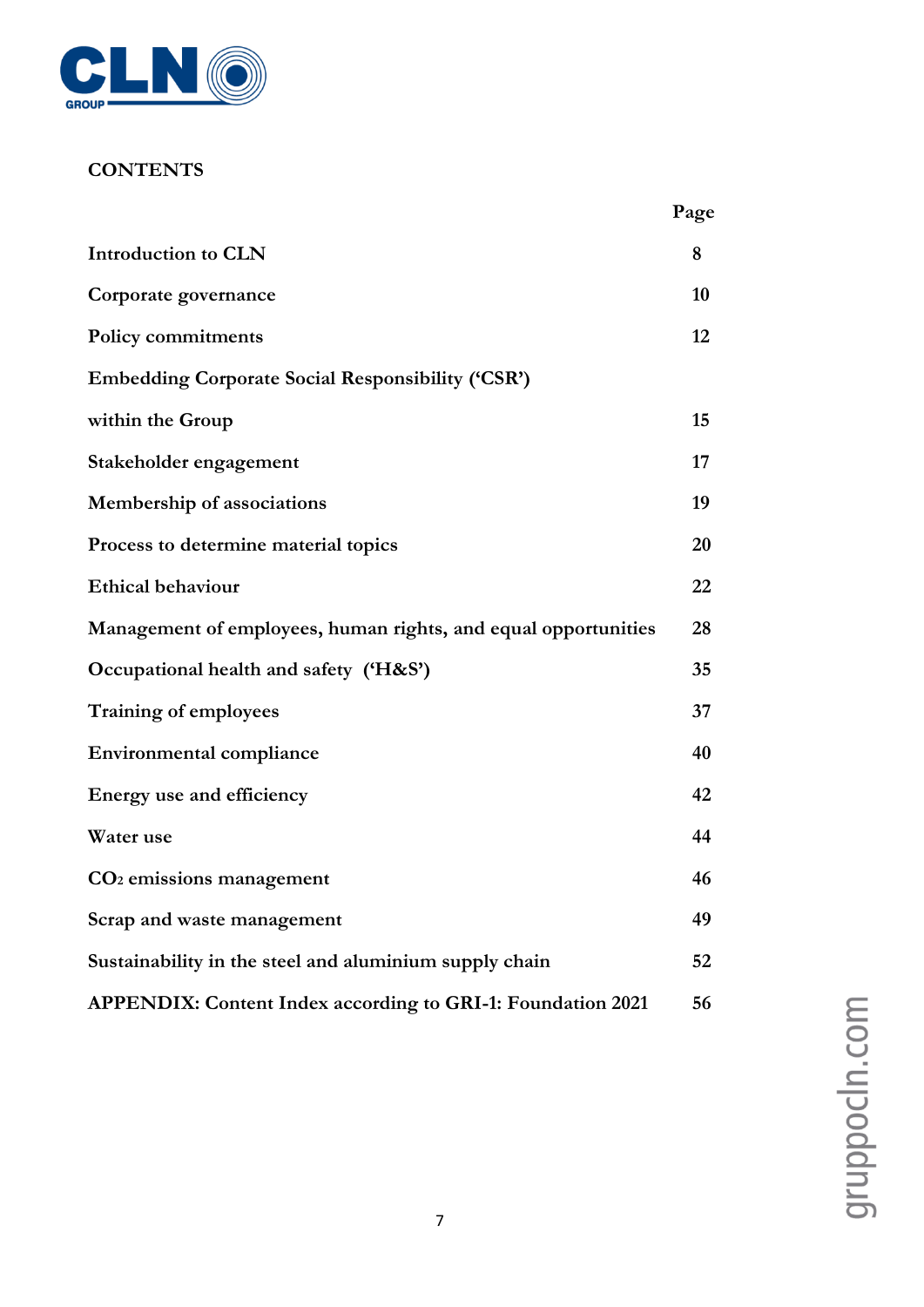**CONTENTS**

| | Page |
|---|---|
| Introduction to CLN | 8 |
| Corporate governance | 10 |
| Policy commitments | 12 |
| Embedding Corporate Social Responsibility ('CSR') within the Group | 15 |
| Stakeholder engagement | 17 |
| Membership of associations | 19 |
| Process to determine material topics | 20 |
| Ethical behaviour | 22 |
| Management of employees, human rights, and equal opportunities | 28 |
| Occupational health and safety ('H&S') | 35 |
| Training of employees | 37 |
| Environmental compliance | 40 |
| Energy use and efficiency | 42 |
| Water use | 44 |
| $CO_2$ emissions management | 46 |
| Scrap and waste management | 49 |
| Sustainability in the steel and aluminium supply chain | 52 |
| APPENDIX: Content Index according to GRI-1: Foundation 2021 | 56 |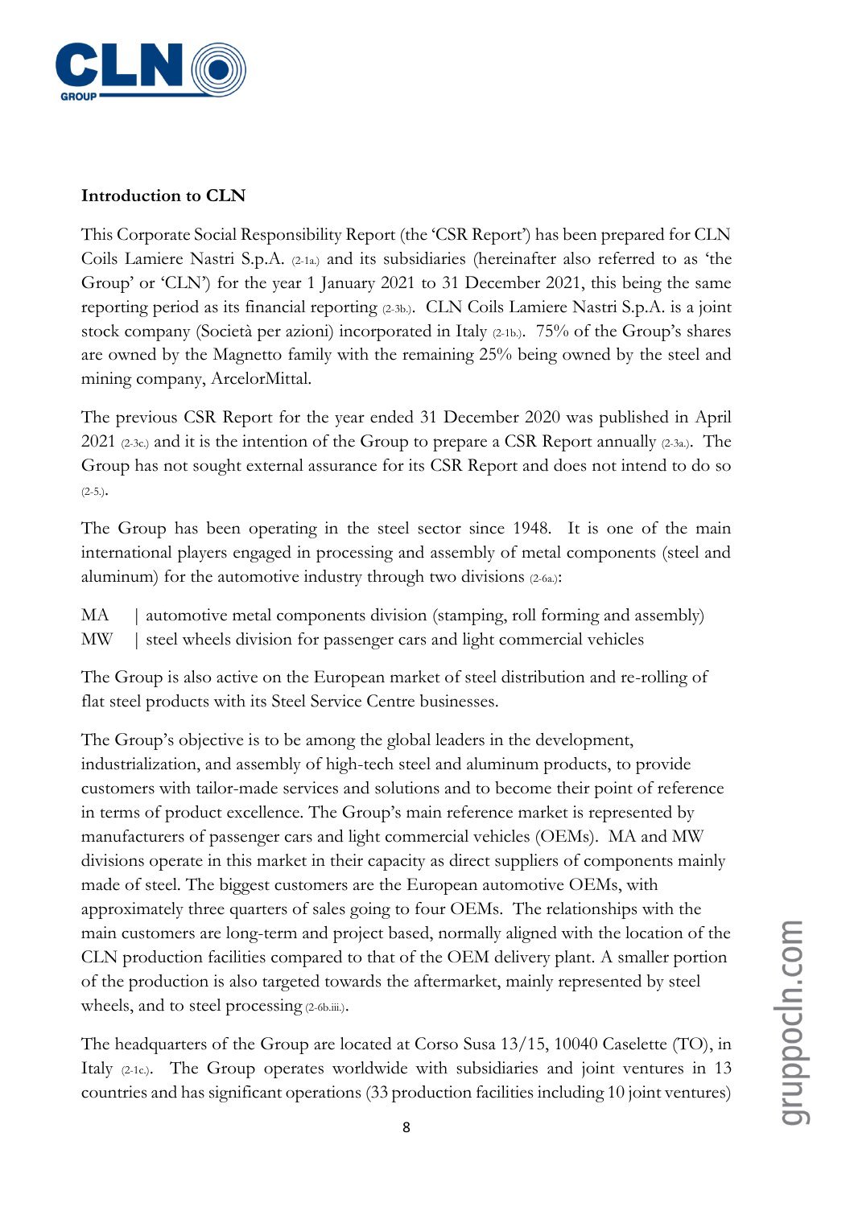**Introduction to CLN**

This Corporate Social Responsibility Report (the 'CSR Report') has been prepared for CLN Coils Lamiere Nastri S.p.A. (2-1a.) and its subsidiaries (hereinafter also referred to as 'the Group' or 'CLN') for the year 1 January 2021 to 31 December 2021, this being the same reporting period as its financial reporting (2-3b.). CLN Coils Lamiere Nastri S.p.A. is a joint stock company (Società per azioni) incorporated in Italy (2-1b.). 75% of the Group's shares are owned by the Magnetto family with the remaining 25% being owned by the steel and mining company, ArcelorMittal.

The previous CSR Report for the year ended 31 December 2020 was published in April 2021 (2-3c.) and it is the intention of the Group to prepare a CSR Report annually (2-3a.). The Group has not sought external assurance for its CSR Report and does not intend to do so (2-5.).

The Group has been operating in the steel sector since 1948. It is one of the main international players engaged in processing and assembly of metal components (steel and aluminum) for the automotive industry through two divisions (2-6a.):

MA | automotive metal components division (stamping, roll forming and assembly)
MW | steel wheels division for passenger cars and light commercial vehicles

The Group is also active on the European market of steel distribution and re-rolling of flat steel products with its Steel Service Centre businesses.

The Group's objective is to be among the global leaders in the development, industrialization, and assembly of high-tech steel and aluminum products, to provide customers with tailor-made services and solutions and to become their point of reference in terms of product excellence. The Group's main reference market is represented by manufacturers of passenger cars and light commercial vehicles (OEMs). MA and MW divisions operate in this market in their capacity as direct suppliers of components mainly made of steel. The biggest customers are the European automotive OEMs, with approximately three quarters of sales going to four OEMs. The relationships with the main customers are long-term and project based, normally aligned with the location of the CLN production facilities compared to that of the OEM delivery plant. A smaller portion of the production is also targeted towards the aftermarket, mainly represented by steel wheels, and to steel processing (2-6b.iii.).

The headquarters of the Group are located at Corso Susa 13/15, 10040 Caselette (TO), in Italy (2-1c.). The Group operates worldwide with subsidiaries and joint ventures in 13 countries and has significant operations (33 production facilities including 10 joint ventures)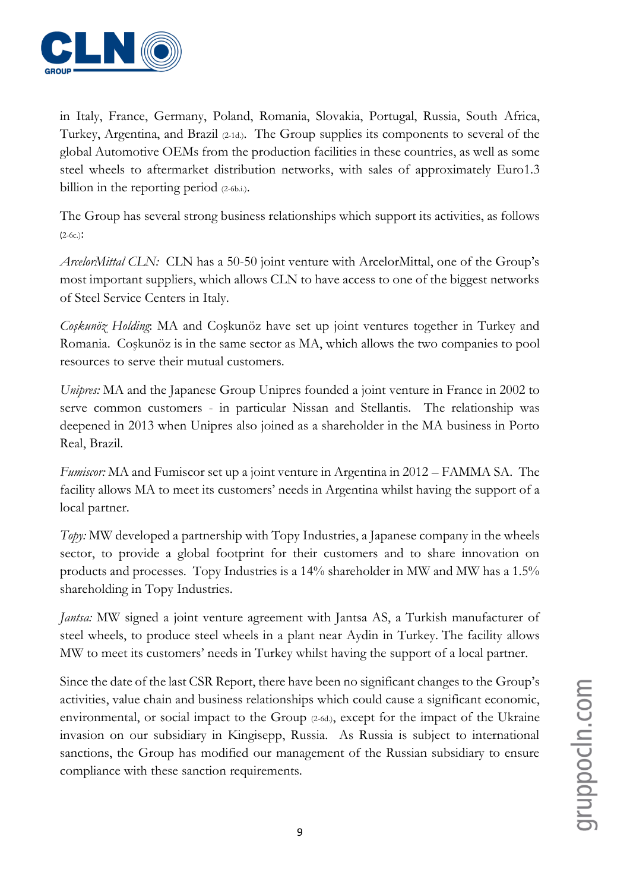in Italy, France, Germany, Poland, Romania, Slovakia, Portugal, Russia, South Africa, Turkey, Argentina, and Brazil (2-1d.). The Group supplies its components to several of the global Automotive OEMs from the production facilities in these countries, as well as some steel wheels to aftermarket distribution networks, with sales of approximately Euro1.3 billion in the reporting period (2-6b.i.).

The Group has several strong business relationships which support its activities, as follows (2-6c.):

*ArcelorMittal CLN:* CLN has a 50-50 joint venture with ArcelorMittal, one of the Group's most important suppliers, which allows CLN to have access to one of the biggest networks of Steel Service Centers in Italy.

*Coşkunöz Holding*: MA and Coşkunöz have set up joint ventures together in Turkey and Romania. Coşkunöz is in the same sector as MA, which allows the two companies to pool resources to serve their mutual customers.

*Unipres:* MA and the Japanese Group Unipres founded a joint venture in France in 2002 to serve common customers - in particular Nissan and Stellantis. The relationship was deepened in 2013 when Unipres also joined as a shareholder in the MA business in Porto Real, Brazil.

*Fumiscor:* MA and Fumiscor set up a joint venture in Argentina in 2012 – FAMMA SA. The facility allows MA to meet its customers' needs in Argentina whilst having the support of a local partner.

*Topy:* MW developed a partnership with Topy Industries, a Japanese company in the wheels sector, to provide a global footprint for their customers and to share innovation on products and processes. Topy Industries is a 14% shareholder in MW and MW has a 1.5% shareholding in Topy Industries.

*Jantsa:* MW signed a joint venture agreement with Jantsa AS, a Turkish manufacturer of steel wheels, to produce steel wheels in a plant near Aydin in Turkey. The facility allows MW to meet its customers' needs in Turkey whilst having the support of a local partner.

Since the date of the last CSR Report, there have been no significant changes to the Group's activities, value chain and business relationships which could cause a significant economic, environmental, or social impact to the Group (2-6d.), except for the impact of the Ukraine invasion on our subsidiary in Kingisepp, Russia. As Russia is subject to international sanctions, the Group has modified our management of the Russian subsidiary to ensure compliance with these sanction requirements.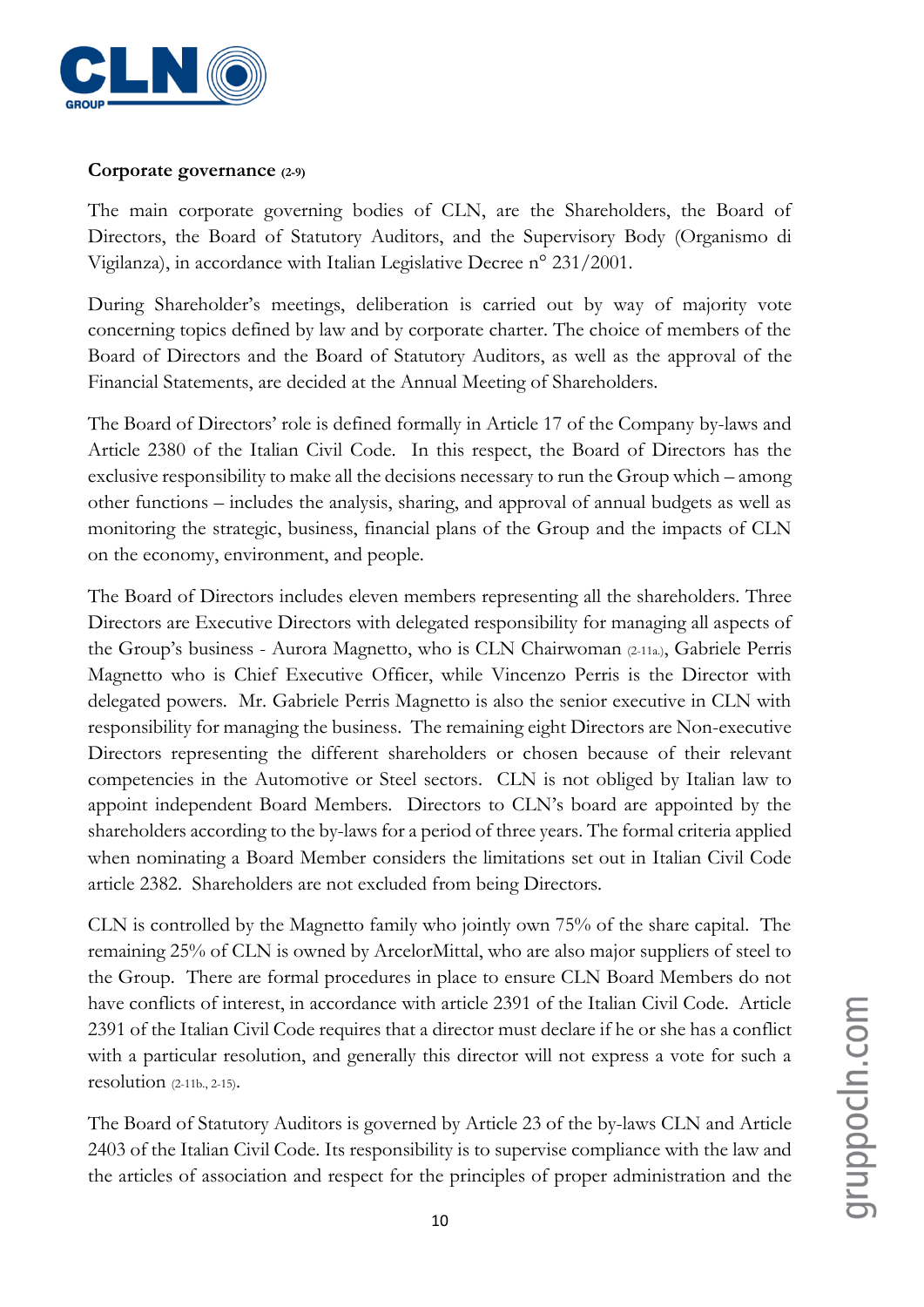**Corporate governance** (2-9)

The main corporate governing bodies of CLN, are the Shareholders, the Board of Directors, the Board of Statutory Auditors, and the Supervisory Body (Organismo di Vigilanza), in accordance with Italian Legislative Decree n° 231/2001.

During Shareholder's meetings, deliberation is carried out by way of majority vote concerning topics defined by law and by corporate charter. The choice of members of the Board of Directors and the Board of Statutory Auditors, as well as the approval of the Financial Statements, are decided at the Annual Meeting of Shareholders.

The Board of Directors' role is defined formally in Article 17 of the Company by-laws and Article 2380 of the Italian Civil Code. In this respect, the Board of Directors has the exclusive responsibility to make all the decisions necessary to run the Group which – among other functions – includes the analysis, sharing, and approval of annual budgets as well as monitoring the strategic, business, financial plans of the Group and the impacts of CLN on the economy, environment, and people.

The Board of Directors includes eleven members representing all the shareholders. Three Directors are Executive Directors with delegated responsibility for managing all aspects of the Group's business - Aurora Magnetto, who is CLN Chairwoman (2-11a.), Gabriele Perris Magnetto who is Chief Executive Officer, while Vincenzo Perris is the Director with delegated powers. Mr. Gabriele Perris Magnetto is also the senior executive in CLN with responsibility for managing the business. The remaining eight Directors are Non-executive Directors representing the different shareholders or chosen because of their relevant competencies in the Automotive or Steel sectors. CLN is not obliged by Italian law to appoint independent Board Members. Directors to CLN's board are appointed by the shareholders according to the by-laws for a period of three years. The formal criteria applied when nominating a Board Member considers the limitations set out in Italian Civil Code article 2382. Shareholders are not excluded from being Directors.

CLN is controlled by the Magnetto family who jointly own 75% of the share capital. The remaining 25% of CLN is owned by ArcelorMittal, who are also major suppliers of steel to the Group. There are formal procedures in place to ensure CLN Board Members do not have conflicts of interest, in accordance with article 2391 of the Italian Civil Code. Article 2391 of the Italian Civil Code requires that a director must declare if he or she has a conflict with a particular resolution, and generally this director will not express a vote for such a resolution (2-11b., 2-15).

The Board of Statutory Auditors is governed by Article 23 of the by-laws CLN and Article 2403 of the Italian Civil Code. Its responsibility is to supervise compliance with the law and the articles of association and respect for the principles of proper administration and the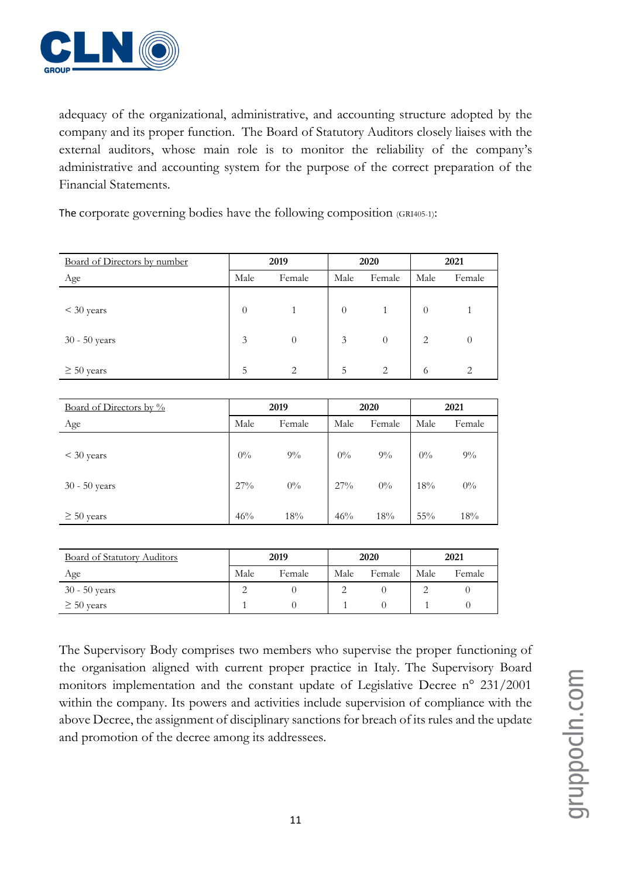adequacy of the organizational, administrative, and accounting structure adopted by the company and its proper function. The Board of Statutory Auditors closely liaises with the external auditors, whose main role is to monitor the reliability of the company's administrative and accounting system for the purpose of the correct preparation of the Financial Statements.

The corporate governing bodies have the following composition (GRI405-1):

| Board of Directors by number | 2019 | | 2020 | | 2021 | |
|---|---|---|---|---|---|---|
| Age | Male | Female | Male | Female | Male | Female |
| < 30 years | 0 | 1 | 0 | 1 | 0 | 1 |
| 30 - 50 years | 3 | 0 | 3 | 0 | 2 | 0 |
| ≥ 50 years | 5 | 2 | 5 | 2 | 6 | 2 |

| Board of Directors by % | 2019 | | 2020 | | 2021 | |
|---|---|---|---|---|---|---|
| Age | Male | Female | Male | Female | Male | Female |
| < 30 years | 0% | 9% | 0% | 9% | 0% | 9% |
| 30 - 50 years | 27% | 0% | 27% | 0% | 18% | 0% |
| ≥ 50 years | 46% | 18% | 46% | 18% | 55% | 18% |

| Board of Statutory Auditors | 2019 | | 2020 | | 2021 | |
|---|---|---|---|---|---|---|
| Age | Male | Female | Male | Female | Male | Female |
| 30 - 50 years | 2 | 0 | 2 | 0 | 2 | 0 |
| ≥ 50 years | 1 | 0 | 1 | 0 | 1 | 0 |

The Supervisory Body comprises two members who supervise the proper functioning of the organisation aligned with current proper practice in Italy. The Supervisory Board monitors implementation and the constant update of Legislative Decree n° 231/2001 within the company. Its powers and activities include supervision of compliance with the above Decree, the assignment of disciplinary sanctions for breach of its rules and the update and promotion of the decree among its addressees.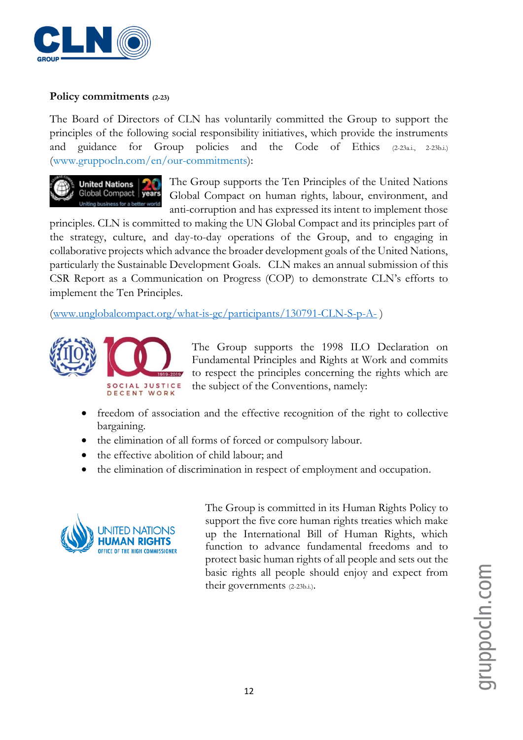**Policy commitments** (2-23)

The Board of Directors of CLN has voluntarily committed the Group to support the principles of the following social responsibility initiatives, which provide the instruments and guidance for Group policies and the Code of Ethics (2-23a.i., 2-23b.i.) (www.gruppocln.com/en/our-commitments):

The Group supports the Ten Principles of the United Nations Global Compact on human rights, labour, environment, and anti-corruption and has expressed its intent to implement those principles. CLN is committed to making the UN Global Compact and its principles part of the strategy, culture, and day-to-day operations of the Group, and to engaging in collaborative projects which advance the broader development goals of the United Nations, particularly the Sustainable Development Goals. CLN makes an annual submission of this CSR Report as a Communication on Progress (COP) to demonstrate CLN's efforts to implement the Ten Principles.

(www.unglobalcompact.org/what-is-gc/participants/130791-CLN-S-p-A- )

The Group supports the 1998 ILO Declaration on Fundamental Principles and Rights at Work and commits to respect the principles concerning the rights which are the subject of the Conventions, namely:

- freedom of association and the effective recognition of the right to collective bargaining.
- the elimination of all forms of forced or compulsory labour.
- the effective abolition of child labour; and
- the elimination of discrimination in respect of employment and occupation.

The Group is committed in its Human Rights Policy to support the five core human rights treaties which make up the International Bill of Human Rights, which function to advance fundamental freedoms and to protect basic human rights of all people and sets out the basic rights all people should enjoy and expect from their governments (2-23b.i.).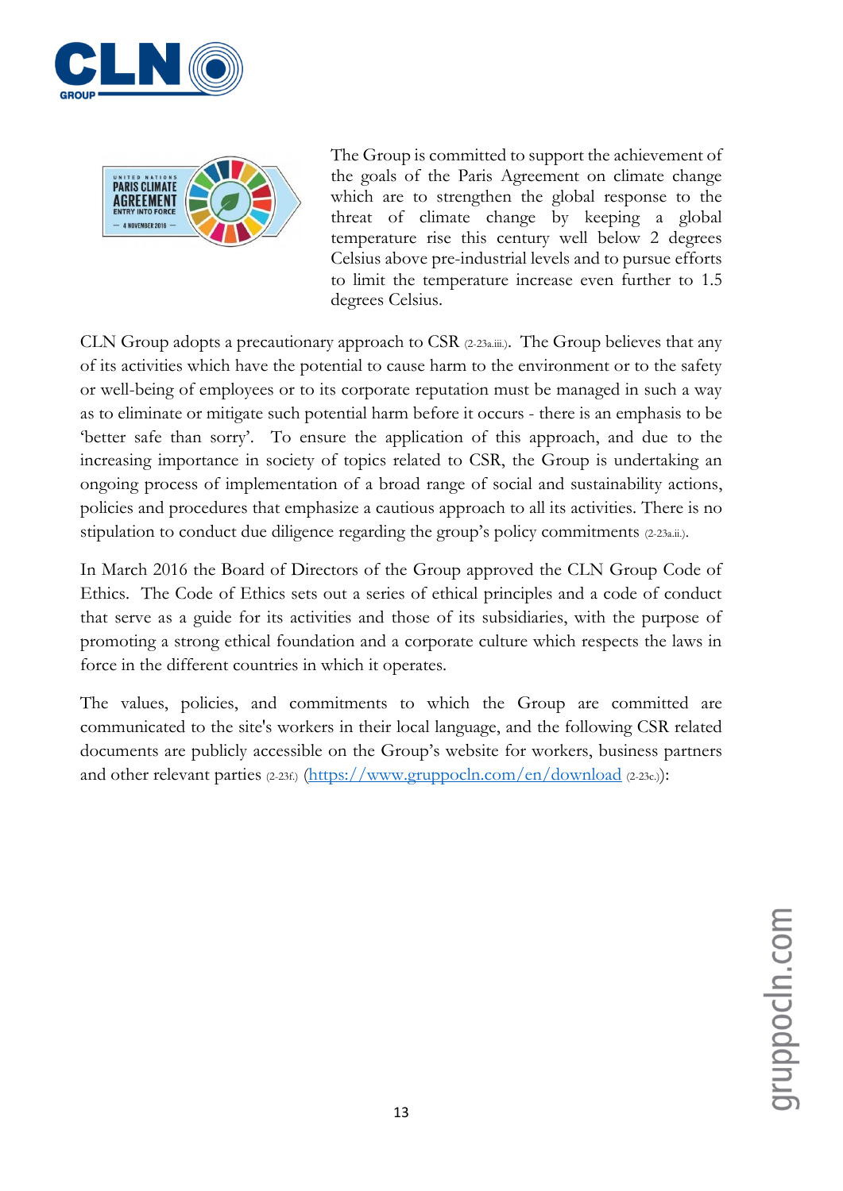The Group is committed to support the achievement of the goals of the Paris Agreement on climate change which are to strengthen the global response to the threat of climate change by keeping a global temperature rise this century well below 2 degrees Celsius above pre-industrial levels and to pursue efforts to limit the temperature increase even further to 1.5 degrees Celsius.

CLN Group adopts a precautionary approach to CSR (2-23a.iii.). The Group believes that any of its activities which have the potential to cause harm to the environment or to the safety or well-being of employees or to its corporate reputation must be managed in such a way as to eliminate or mitigate such potential harm before it occurs - there is an emphasis to be 'better safe than sorry'. To ensure the application of this approach, and due to the increasing importance in society of topics related to CSR, the Group is undertaking an ongoing process of implementation of a broad range of social and sustainability actions, policies and procedures that emphasize a cautious approach to all its activities. There is no stipulation to conduct due diligence regarding the group's policy commitments (2-23a.ii.).

In March 2016 the Board of Directors of the Group approved the CLN Group Code of Ethics. The Code of Ethics sets out a series of ethical principles and a code of conduct that serve as a guide for its activities and those of its subsidiaries, with the purpose of promoting a strong ethical foundation and a corporate culture which respects the laws in force in the different countries in which it operates.

The values, policies, and commitments to which the Group are committed are communicated to the site's workers in their local language, and the following CSR related documents are publicly accessible on the Group's website for workers, business partners and other relevant parties (2-23f.) (https://www.gruppocln.com/en/download (2-23c.)):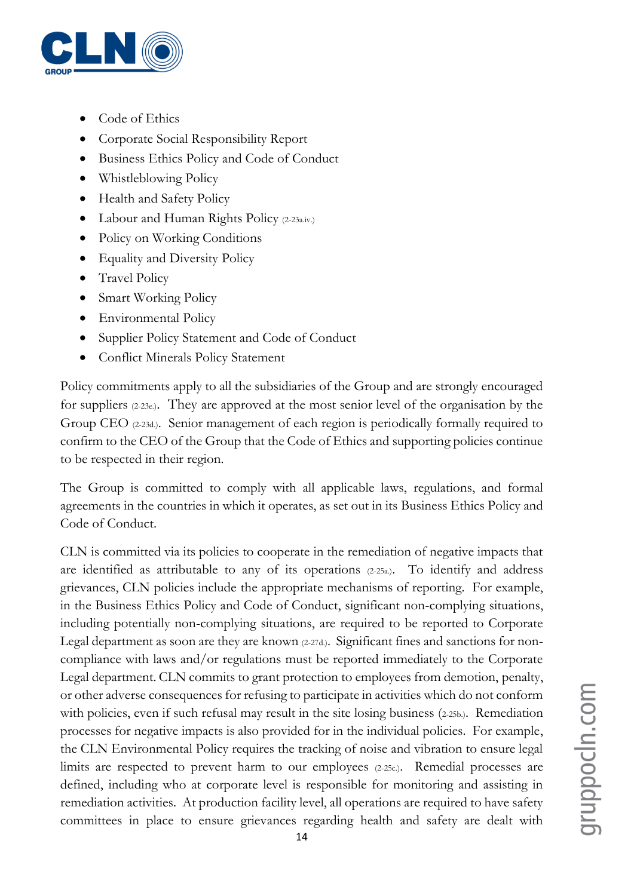- Code of Ethics
- Corporate Social Responsibility Report
- Business Ethics Policy and Code of Conduct
- Whistleblowing Policy
- Health and Safety Policy
- Labour and Human Rights Policy (2-23a.iv.)
- Policy on Working Conditions
- Equality and Diversity Policy
- Travel Policy
- Smart Working Policy
- Environmental Policy
- Supplier Policy Statement and Code of Conduct
- Conflict Minerals Policy Statement

Policy commitments apply to all the subsidiaries of the Group and are strongly encouraged for suppliers (2-23e.). They are approved at the most senior level of the organisation by the Group CEO (2-23d.). Senior management of each region is periodically formally required to confirm to the CEO of the Group that the Code of Ethics and supporting policies continue to be respected in their region.

The Group is committed to comply with all applicable laws, regulations, and formal agreements in the countries in which it operates, as set out in its Business Ethics Policy and Code of Conduct.

CLN is committed via its policies to cooperate in the remediation of negative impacts that are identified as attributable to any of its operations (2-25a.). To identify and address grievances, CLN policies include the appropriate mechanisms of reporting. For example, in the Business Ethics Policy and Code of Conduct, significant non-complying situations, including potentially non-complying situations, are required to be reported to Corporate Legal department as soon are they are known (2-27d.). Significant fines and sanctions for non-compliance with laws and/or regulations must be reported immediately to the Corporate Legal department. CLN commits to grant protection to employees from demotion, penalty, or other adverse consequences for refusing to participate in activities which do not conform with policies, even if such refusal may result in the site losing business (2-25b.). Remediation processes for negative impacts is also provided for in the individual policies. For example, the CLN Environmental Policy requires the tracking of noise and vibration to ensure legal limits are respected to prevent harm to our employees (2-25c.). Remedial processes are defined, including who at corporate level is responsible for monitoring and assisting in remediation activities. At production facility level, all operations are required to have safety committees in place to ensure grievances regarding health and safety are dealt with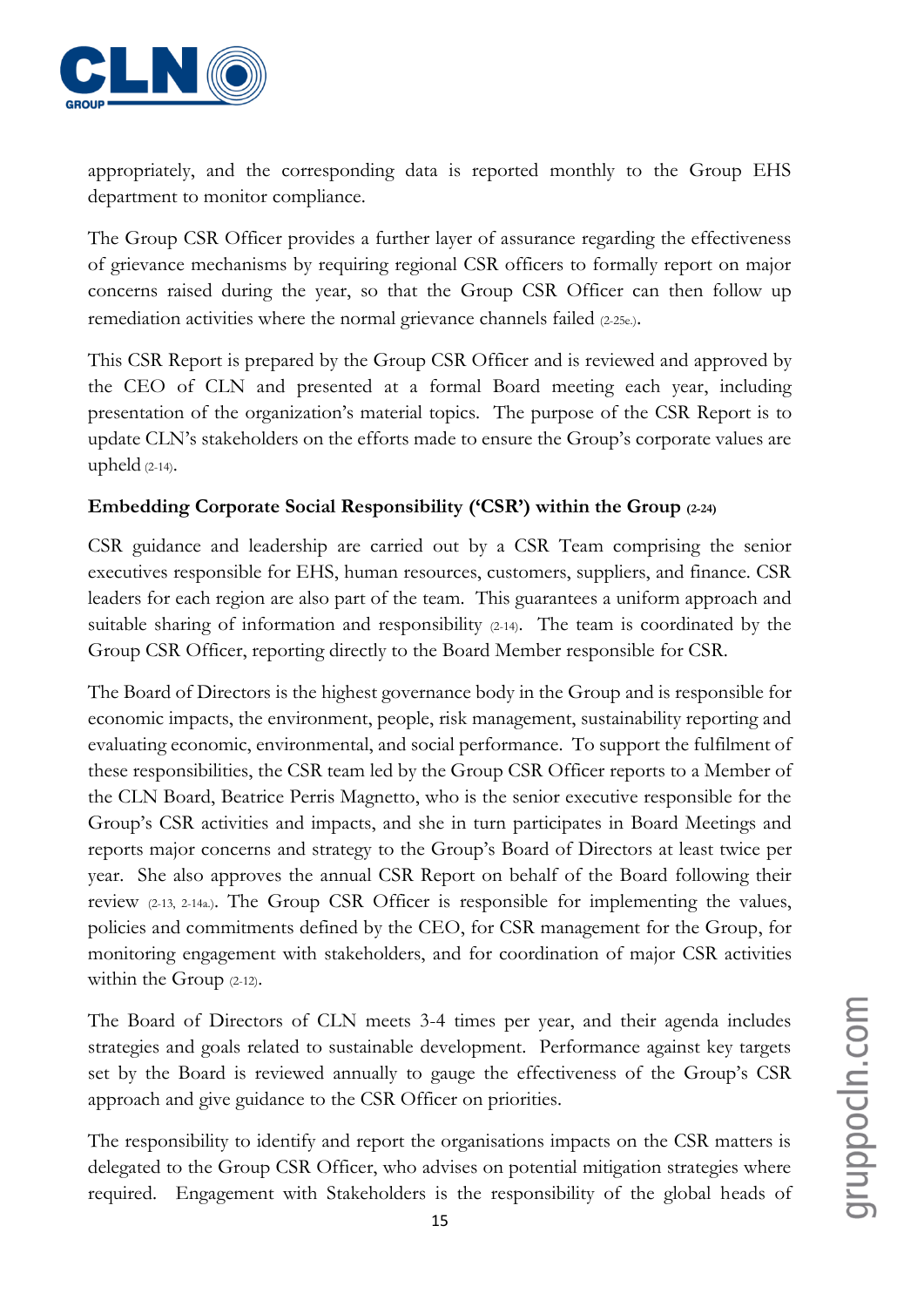appropriately, and the corresponding data is reported monthly to the Group EHS department to monitor compliance.

The Group CSR Officer provides a further layer of assurance regarding the effectiveness of grievance mechanisms by requiring regional CSR officers to formally report on major concerns raised during the year, so that the Group CSR Officer can then follow up remediation activities where the normal grievance channels failed (2-25e.).

This CSR Report is prepared by the Group CSR Officer and is reviewed and approved by the CEO of CLN and presented at a formal Board meeting each year, including presentation of the organization's material topics. The purpose of the CSR Report is to update CLN's stakeholders on the efforts made to ensure the Group's corporate values are upheld (2-14).

**Embedding Corporate Social Responsibility ('CSR') within the Group (2-24)**

CSR guidance and leadership are carried out by a CSR Team comprising the senior executives responsible for EHS, human resources, customers, suppliers, and finance. CSR leaders for each region are also part of the team. This guarantees a uniform approach and suitable sharing of information and responsibility (2-14). The team is coordinated by the Group CSR Officer, reporting directly to the Board Member responsible for CSR.

The Board of Directors is the highest governance body in the Group and is responsible for economic impacts, the environment, people, risk management, sustainability reporting and evaluating economic, environmental, and social performance. To support the fulfilment of these responsibilities, the CSR team led by the Group CSR Officer reports to a Member of the CLN Board, Beatrice Perris Magnetto, who is the senior executive responsible for the Group's CSR activities and impacts, and she in turn participates in Board Meetings and reports major concerns and strategy to the Group's Board of Directors at least twice per year. She also approves the annual CSR Report on behalf of the Board following their review (2-13, 2-14a.). The Group CSR Officer is responsible for implementing the values, policies and commitments defined by the CEO, for CSR management for the Group, for monitoring engagement with stakeholders, and for coordination of major CSR activities within the Group (2-12).

The Board of Directors of CLN meets 3-4 times per year, and their agenda includes strategies and goals related to sustainable development. Performance against key targets set by the Board is reviewed annually to gauge the effectiveness of the Group's CSR approach and give guidance to the CSR Officer on priorities.

The responsibility to identify and report the organisations impacts on the CSR matters is delegated to the Group CSR Officer, who advises on potential mitigation strategies where required. Engagement with Stakeholders is the responsibility of the global heads of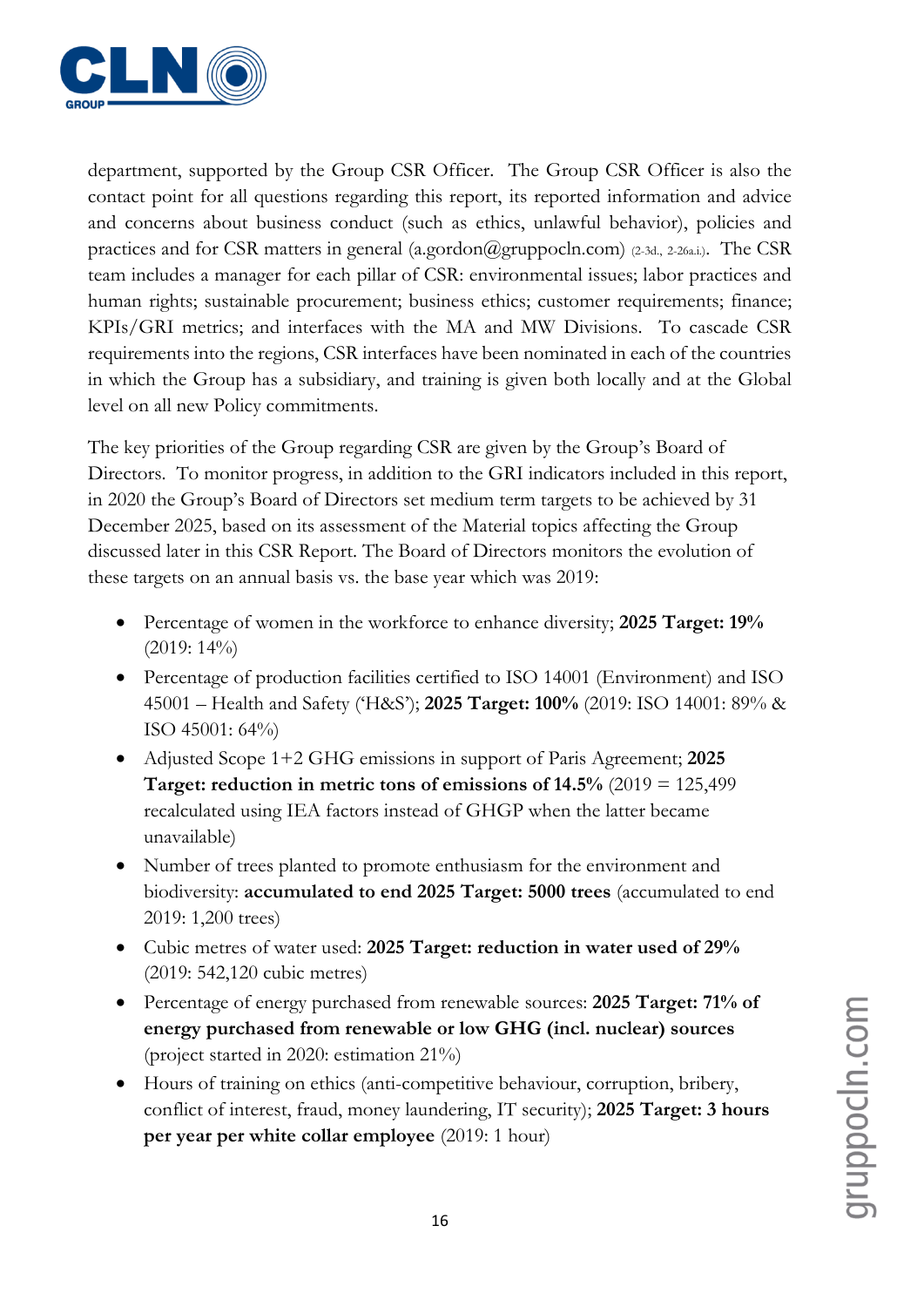department, supported by the Group CSR Officer. The Group CSR Officer is also the contact point for all questions regarding this report, its reported information and advice and concerns about business conduct (such as ethics, unlawful behavior), policies and practices and for CSR matters in general (a.gordon@gruppocln.com) (2-3d., 2-26a.i.). The CSR team includes a manager for each pillar of CSR: environmental issues; labor practices and human rights; sustainable procurement; business ethics; customer requirements; finance; KPIs/GRI metrics; and interfaces with the MA and MW Divisions. To cascade CSR requirements into the regions, CSR interfaces have been nominated in each of the countries in which the Group has a subsidiary, and training is given both locally and at the Global level on all new Policy commitments.

The key priorities of the Group regarding CSR are given by the Group's Board of Directors. To monitor progress, in addition to the GRI indicators included in this report, in 2020 the Group's Board of Directors set medium term targets to be achieved by 31 December 2025, based on its assessment of the Material topics affecting the Group discussed later in this CSR Report. The Board of Directors monitors the evolution of these targets on an annual basis vs. the base year which was 2019:

- Percentage of women in the workforce to enhance diversity; **2025 Target: 19%** (2019: 14%)
- Percentage of production facilities certified to ISO 14001 (Environment) and ISO 45001 – Health and Safety ('H&S'); **2025 Target: 100%** (2019: ISO 14001: 89% & ISO 45001: 64%)
- Adjusted Scope 1+2 GHG emissions in support of Paris Agreement; **2025 Target: reduction in metric tons of emissions of 14.5%** (2019 = 125,499 recalculated using IEA factors instead of GHGP when the latter became unavailable)
- Number of trees planted to promote enthusiasm for the environment and biodiversity: **accumulated to end 2025 Target: 5000 trees** (accumulated to end 2019: 1,200 trees)
- Cubic metres of water used: **2025 Target: reduction in water used of 29%** (2019: 542,120 cubic metres)
- Percentage of energy purchased from renewable sources: **2025 Target: 71% of energy purchased from renewable or low GHG (incl. nuclear) sources** (project started in 2020: estimation 21%)
- Hours of training on ethics (anti-competitive behaviour, corruption, bribery, conflict of interest, fraud, money laundering, IT security); **2025 Target: 3 hours per year per white collar employee** (2019: 1 hour)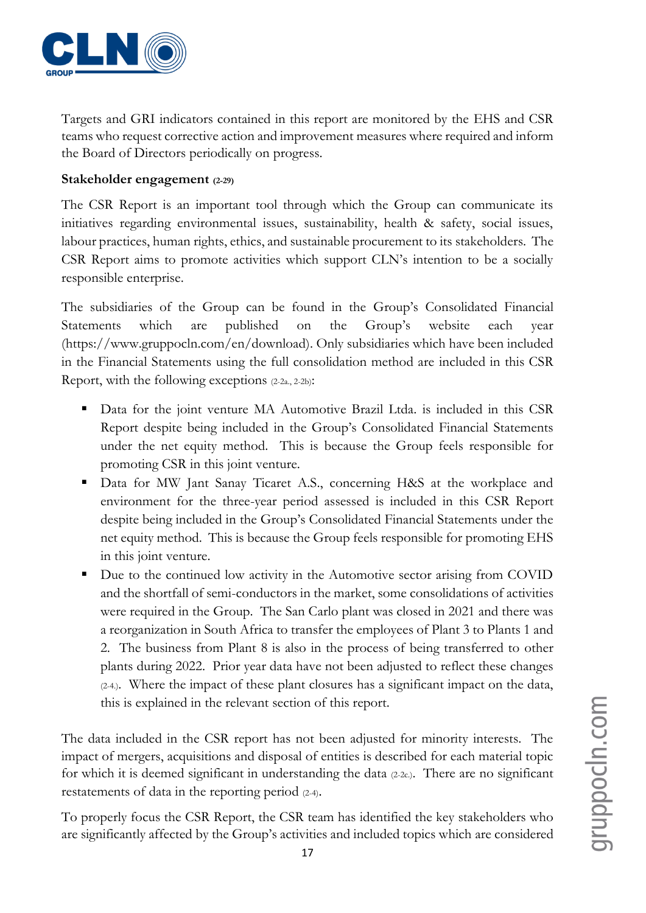Targets and GRI indicators contained in this report are monitored by the EHS and CSR teams who request corrective action and improvement measures where required and inform the Board of Directors periodically on progress.

**Stakeholder engagement** (2-29)

The CSR Report is an important tool through which the Group can communicate its initiatives regarding environmental issues, sustainability, health & safety, social issues, labour practices, human rights, ethics, and sustainable procurement to its stakeholders. The CSR Report aims to promote activities which support CLN's intention to be a socially responsible enterprise.

The subsidiaries of the Group can be found in the Group's Consolidated Financial Statements which are published on the Group's website each year (https://www.gruppocln.com/en/download). Only subsidiaries which have been included in the Financial Statements using the full consolidation method are included in this CSR Report, with the following exceptions (2-2a., 2-2b):

- Data for the joint venture MA Automotive Brazil Ltda. is included in this CSR Report despite being included in the Group's Consolidated Financial Statements under the net equity method. This is because the Group feels responsible for promoting CSR in this joint venture.
- Data for MW Jant Sanay Ticaret A.S., concerning H&S at the workplace and environment for the three-year period assessed is included in this CSR Report despite being included in the Group's Consolidated Financial Statements under the net equity method. This is because the Group feels responsible for promoting EHS in this joint venture.
- Due to the continued low activity in the Automotive sector arising from COVID and the shortfall of semi-conductors in the market, some consolidations of activities were required in the Group. The San Carlo plant was closed in 2021 and there was a reorganization in South Africa to transfer the employees of Plant 3 to Plants 1 and 2. The business from Plant 8 is also in the process of being transferred to other plants during 2022. Prior year data have not been adjusted to reflect these changes (2-4.). Where the impact of these plant closures has a significant impact on the data, this is explained in the relevant section of this report.

The data included in the CSR report has not been adjusted for minority interests. The impact of mergers, acquisitions and disposal of entities is described for each material topic for which it is deemed significant in understanding the data (2-2c.). There are no significant restatements of data in the reporting period (2-4).

To properly focus the CSR Report, the CSR team has identified the key stakeholders who are significantly affected by the Group's activities and included topics which are considered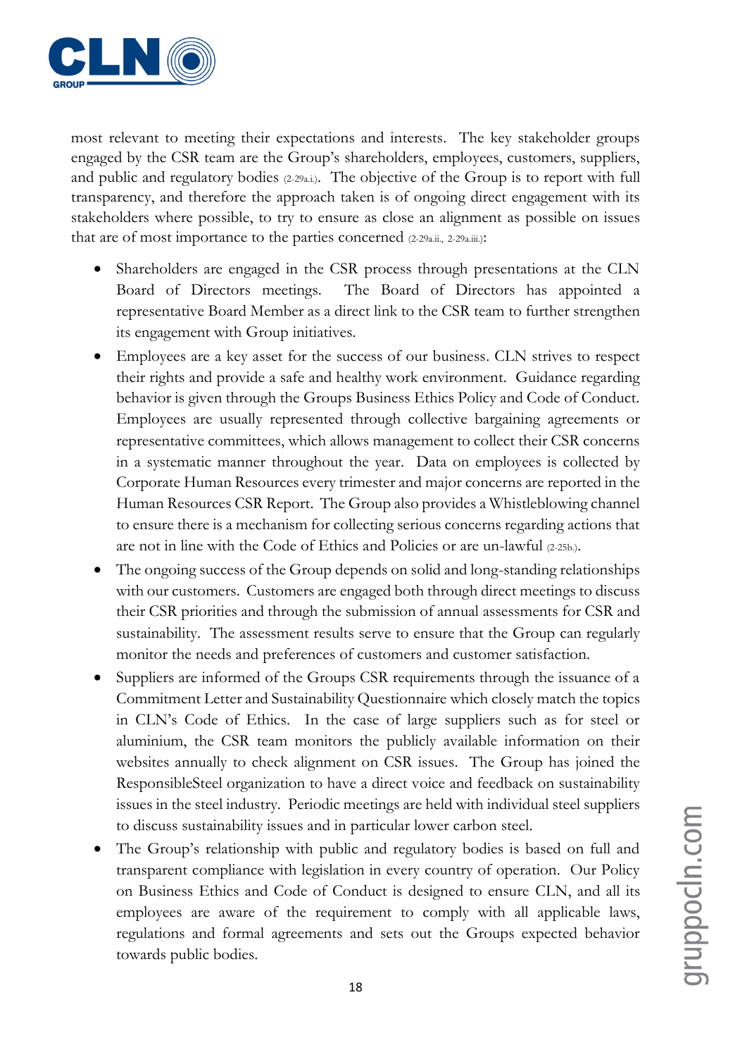most relevant to meeting their expectations and interests. The key stakeholder groups engaged by the CSR team are the Group's shareholders, employees, customers, suppliers, and public and regulatory bodies (2-29a.i.). The objective of the Group is to report with full transparency, and therefore the approach taken is of ongoing direct engagement with its stakeholders where possible, to try to ensure as close an alignment as possible on issues that are of most importance to the parties concerned (2-29a.ii., 2-29a.iii.):

- Shareholders are engaged in the CSR process through presentations at the CLN Board of Directors meetings. The Board of Directors has appointed a representative Board Member as a direct link to the CSR team to further strengthen its engagement with Group initiatives.
- Employees are a key asset for the success of our business. CLN strives to respect their rights and provide a safe and healthy work environment. Guidance regarding behavior is given through the Groups Business Ethics Policy and Code of Conduct. Employees are usually represented through collective bargaining agreements or representative committees, which allows management to collect their CSR concerns in a systematic manner throughout the year. Data on employees is collected by Corporate Human Resources every trimester and major concerns are reported in the Human Resources CSR Report. The Group also provides a Whistleblowing channel to ensure there is a mechanism for collecting serious concerns regarding actions that are not in line with the Code of Ethics and Policies or are un-lawful (2-25b.).
- The ongoing success of the Group depends on solid and long-standing relationships with our customers. Customers are engaged both through direct meetings to discuss their CSR priorities and through the submission of annual assessments for CSR and sustainability. The assessment results serve to ensure that the Group can regularly monitor the needs and preferences of customers and customer satisfaction.
- Suppliers are informed of the Groups CSR requirements through the issuance of a Commitment Letter and Sustainability Questionnaire which closely match the topics in CLN's Code of Ethics. In the case of large suppliers such as for steel or aluminium, the CSR team monitors the publicly available information on their websites annually to check alignment on CSR issues. The Group has joined the ResponsibleSteel organization to have a direct voice and feedback on sustainability issues in the steel industry. Periodic meetings are held with individual steel suppliers to discuss sustainability issues and in particular lower carbon steel.
- The Group's relationship with public and regulatory bodies is based on full and transparent compliance with legislation in every country of operation. Our Policy on Business Ethics and Code of Conduct is designed to ensure CLN, and all its employees are aware of the requirement to comply with all applicable laws, regulations and formal agreements and sets out the Groups expected behavior towards public bodies.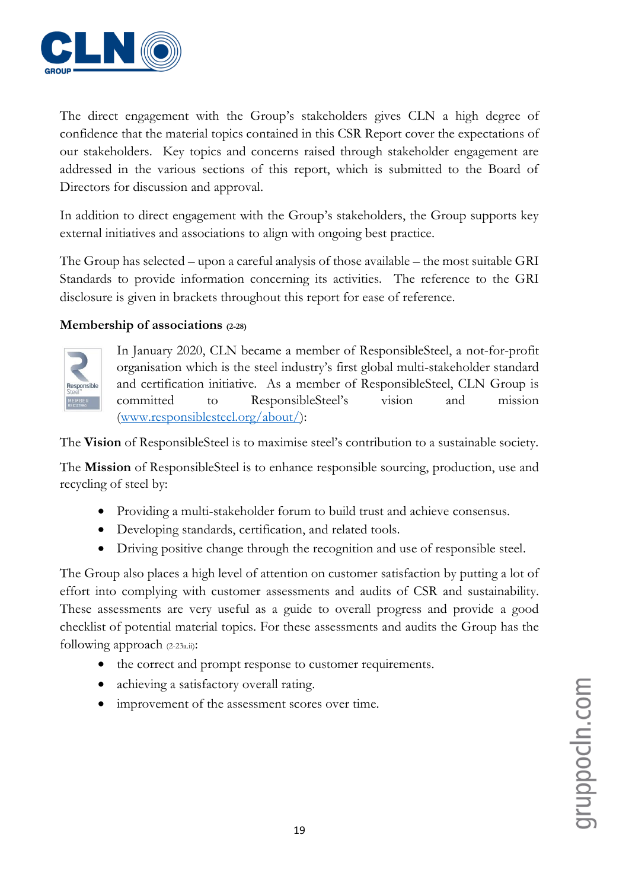The direct engagement with the Group's stakeholders gives CLN a high degree of confidence that the material topics contained in this CSR Report cover the expectations of our stakeholders. Key topics and concerns raised through stakeholder engagement are addressed in the various sections of this report, which is submitted to the Board of Directors for discussion and approval.

In addition to direct engagement with the Group's stakeholders, the Group supports key external initiatives and associations to align with ongoing best practice.

The Group has selected – upon a careful analysis of those available – the most suitable GRI Standards to provide information concerning its activities. The reference to the GRI disclosure is given in brackets throughout this report for ease of reference.

**Membership of associations** (2-28)

In January 2020, CLN became a member of ResponsibleSteel, a not-for-profit organisation which is the steel industry's first global multi-stakeholder standard and certification initiative. As a member of ResponsibleSteel, CLN Group is committed to ResponsibleSteel's vision and mission (www.responsiblesteel.org/about/):

The **Vision** of ResponsibleSteel is to maximise steel's contribution to a sustainable society.

The **Mission** of ResponsibleSteel is to enhance responsible sourcing, production, use and recycling of steel by:

- Providing a multi-stakeholder forum to build trust and achieve consensus.
- Developing standards, certification, and related tools.
- Driving positive change through the recognition and use of responsible steel.

The Group also places a high level of attention on customer satisfaction by putting a lot of effort into complying with customer assessments and audits of CSR and sustainability. These assessments are very useful as a guide to overall progress and provide a good checklist of potential material topics. For these assessments and audits the Group has the following approach (2-23a.ii):

- the correct and prompt response to customer requirements.
- achieving a satisfactory overall rating.
- improvement of the assessment scores over time.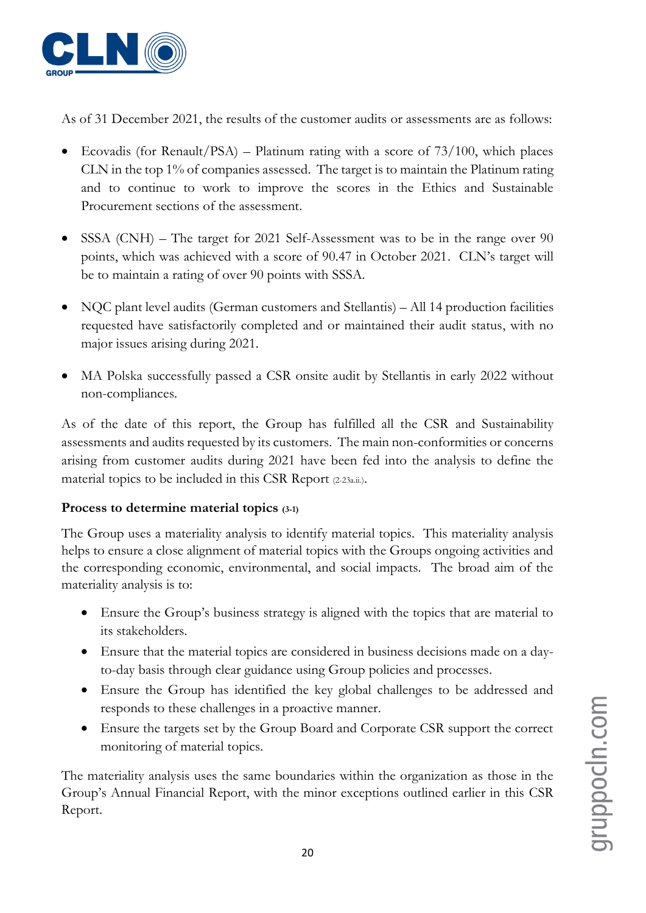As of 31 December 2021, the results of the customer audits or assessments are as follows:

- Ecovadis (for Renault/PSA) – Platinum rating with a score of 73/100, which places CLN in the top 1% of companies assessed. The target is to maintain the Platinum rating and to continue to work to improve the scores in the Ethics and Sustainable Procurement sections of the assessment.
- SSSA (CNH) – The target for 2021 Self-Assessment was to be in the range over 90 points, which was achieved with a score of 90.47 in October 2021. CLN's target will be to maintain a rating of over 90 points with SSSA.
- NQC plant level audits (German customers and Stellantis) – All 14 production facilities requested have satisfactorily completed and or maintained their audit status, with no major issues arising during 2021.
- MA Polska successfully passed a CSR onsite audit by Stellantis in early 2022 without non-compliances.

As of the date of this report, the Group has fulfilled all the CSR and Sustainability assessments and audits requested by its customers. The main non-conformities or concerns arising from customer audits during 2021 have been fed into the analysis to define the material topics to be included in this CSR Report (2-23a.ii.).

**Process to determine material topics (3-1)**

The Group uses a materiality analysis to identify material topics. This materiality analysis helps to ensure a close alignment of material topics with the Groups ongoing activities and the corresponding economic, environmental, and social impacts. The broad aim of the materiality analysis is to:

- Ensure the Group's business strategy is aligned with the topics that are material to its stakeholders.
- Ensure that the material topics are considered in business decisions made on a day-to-day basis through clear guidance using Group policies and processes.
- Ensure the Group has identified the key global challenges to be addressed and responds to these challenges in a proactive manner.
- Ensure the targets set by the Group Board and Corporate CSR support the correct monitoring of material topics.

The materiality analysis uses the same boundaries within the organization as those in the Group's Annual Financial Report, with the minor exceptions outlined earlier in this CSR Report.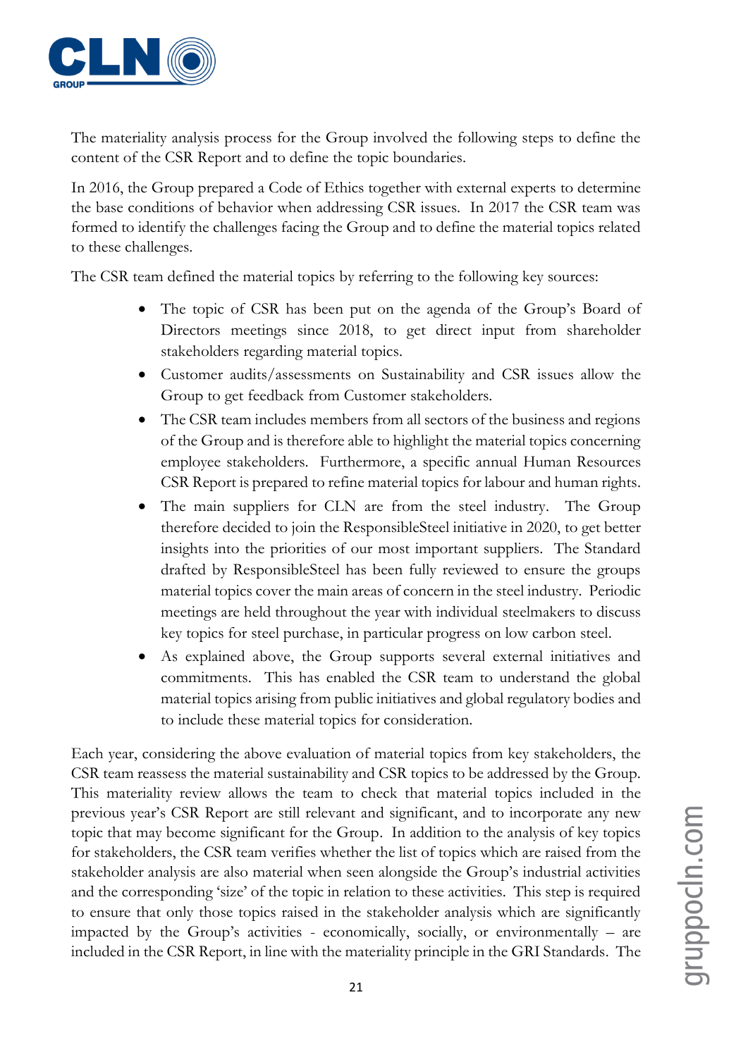The materiality analysis process for the Group involved the following steps to define the content of the CSR Report and to define the topic boundaries.

In 2016, the Group prepared a Code of Ethics together with external experts to determine the base conditions of behavior when addressing CSR issues. In 2017 the CSR team was formed to identify the challenges facing the Group and to define the material topics related to these challenges.

The CSR team defined the material topics by referring to the following key sources:

- The topic of CSR has been put on the agenda of the Group's Board of Directors meetings since 2018, to get direct input from shareholder stakeholders regarding material topics.
- Customer audits/assessments on Sustainability and CSR issues allow the Group to get feedback from Customer stakeholders.
- The CSR team includes members from all sectors of the business and regions of the Group and is therefore able to highlight the material topics concerning employee stakeholders. Furthermore, a specific annual Human Resources CSR Report is prepared to refine material topics for labour and human rights.
- The main suppliers for CLN are from the steel industry. The Group therefore decided to join the ResponsibleSteel initiative in 2020, to get better insights into the priorities of our most important suppliers. The Standard drafted by ResponsibleSteel has been fully reviewed to ensure the groups material topics cover the main areas of concern in the steel industry. Periodic meetings are held throughout the year with individual steelmakers to discuss key topics for steel purchase, in particular progress on low carbon steel.
- As explained above, the Group supports several external initiatives and commitments. This has enabled the CSR team to understand the global material topics arising from public initiatives and global regulatory bodies and to include these material topics for consideration.

Each year, considering the above evaluation of material topics from key stakeholders, the CSR team reassess the material sustainability and CSR topics to be addressed by the Group. This materiality review allows the team to check that material topics included in the previous year's CSR Report are still relevant and significant, and to incorporate any new topic that may become significant for the Group. In addition to the analysis of key topics for stakeholders, the CSR team verifies whether the list of topics which are raised from the stakeholder analysis are also material when seen alongside the Group's industrial activities and the corresponding 'size' of the topic in relation to these activities. This step is required to ensure that only those topics raised in the stakeholder analysis which are significantly impacted by the Group's activities - economically, socially, or environmentally – are included in the CSR Report, in line with the materiality principle in the GRI Standards. The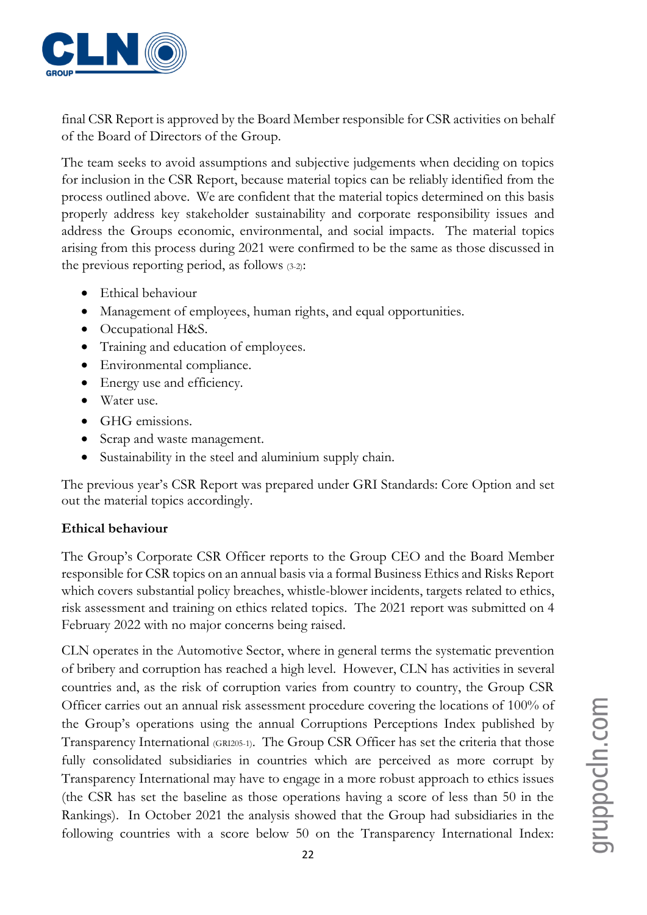final CSR Report is approved by the Board Member responsible for CSR activities on behalf of the Board of Directors of the Group.

The team seeks to avoid assumptions and subjective judgements when deciding on topics for inclusion in the CSR Report, because material topics can be reliably identified from the process outlined above. We are confident that the material topics determined on this basis properly address key stakeholder sustainability and corporate responsibility issues and address the Groups economic, environmental, and social impacts. The material topics arising from this process during 2021 were confirmed to be the same as those discussed in the previous reporting period, as follows (3-2):

- Ethical behaviour
- Management of employees, human rights, and equal opportunities.
- Occupational H&S.
- Training and education of employees.
- Environmental compliance.
- Energy use and efficiency.
- Water use.
- GHG emissions.
- Scrap and waste management.
- Sustainability in the steel and aluminium supply chain.

The previous year's CSR Report was prepared under GRI Standards: Core Option and set out the material topics accordingly.

**Ethical behaviour**

The Group's Corporate CSR Officer reports to the Group CEO and the Board Member responsible for CSR topics on an annual basis via a formal Business Ethics and Risks Report which covers substantial policy breaches, whistle-blower incidents, targets related to ethics, risk assessment and training on ethics related topics. The 2021 report was submitted on 4 February 2022 with no major concerns being raised.

CLN operates in the Automotive Sector, where in general terms the systematic prevention of bribery and corruption has reached a high level. However, CLN has activities in several countries and, as the risk of corruption varies from country to country, the Group CSR Officer carries out an annual risk assessment procedure covering the locations of 100% of the Group's operations using the annual Corruptions Perceptions Index published by Transparency International (GRI205-1). The Group CSR Officer has set the criteria that those fully consolidated subsidiaries in countries which are perceived as more corrupt by Transparency International may have to engage in a more robust approach to ethics issues (the CSR has set the baseline as those operations having a score of less than 50 in the Rankings). In October 2021 the analysis showed that the Group had subsidiaries in the following countries with a score below 50 on the Transparency International Index: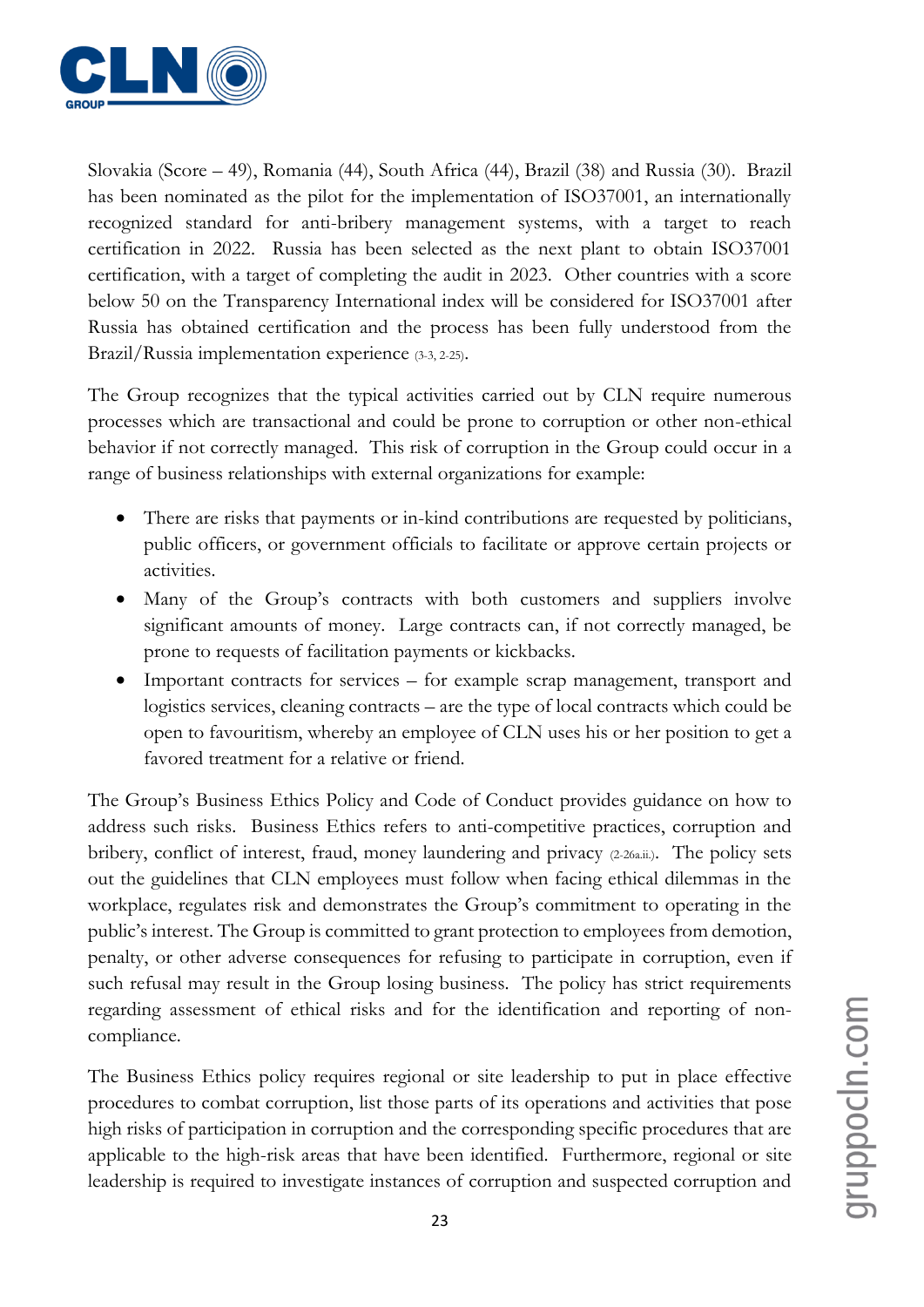Slovakia (Score – 49), Romania (44), South Africa (44), Brazil (38) and Russia (30). Brazil has been nominated as the pilot for the implementation of ISO37001, an internationally recognized standard for anti-bribery management systems, with a target to reach certification in 2022. Russia has been selected as the next plant to obtain ISO37001 certification, with a target of completing the audit in 2023. Other countries with a score below 50 on the Transparency International index will be considered for ISO37001 after Russia has obtained certification and the process has been fully understood from the Brazil/Russia implementation experience (3-3, 2-25).

The Group recognizes that the typical activities carried out by CLN require numerous processes which are transactional and could be prone to corruption or other non-ethical behavior if not correctly managed. This risk of corruption in the Group could occur in a range of business relationships with external organizations for example:

- There are risks that payments or in-kind contributions are requested by politicians, public officers, or government officials to facilitate or approve certain projects or activities.
- Many of the Group's contracts with both customers and suppliers involve significant amounts of money. Large contracts can, if not correctly managed, be prone to requests of facilitation payments or kickbacks.
- Important contracts for services – for example scrap management, transport and logistics services, cleaning contracts – are the type of local contracts which could be open to favouritism, whereby an employee of CLN uses his or her position to get a favored treatment for a relative or friend.

The Group's Business Ethics Policy and Code of Conduct provides guidance on how to address such risks. Business Ethics refers to anti-competitive practices, corruption and bribery, conflict of interest, fraud, money laundering and privacy (2-26a.ii.). The policy sets out the guidelines that CLN employees must follow when facing ethical dilemmas in the workplace, regulates risk and demonstrates the Group's commitment to operating in the public's interest. The Group is committed to grant protection to employees from demotion, penalty, or other adverse consequences for refusing to participate in corruption, even if such refusal may result in the Group losing business. The policy has strict requirements regarding assessment of ethical risks and for the identification and reporting of non-compliance.

The Business Ethics policy requires regional or site leadership to put in place effective procedures to combat corruption, list those parts of its operations and activities that pose high risks of participation in corruption and the corresponding specific procedures that are applicable to the high-risk areas that have been identified. Furthermore, regional or site leadership is required to investigate instances of corruption and suspected corruption and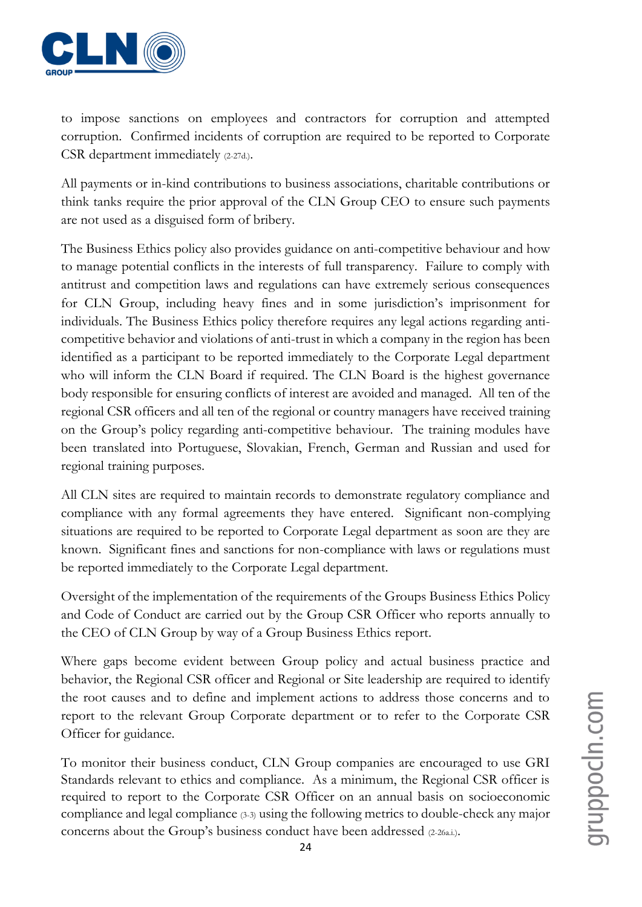to impose sanctions on employees and contractors for corruption and attempted corruption. Confirmed incidents of corruption are required to be reported to Corporate CSR department immediately (2-27d.).

All payments or in-kind contributions to business associations, charitable contributions or think tanks require the prior approval of the CLN Group CEO to ensure such payments are not used as a disguised form of bribery.

The Business Ethics policy also provides guidance on anti-competitive behaviour and how to manage potential conflicts in the interests of full transparency. Failure to comply with antitrust and competition laws and regulations can have extremely serious consequences for CLN Group, including heavy fines and in some jurisdiction's imprisonment for individuals. The Business Ethics policy therefore requires any legal actions regarding anti-competitive behavior and violations of anti-trust in which a company in the region has been identified as a participant to be reported immediately to the Corporate Legal department who will inform the CLN Board if required. The CLN Board is the highest governance body responsible for ensuring conflicts of interest are avoided and managed. All ten of the regional CSR officers and all ten of the regional or country managers have received training on the Group's policy regarding anti-competitive behaviour. The training modules have been translated into Portuguese, Slovakian, French, German and Russian and used for regional training purposes.

All CLN sites are required to maintain records to demonstrate regulatory compliance and compliance with any formal agreements they have entered. Significant non-complying situations are required to be reported to Corporate Legal department as soon are they are known. Significant fines and sanctions for non-compliance with laws or regulations must be reported immediately to the Corporate Legal department.

Oversight of the implementation of the requirements of the Groups Business Ethics Policy and Code of Conduct are carried out by the Group CSR Officer who reports annually to the CEO of CLN Group by way of a Group Business Ethics report.

Where gaps become evident between Group policy and actual business practice and behavior, the Regional CSR officer and Regional or Site leadership are required to identify the root causes and to define and implement actions to address those concerns and to report to the relevant Group Corporate department or to refer to the Corporate CSR Officer for guidance.

To monitor their business conduct, CLN Group companies are encouraged to use GRI Standards relevant to ethics and compliance. As a minimum, the Regional CSR officer is required to report to the Corporate CSR Officer on an annual basis on socioeconomic compliance and legal compliance (3-3) using the following metrics to double-check any major concerns about the Group's business conduct have been addressed (2-26a.i.).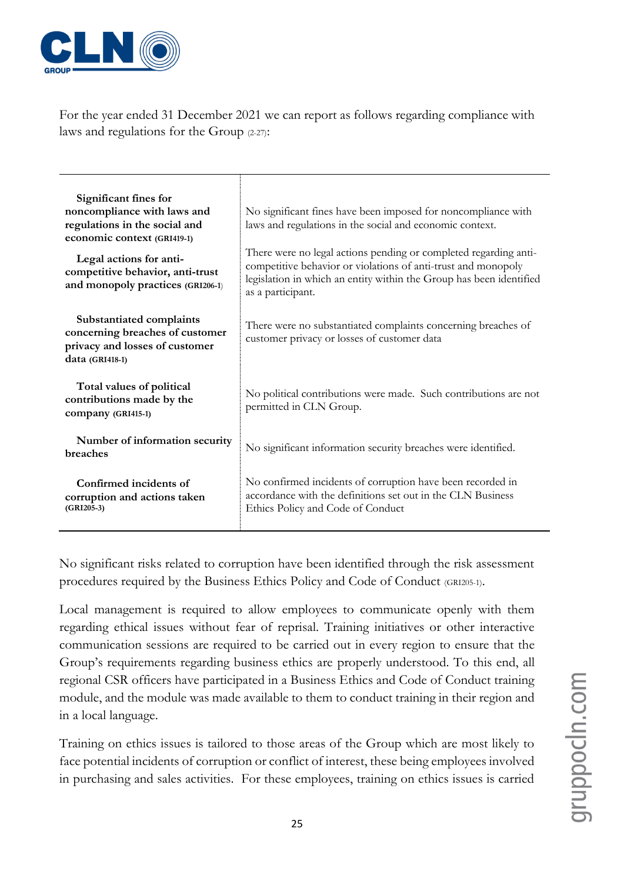For the year ended 31 December 2021 we can report as follows regarding compliance with laws and regulations for the Group (2-27):

| | |
|---|---|
| **Significant fines for noncompliance with laws and regulations in the social and economic context (GRI419-1)** | No significant fines have been imposed for noncompliance with laws and regulations in the social and economic context. |
| **Legal actions for anti-competitive behavior, anti-trust and monopoly practices (GRI206-1)** | There were no legal actions pending or completed regarding anti-competitive behavior or violations of anti-trust and monopoly legislation in which an entity within the Group has been identified as a participant. |
| **Substantiated complaints concerning breaches of customer privacy and losses of customer data (GRI418-1)** | There were no substantiated complaints concerning breaches of customer privacy or losses of customer data |
| **Total values of political contributions made by the company (GRI415-1)** | No political contributions were made. Such contributions are not permitted in CLN Group. |
| **Number of information security breaches** | No significant information security breaches were identified. |
| **Confirmed incidents of corruption and actions taken (GRI205-3)** | No confirmed incidents of corruption have been recorded in accordance with the definitions set out in the CLN Business Ethics Policy and Code of Conduct |

No significant risks related to corruption have been identified through the risk assessment procedures required by the Business Ethics Policy and Code of Conduct (GRI205-1).

Local management is required to allow employees to communicate openly with them regarding ethical issues without fear of reprisal. Training initiatives or other interactive communication sessions are required to be carried out in every region to ensure that the Group's requirements regarding business ethics are properly understood. To this end, all regional CSR officers have participated in a Business Ethics and Code of Conduct training module, and the module was made available to them to conduct training in their region and in a local language.

Training on ethics issues is tailored to those areas of the Group which are most likely to face potential incidents of corruption or conflict of interest, these being employees involved in purchasing and sales activities. For these employees, training on ethics issues is carried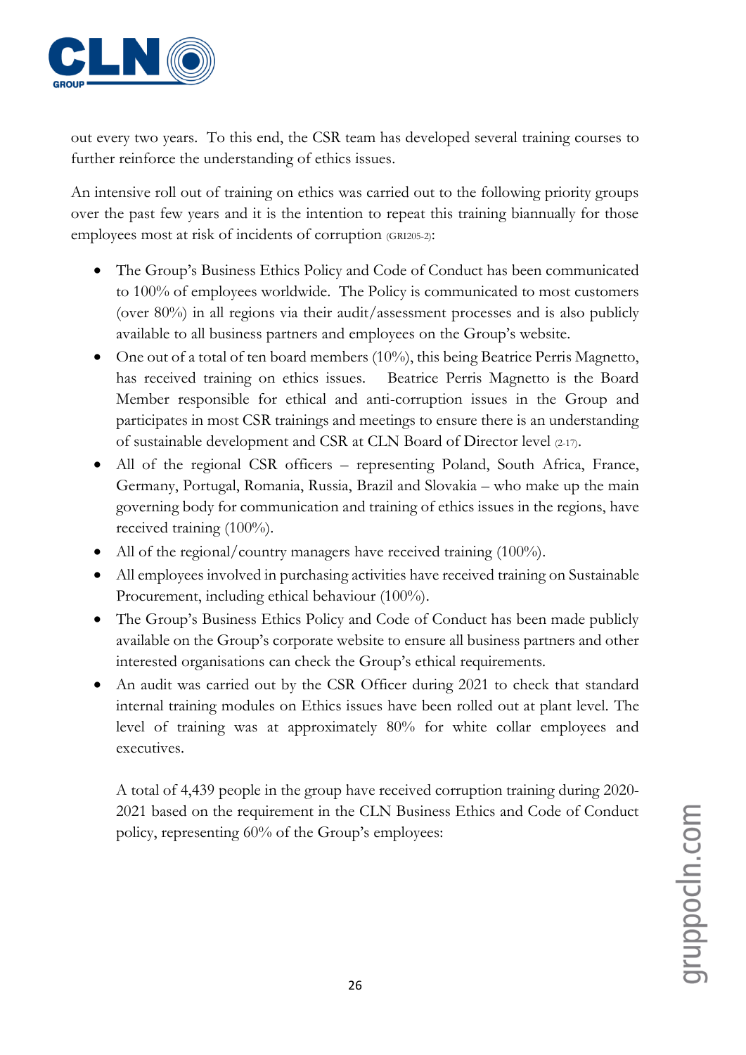out every two years. To this end, the CSR team has developed several training courses to further reinforce the understanding of ethics issues.

An intensive roll out of training on ethics was carried out to the following priority groups over the past few years and it is the intention to repeat this training biannually for those employees most at risk of incidents of corruption (GRI205-2):

- The Group's Business Ethics Policy and Code of Conduct has been communicated to 100% of employees worldwide. The Policy is communicated to most customers (over 80%) in all regions via their audit/assessment processes and is also publicly available to all business partners and employees on the Group's website.
- One out of a total of ten board members (10%), this being Beatrice Perris Magnetto, has received training on ethics issues. Beatrice Perris Magnetto is the Board Member responsible for ethical and anti-corruption issues in the Group and participates in most CSR trainings and meetings to ensure there is an understanding of sustainable development and CSR at CLN Board of Director level (2-17).
- All of the regional CSR officers – representing Poland, South Africa, France, Germany, Portugal, Romania, Russia, Brazil and Slovakia – who make up the main governing body for communication and training of ethics issues in the regions, have received training (100%).
- All of the regional/country managers have received training (100%).
- All employees involved in purchasing activities have received training on Sustainable Procurement, including ethical behaviour (100%).
- The Group's Business Ethics Policy and Code of Conduct has been made publicly available on the Group's corporate website to ensure all business partners and other interested organisations can check the Group's ethical requirements.
- An audit was carried out by the CSR Officer during 2021 to check that standard internal training modules on Ethics issues have been rolled out at plant level. The level of training was at approximately 80% for white collar employees and executives.

  A total of 4,439 people in the group have received corruption training during 2020-2021 based on the requirement in the CLN Business Ethics and Code of Conduct policy, representing 60% of the Group's employees: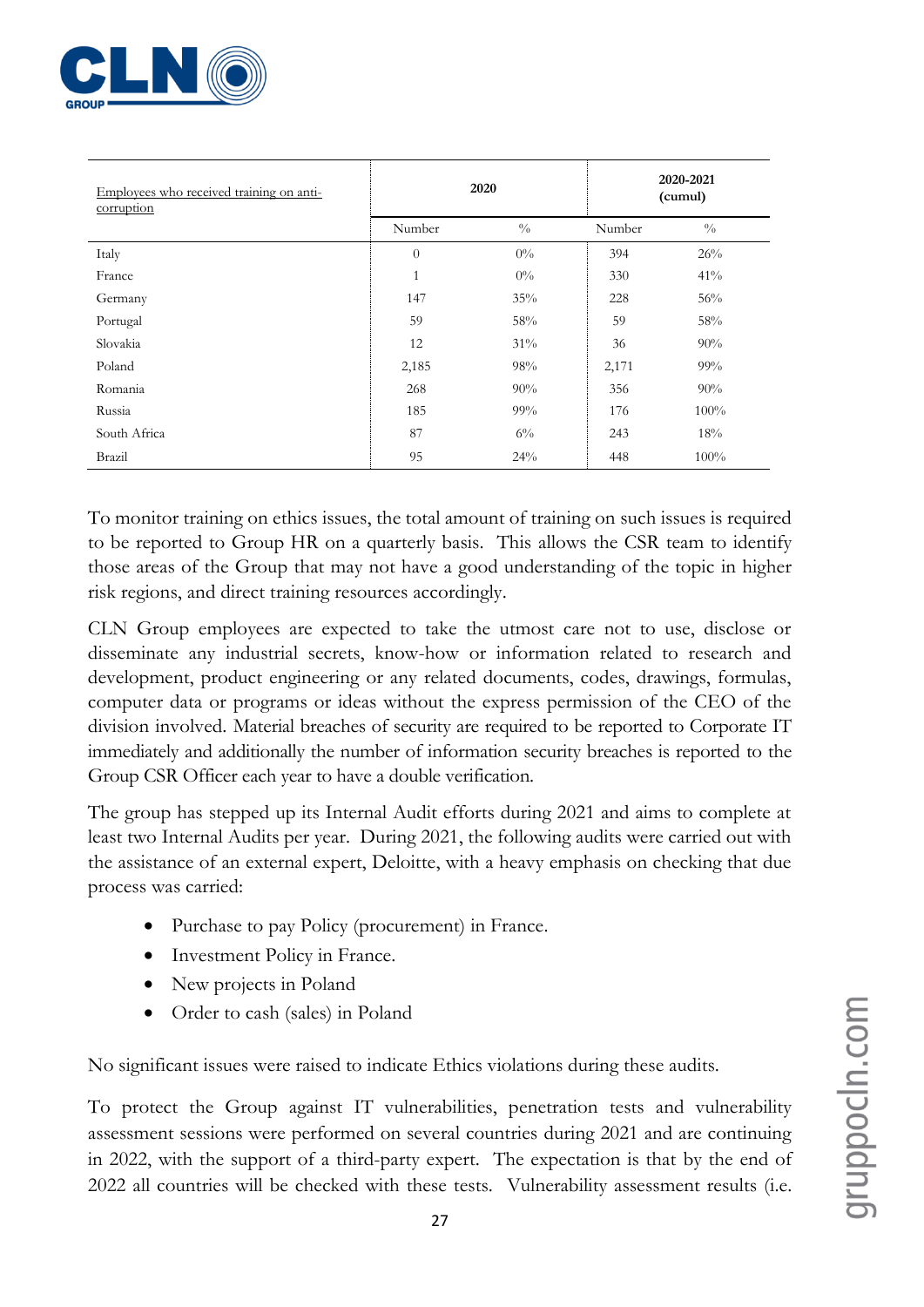| Employees who received training on anti-corruption | 2020 | | 2020-2021 (cumul) | |
|---|---|---|---|---|
| | Number | % | Number | % |
| Italy | 0 | 0% | 394 | 26% |
| France | 1 | 0% | 330 | 41% |
| Germany | 147 | 35% | 228 | 56% |
| Portugal | 59 | 58% | 59 | 58% |
| Slovakia | 12 | 31% | 36 | 90% |
| Poland | 2,185 | 98% | 2,171 | 99% |
| Romania | 268 | 90% | 356 | 90% |
| Russia | 185 | 99% | 176 | 100% |
| South Africa | 87 | 6% | 243 | 18% |
| Brazil | 95 | 24% | 448 | 100% |

To monitor training on ethics issues, the total amount of training on such issues is required to be reported to Group HR on a quarterly basis. This allows the CSR team to identify those areas of the Group that may not have a good understanding of the topic in higher risk regions, and direct training resources accordingly.

CLN Group employees are expected to take the utmost care not to use, disclose or disseminate any industrial secrets, know-how or information related to research and development, product engineering or any related documents, codes, drawings, formulas, computer data or programs or ideas without the express permission of the CEO of the division involved. Material breaches of security are required to be reported to Corporate IT immediately and additionally the number of information security breaches is reported to the Group CSR Officer each year to have a double verification.

The group has stepped up its Internal Audit efforts during 2021 and aims to complete at least two Internal Audits per year. During 2021, the following audits were carried out with the assistance of an external expert, Deloitte, with a heavy emphasis on checking that due process was carried:

- Purchase to pay Policy (procurement) in France.
- Investment Policy in France.
- New projects in Poland
- Order to cash (sales) in Poland

No significant issues were raised to indicate Ethics violations during these audits.

To protect the Group against IT vulnerabilities, penetration tests and vulnerability assessment sessions were performed on several countries during 2021 and are continuing in 2022, with the support of a third-party expert. The expectation is that by the end of 2022 all countries will be checked with these tests. Vulnerability assessment results (i.e.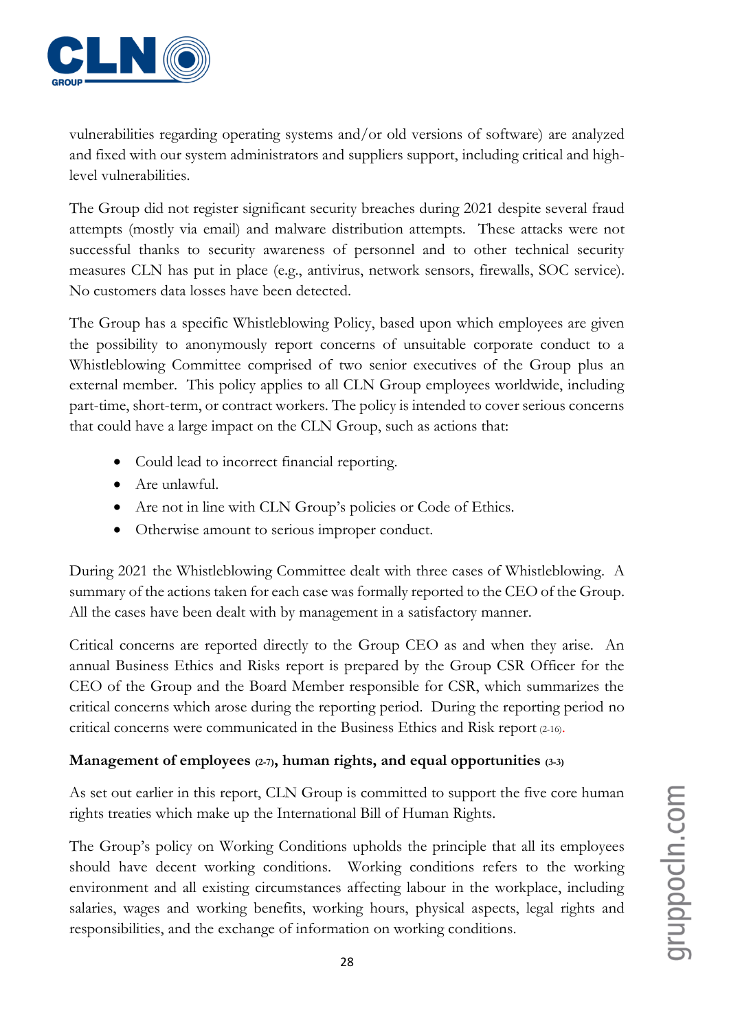vulnerabilities regarding operating systems and/or old versions of software) are analyzed and fixed with our system administrators and suppliers support, including critical and high-level vulnerabilities.

The Group did not register significant security breaches during 2021 despite several fraud attempts (mostly via email) and malware distribution attempts. These attacks were not successful thanks to security awareness of personnel and to other technical security measures CLN has put in place (e.g., antivirus, network sensors, firewalls, SOC service). No customers data losses have been detected.

The Group has a specific Whistleblowing Policy, based upon which employees are given the possibility to anonymously report concerns of unsuitable corporate conduct to a Whistleblowing Committee comprised of two senior executives of the Group plus an external member. This policy applies to all CLN Group employees worldwide, including part-time, short-term, or contract workers. The policy is intended to cover serious concerns that could have a large impact on the CLN Group, such as actions that:

- Could lead to incorrect financial reporting.
- Are unlawful.
- Are not in line with CLN Group's policies or Code of Ethics.
- Otherwise amount to serious improper conduct.

During 2021 the Whistleblowing Committee dealt with three cases of Whistleblowing. A summary of the actions taken for each case was formally reported to the CEO of the Group. All the cases have been dealt with by management in a satisfactory manner.

Critical concerns are reported directly to the Group CEO as and when they arise. An annual Business Ethics and Risks report is prepared by the Group CSR Officer for the CEO of the Group and the Board Member responsible for CSR, which summarizes the critical concerns which arose during the reporting period. During the reporting period no critical concerns were communicated in the Business Ethics and Risk report (2-16).

### Management of employees (2-7), human rights, and equal opportunities (3-3)

As set out earlier in this report, CLN Group is committed to support the five core human rights treaties which make up the International Bill of Human Rights.

The Group's policy on Working Conditions upholds the principle that all its employees should have decent working conditions. Working conditions refers to the working environment and all existing circumstances affecting labour in the workplace, including salaries, wages and working benefits, working hours, physical aspects, legal rights and responsibilities, and the exchange of information on working conditions.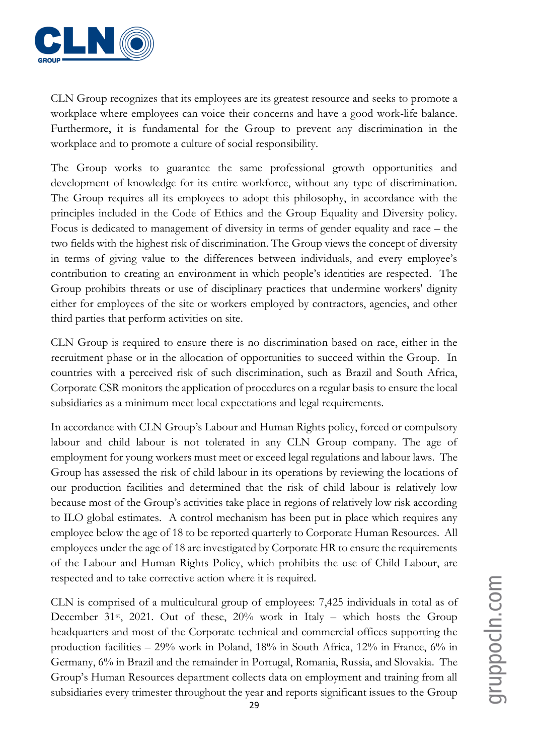CLN Group recognizes that its employees are its greatest resource and seeks to promote a workplace where employees can voice their concerns and have a good work-life balance. Furthermore, it is fundamental for the Group to prevent any discrimination in the workplace and to promote a culture of social responsibility.

The Group works to guarantee the same professional growth opportunities and development of knowledge for its entire workforce, without any type of discrimination. The Group requires all its employees to adopt this philosophy, in accordance with the principles included in the Code of Ethics and the Group Equality and Diversity policy. Focus is dedicated to management of diversity in terms of gender equality and race – the two fields with the highest risk of discrimination. The Group views the concept of diversity in terms of giving value to the differences between individuals, and every employee's contribution to creating an environment in which people's identities are respected. The Group prohibits threats or use of disciplinary practices that undermine workers' dignity either for employees of the site or workers employed by contractors, agencies, and other third parties that perform activities on site.

CLN Group is required to ensure there is no discrimination based on race, either in the recruitment phase or in the allocation of opportunities to succeed within the Group. In countries with a perceived risk of such discrimination, such as Brazil and South Africa, Corporate CSR monitors the application of procedures on a regular basis to ensure the local subsidiaries as a minimum meet local expectations and legal requirements.

In accordance with CLN Group's Labour and Human Rights policy, forced or compulsory labour and child labour is not tolerated in any CLN Group company. The age of employment for young workers must meet or exceed legal regulations and labour laws. The Group has assessed the risk of child labour in its operations by reviewing the locations of our production facilities and determined that the risk of child labour is relatively low because most of the Group's activities take place in regions of relatively low risk according to ILO global estimates. A control mechanism has been put in place which requires any employee below the age of 18 to be reported quarterly to Corporate Human Resources. All employees under the age of 18 are investigated by Corporate HR to ensure the requirements of the Labour and Human Rights Policy, which prohibits the use of Child Labour, are respected and to take corrective action where it is required.

CLN is comprised of a multicultural group of employees: 7,425 individuals in total as of December 31st, 2021. Out of these, 20% work in Italy – which hosts the Group headquarters and most of the Corporate technical and commercial offices supporting the production facilities – 29% work in Poland, 18% in South Africa, 12% in France, 6% in Germany, 6% in Brazil and the remainder in Portugal, Romania, Russia, and Slovakia. The Group's Human Resources department collects data on employment and training from all subsidiaries every trimester throughout the year and reports significant issues to the Group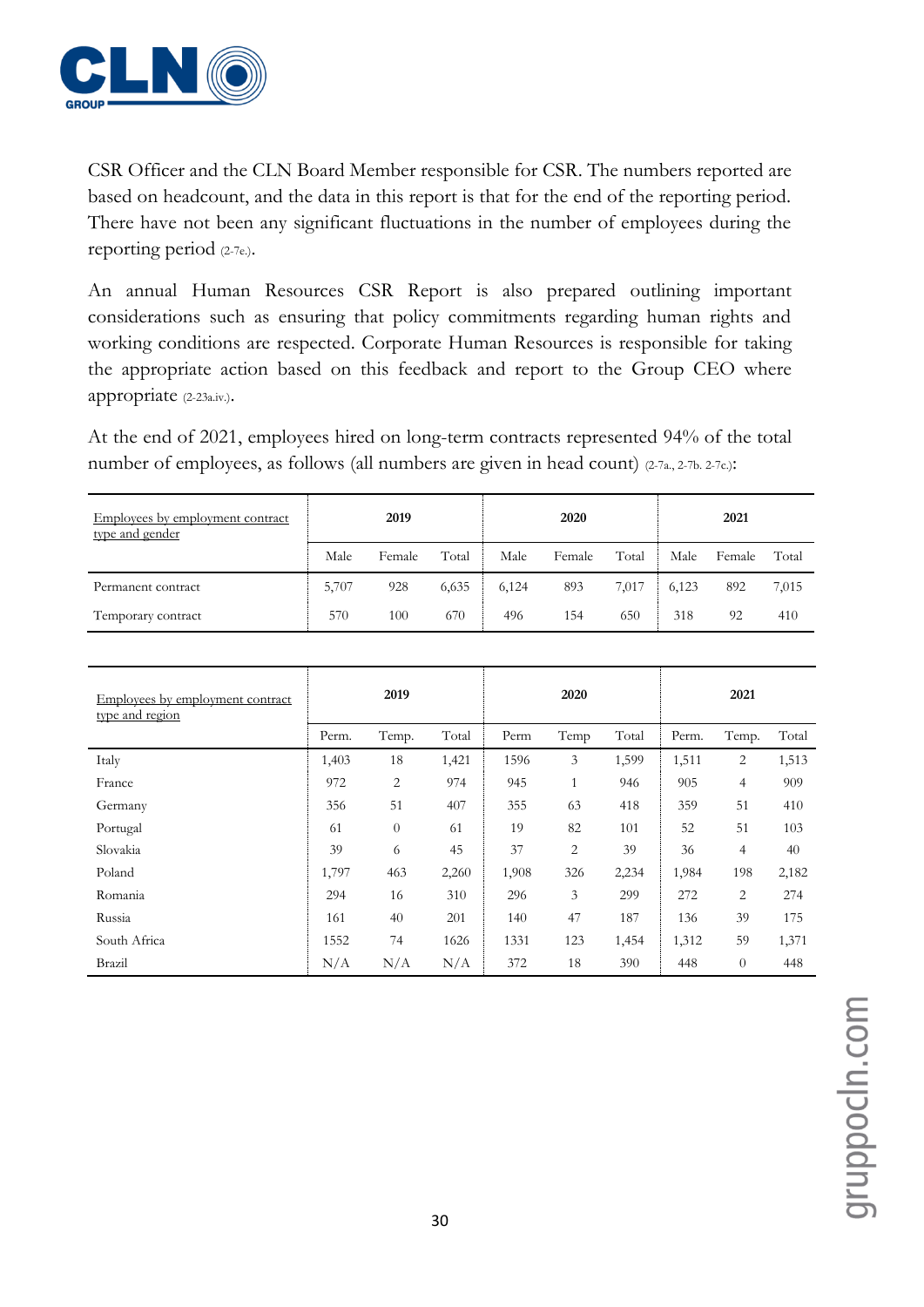CSR Officer and the CLN Board Member responsible for CSR. The numbers reported are based on headcount, and the data in this report is that for the end of the reporting period. There have not been any significant fluctuations in the number of employees during the reporting period (2-7e.).

An annual Human Resources CSR Report is also prepared outlining important considerations such as ensuring that policy commitments regarding human rights and working conditions are respected. Corporate Human Resources is responsible for taking the appropriate action based on this feedback and report to the Group CEO where appropriate (2-23a.iv.).

At the end of 2021, employees hired on long-term contracts represented 94% of the total number of employees, as follows (all numbers are given in head count) (2-7a., 2-7b. 2-7c.):

| Employees by employment contract type and gender | 2019 | | | 2020 | | | 2021 | | |
|---|---|---|---|---|---|---|---|---|---|
| | Male | Female | Total | Male | Female | Total | Male | Female | Total |
| Permanent contract | 5,707 | 928 | 6,635 | 6,124 | 893 | 7,017 | 6,123 | 892 | 7,015 |
| Temporary contract | 570 | 100 | 670 | 496 | 154 | 650 | 318 | 92 | 410 |

| Employees by employment contract type and region | 2019 | | | 2020 | | | 2021 | | |
|---|---|---|---|---|---|---|---|---|---|
| | Perm. | Temp. | Total | Perm | Temp | Total | Perm. | Temp. | Total |
| Italy | 1,403 | 18 | 1,421 | 1596 | 3 | 1,599 | 1,511 | 2 | 1,513 |
| France | 972 | 2 | 974 | 945 | 1 | 946 | 905 | 4 | 909 |
| Germany | 356 | 51 | 407 | 355 | 63 | 418 | 359 | 51 | 410 |
| Portugal | 61 | 0 | 61 | 19 | 82 | 101 | 52 | 51 | 103 |
| Slovakia | 39 | 6 | 45 | 37 | 2 | 39 | 36 | 4 | 40 |
| Poland | 1,797 | 463 | 2,260 | 1,908 | 326 | 2,234 | 1,984 | 198 | 2,182 |
| Romania | 294 | 16 | 310 | 296 | 3 | 299 | 272 | 2 | 274 |
| Russia | 161 | 40 | 201 | 140 | 47 | 187 | 136 | 39 | 175 |
| South Africa | 1552 | 74 | 1626 | 1331 | 123 | 1,454 | 1,312 | 59 | 1,371 |
| Brazil | N/A | N/A | N/A | 372 | 18 | 390 | 448 | 0 | 448 |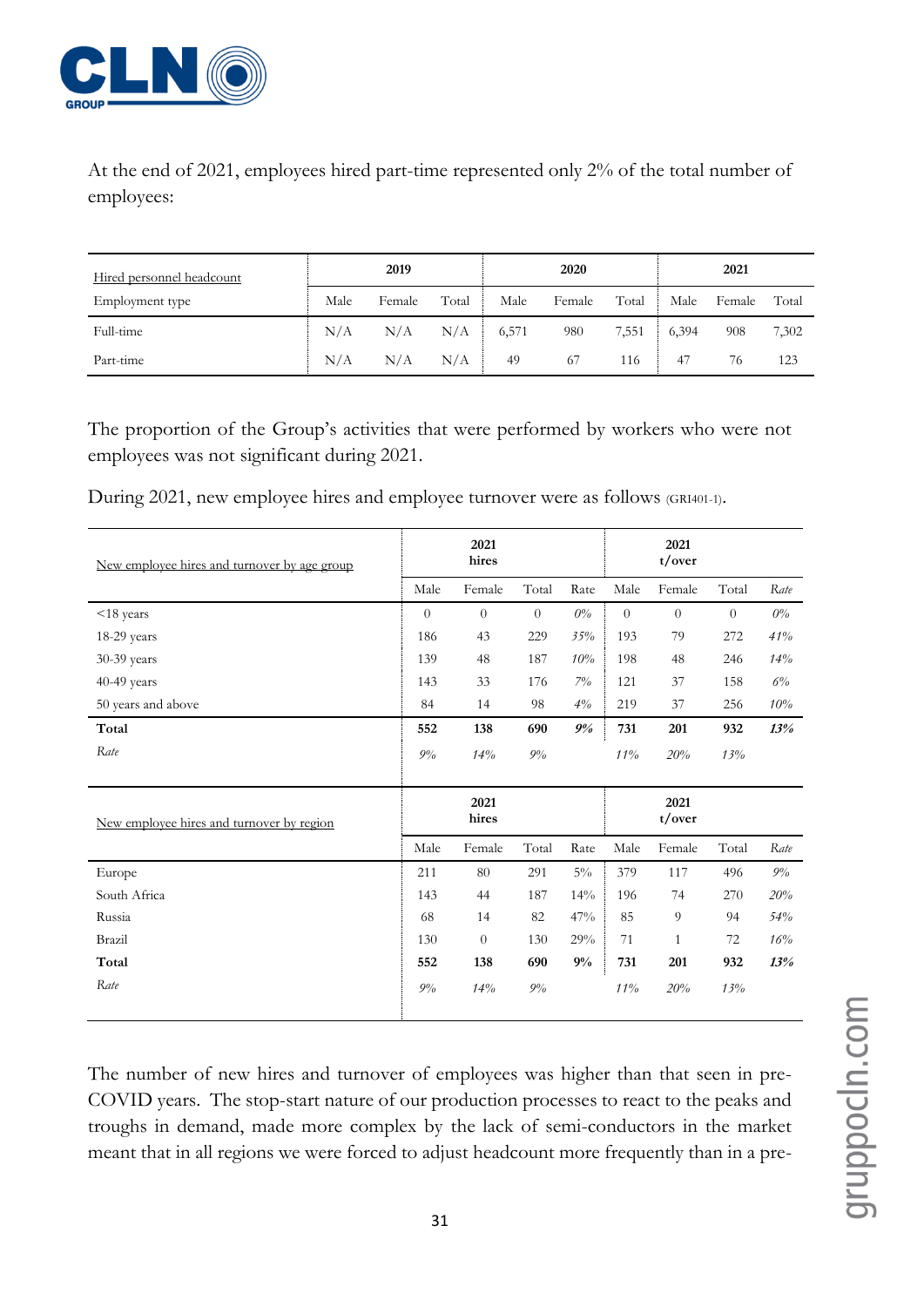At the end of 2021, employees hired part-time represented only 2% of the total number of employees:

| Hired personnel headcount | 2019 | | | 2020 | | | 2021 | | |
|---|---|---|---|---|---|---|---|---|---|
| Employment type | Male | Female | Total | Male | Female | Total | Male | Female | Total |
| Full-time | N/A | N/A | N/A | 6,571 | 980 | 7,551 | 6,394 | 908 | 7,302 |
| Part-time | N/A | N/A | N/A | 49 | 67 | 116 | 47 | 76 | 123 |

The proportion of the Group's activities that were performed by workers who were not employees was not significant during 2021.

During 2021, new employee hires and employee turnover were as follows (GRI401-1).

| New employee hires and turnover by age group | 2021 hires | | | | 2021 t/over | | | |
|---|---|---|---|---|---|---|---|---|
| | Male | Female | Total | Rate | Male | Female | Total | *Rate* |
| <18 years | 0 | 0 | 0 | *0%* | 0 | 0 | 0 | *0%* |
| 18-29 years | 186 | 43 | 229 | *35%* | 193 | 79 | 272 | *41%* |
| 30-39 years | 139 | 48 | 187 | *10%* | 198 | 48 | 246 | *14%* |
| 40-49 years | 143 | 33 | 176 | *7%* | 121 | 37 | 158 | *6%* |
| 50 years and above | 84 | 14 | 98 | *4%* | 219 | 37 | 256 | *10%* |
| **Total** | **552** | **138** | **690** | ***9%*** | **731** | **201** | **932** | ***13%*** |
| *Rate* | *9%* | *14%* | *9%* | | *11%* | *20%* | *13%* | |

| New employee hires and turnover by region | 2021 hires | | | | 2021 t/over | | | |
|---|---|---|---|---|---|---|---|---|
| | Male | Female | Total | Rate | Male | Female | Total | *Rate* |
| Europe | 211 | 80 | 291 | 5% | 379 | 117 | 496 | *9%* |
| South Africa | 143 | 44 | 187 | 14% | 196 | 74 | 270 | *20%* |
| Russia | 68 | 14 | 82 | 47% | 85 | 9 | 94 | *54%* |
| Brazil | 130 | 0 | 130 | 29% | 71 | 1 | 72 | *16%* |
| **Total** | **552** | **138** | **690** | **9%** | **731** | **201** | **932** | ***13%*** |
| *Rate* | *9%* | *14%* | *9%* | | *11%* | *20%* | *13%* | |

The number of new hires and turnover of employees was higher than that seen in pre-COVID years. The stop-start nature of our production processes to react to the peaks and troughs in demand, made more complex by the lack of semi-conductors in the market meant that in all regions we were forced to adjust headcount more frequently than in a pre-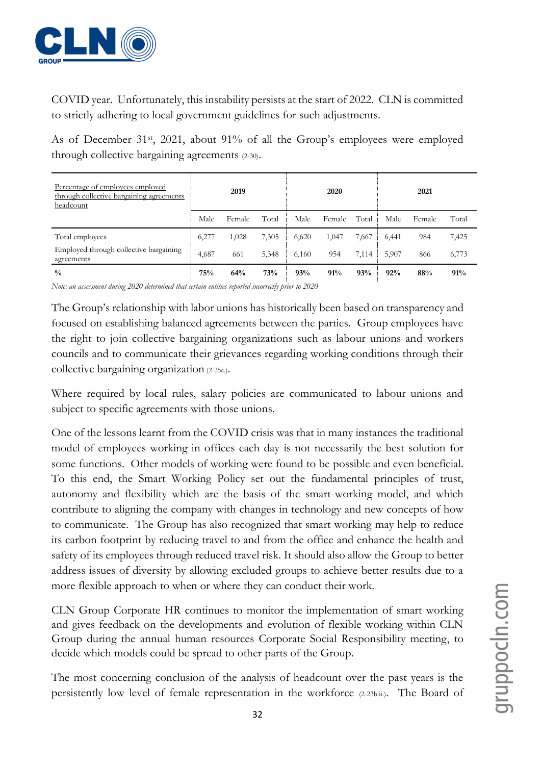COVID year. Unfortunately, this instability persists at the start of 2022. CLN is committed to strictly adhering to local government guidelines for such adjustments.

As of December 31st, 2021, about 91% of all the Group's employees were employed through collective bargaining agreements (2-30).

| Percentage of employees employed through collective bargaining agreements headcount | 2019 | | | 2020 | | | 2021 | | |
|---|---|---|---|---|---|---|---|---|---|
| | Male | Female | Total | Male | Female | Total | Male | Female | Total |
| Total employees | 6,277 | 1,028 | 7,305 | 6,620 | 1,047 | 7,667 | 6,441 | 984 | 7,425 |
| Employed through collective bargaining agreements | 4,687 | 661 | 5,348 | 6,160 | 954 | 7,114 | 5,907 | 866 | 6,773 |
| **%** | **75%** | **64%** | **73%** | **93%** | **91%** | **93%** | **92%** | **88%** | **91%** |

*Note: an assessment during 2020 determined that certain entities reported incorrectly prior to 2020*

The Group's relationship with labor unions has historically been based on transparency and focused on establishing balanced agreements between the parties. Group employees have the right to join collective bargaining organizations such as labour unions and workers councils and to communicate their grievances regarding working conditions through their collective bargaining organization (2-25a.).

Where required by local rules, salary policies are communicated to labour unions and subject to specific agreements with those unions.

One of the lessons learnt from the COVID crisis was that in many instances the traditional model of employees working in offices each day is not necessarily the best solution for some functions. Other models of working were found to be possible and even beneficial. To this end, the Smart Working Policy set out the fundamental principles of trust, autonomy and flexibility which are the basis of the smart-working model, and which contribute to aligning the company with changes in technology and new concepts of how to communicate. The Group has also recognized that smart working may help to reduce its carbon footprint by reducing travel to and from the office and enhance the health and safety of its employees through reduced travel risk. It should also allow the Group to better address issues of diversity by allowing excluded groups to achieve better results due to a more flexible approach to when or where they can conduct their work.

CLN Group Corporate HR continues to monitor the implementation of smart working and gives feedback on the developments and evolution of flexible working within CLN Group during the annual human resources Corporate Social Responsibility meeting, to decide which models could be spread to other parts of the Group.

The most concerning conclusion of the analysis of headcount over the past years is the persistently low level of female representation in the workforce (2-23b.ii.). The Board of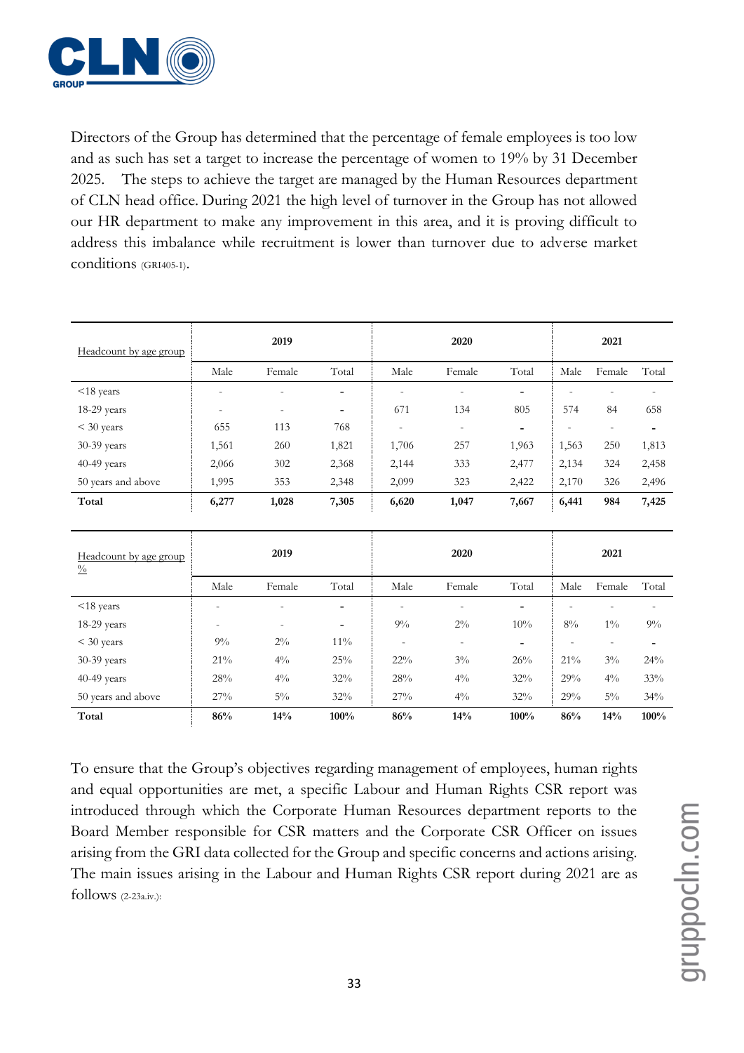Directors of the Group has determined that the percentage of female employees is too low and as such has set a target to increase the percentage of women to 19% by 31 December 2025. The steps to achieve the target are managed by the Human Resources department of CLN head office. During 2021 the high level of turnover in the Group has not allowed our HR department to make any improvement in this area, and it is proving difficult to address this imbalance while recruitment is lower than turnover due to adverse market conditions (GRI405-1).

| Headcount by age group | 2019 | | | 2020 | | | 2021 | | |
|---|---|---|---|---|---|---|---|---|---|
| | Male | Female | Total | Male | Female | Total | Male | Female | Total |
| <18 years | - | - | - | - | - | - | - | - | - |
| 18-29 years | - | - | - | 671 | 134 | 805 | 574 | 84 | 658 |
| < 30 years | 655 | 113 | 768 | - | - | - | - | - | - |
| 30-39 years | 1,561 | 260 | 1,821 | 1,706 | 257 | 1,963 | 1,563 | 250 | 1,813 |
| 40-49 years | 2,066 | 302 | 2,368 | 2,144 | 333 | 2,477 | 2,134 | 324 | 2,458 |
| 50 years and above | 1,995 | 353 | 2,348 | 2,099 | 323 | 2,422 | 2,170 | 326 | 2,496 |
| **Total** | **6,277** | **1,028** | **7,305** | **6,620** | **1,047** | **7,667** | **6,441** | **984** | **7,425** |

| Headcount by age group % | 2019 | | | 2020 | | | 2021 | | |
|---|---|---|---|---|---|---|---|---|---|
| | Male | Female | Total | Male | Female | Total | Male | Female | Total |
| <18 years | - | - | - | - | - | - | - | - | - |
| 18-29 years | - | - | - | 9% | 2% | 10% | 8% | 1% | 9% |
| < 30 years | 9% | 2% | 11% | - | - | - | - | - | - |
| 30-39 years | 21% | 4% | 25% | 22% | 3% | 26% | 21% | 3% | 24% |
| 40-49 years | 28% | 4% | 32% | 28% | 4% | 32% | 29% | 4% | 33% |
| 50 years and above | 27% | 5% | 32% | 27% | 4% | 32% | 29% | 5% | 34% |
| **Total** | **86%** | **14%** | **100%** | **86%** | **14%** | **100%** | **86%** | **14%** | **100%** |

To ensure that the Group's objectives regarding management of employees, human rights and equal opportunities are met, a specific Labour and Human Rights CSR report was introduced through which the Corporate Human Resources department reports to the Board Member responsible for CSR matters and the Corporate CSR Officer on issues arising from the GRI data collected for the Group and specific concerns and actions arising. The main issues arising in the Labour and Human Rights CSR report during 2021 are as follows (2-23a.iv.):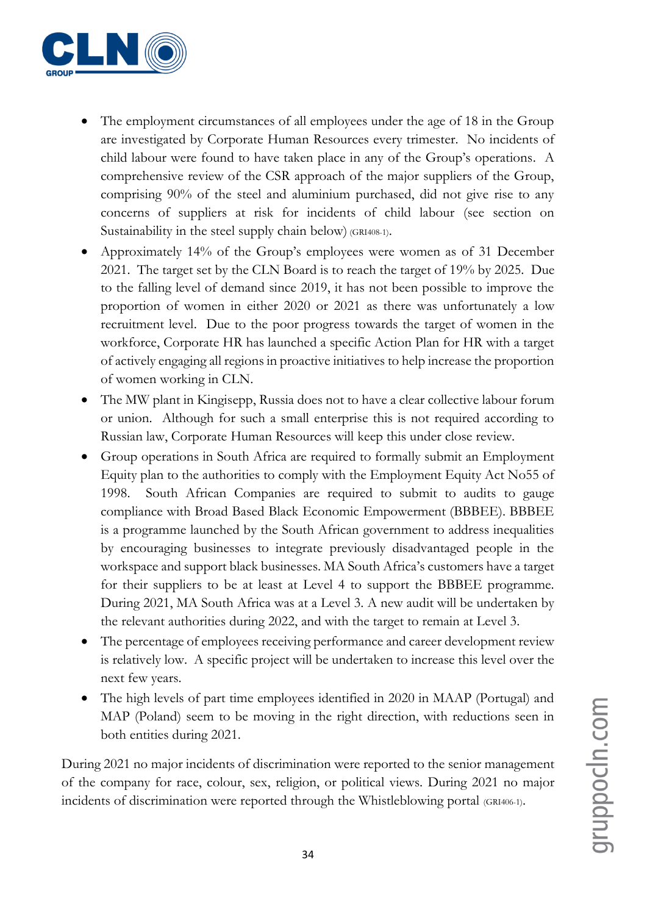- The employment circumstances of all employees under the age of 18 in the Group are investigated by Corporate Human Resources every trimester. No incidents of child labour were found to have taken place in any of the Group's operations. A comprehensive review of the CSR approach of the major suppliers of the Group, comprising 90% of the steel and aluminium purchased, did not give rise to any concerns of suppliers at risk for incidents of child labour (see section on Sustainability in the steel supply chain below) (GRI408-1).
- Approximately 14% of the Group's employees were women as of 31 December 2021. The target set by the CLN Board is to reach the target of 19% by 2025. Due to the falling level of demand since 2019, it has not been possible to improve the proportion of women in either 2020 or 2021 as there was unfortunately a low recruitment level. Due to the poor progress towards the target of women in the workforce, Corporate HR has launched a specific Action Plan for HR with a target of actively engaging all regions in proactive initiatives to help increase the proportion of women working in CLN.
- The MW plant in Kingisepp, Russia does not to have a clear collective labour forum or union. Although for such a small enterprise this is not required according to Russian law, Corporate Human Resources will keep this under close review.
- Group operations in South Africa are required to formally submit an Employment Equity plan to the authorities to comply with the Employment Equity Act No55 of 1998. South African Companies are required to submit to audits to gauge compliance with Broad Based Black Economic Empowerment (BBBEE). BBBEE is a programme launched by the South African government to address inequalities by encouraging businesses to integrate previously disadvantaged people in the workspace and support black businesses. MA South Africa's customers have a target for their suppliers to be at least at Level 4 to support the BBBEE programme. During 2021, MA South Africa was at a Level 3. A new audit will be undertaken by the relevant authorities during 2022, and with the target to remain at Level 3.
- The percentage of employees receiving performance and career development review is relatively low. A specific project will be undertaken to increase this level over the next few years.
- The high levels of part time employees identified in 2020 in MAAP (Portugal) and MAP (Poland) seem to be moving in the right direction, with reductions seen in both entities during 2021.

During 2021 no major incidents of discrimination were reported to the senior management of the company for race, colour, sex, religion, or political views. During 2021 no major incidents of discrimination were reported through the Whistleblowing portal (GRI406-1).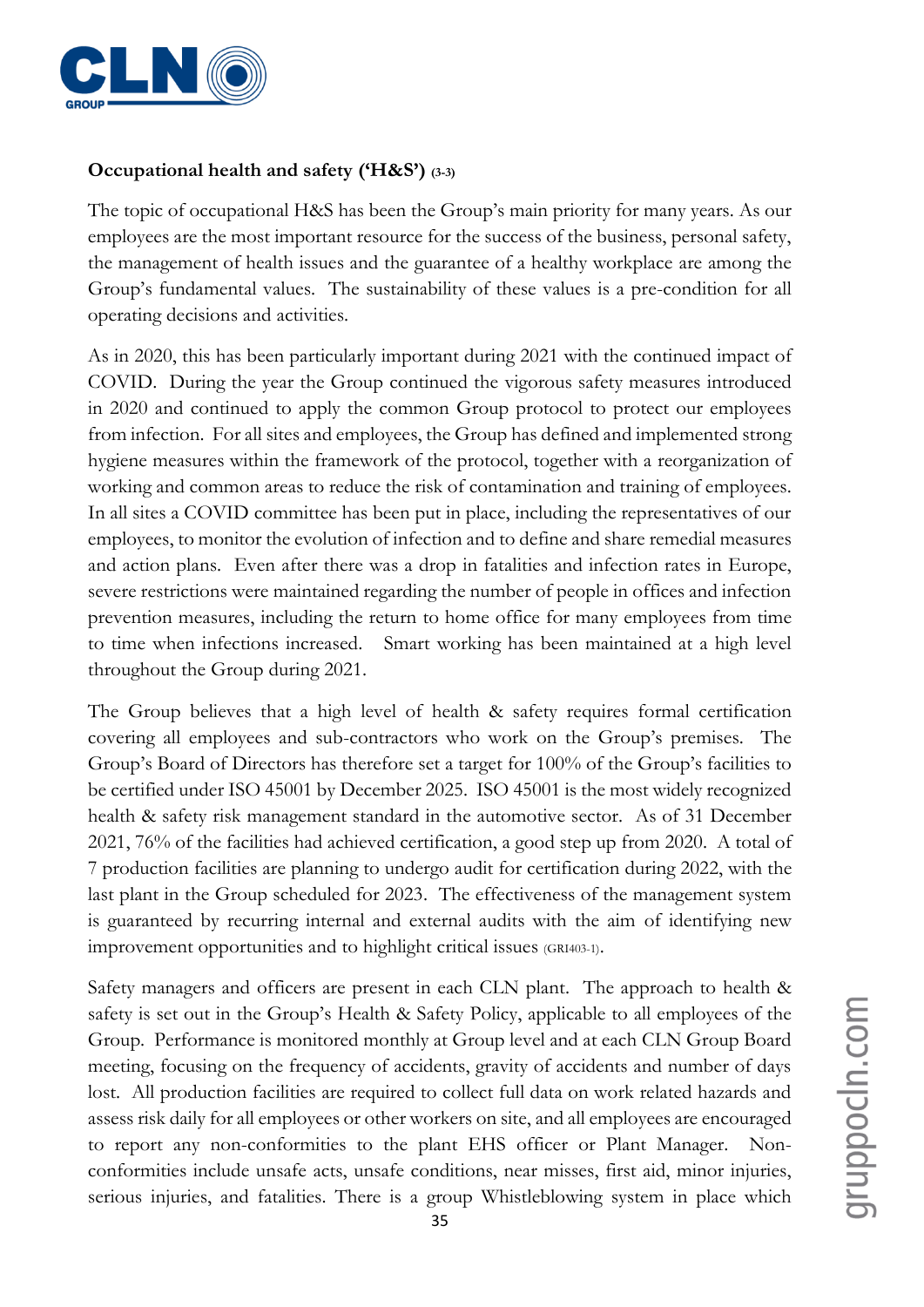**Occupational health and safety ('H&S')** (3-3)

The topic of occupational H&S has been the Group's main priority for many years. As our employees are the most important resource for the success of the business, personal safety, the management of health issues and the guarantee of a healthy workplace are among the Group's fundamental values. The sustainability of these values is a pre-condition for all operating decisions and activities.

As in 2020, this has been particularly important during 2021 with the continued impact of COVID. During the year the Group continued the vigorous safety measures introduced in 2020 and continued to apply the common Group protocol to protect our employees from infection. For all sites and employees, the Group has defined and implemented strong hygiene measures within the framework of the protocol, together with a reorganization of working and common areas to reduce the risk of contamination and training of employees. In all sites a COVID committee has been put in place, including the representatives of our employees, to monitor the evolution of infection and to define and share remedial measures and action plans. Even after there was a drop in fatalities and infection rates in Europe, severe restrictions were maintained regarding the number of people in offices and infection prevention measures, including the return to home office for many employees from time to time when infections increased. Smart working has been maintained at a high level throughout the Group during 2021.

The Group believes that a high level of health & safety requires formal certification covering all employees and sub-contractors who work on the Group's premises. The Group's Board of Directors has therefore set a target for 100% of the Group's facilities to be certified under ISO 45001 by December 2025. ISO 45001 is the most widely recognized health & safety risk management standard in the automotive sector. As of 31 December 2021, 76% of the facilities had achieved certification, a good step up from 2020. A total of 7 production facilities are planning to undergo audit for certification during 2022, with the last plant in the Group scheduled for 2023. The effectiveness of the management system is guaranteed by recurring internal and external audits with the aim of identifying new improvement opportunities and to highlight critical issues (GRI403-1).

Safety managers and officers are present in each CLN plant. The approach to health & safety is set out in the Group's Health & Safety Policy, applicable to all employees of the Group. Performance is monitored monthly at Group level and at each CLN Group Board meeting, focusing on the frequency of accidents, gravity of accidents and number of days lost. All production facilities are required to collect full data on work related hazards and assess risk daily for all employees or other workers on site, and all employees are encouraged to report any non-conformities to the plant EHS officer or Plant Manager. Non-conformities include unsafe acts, unsafe conditions, near misses, first aid, minor injuries, serious injuries, and fatalities. There is a group Whistleblowing system in place which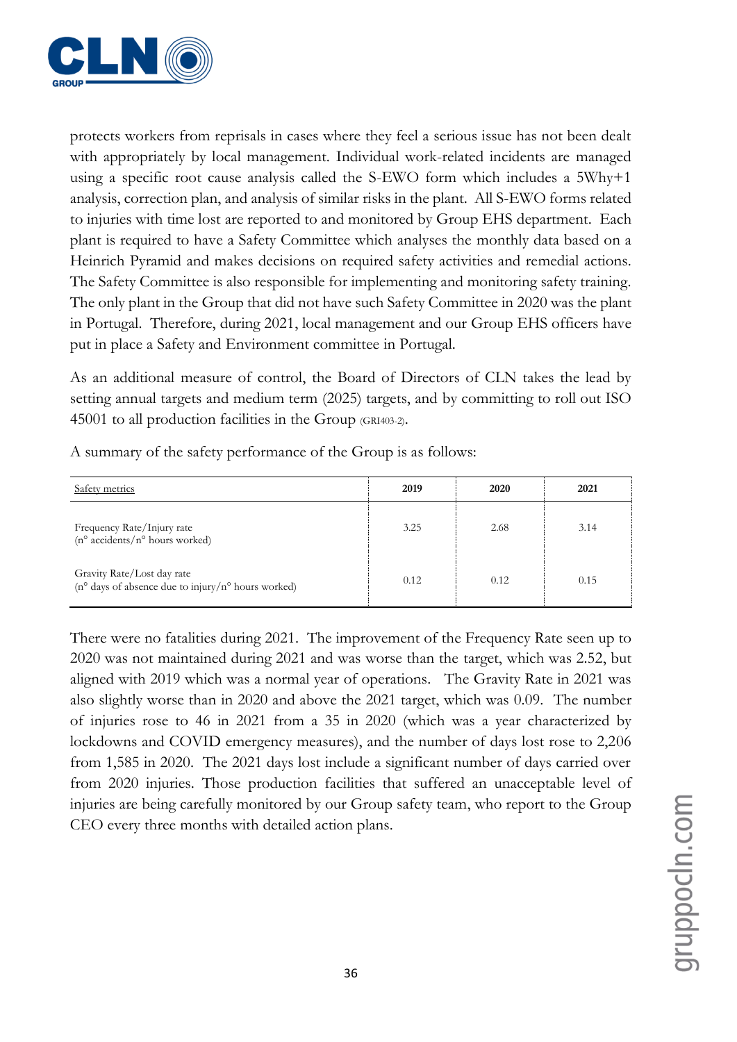protects workers from reprisals in cases where they feel a serious issue has not been dealt with appropriately by local management. Individual work-related incidents are managed using a specific root cause analysis called the S-EWO form which includes a 5Why+1 analysis, correction plan, and analysis of similar risks in the plant. All S-EWO forms related to injuries with time lost are reported to and monitored by Group EHS department. Each plant is required to have a Safety Committee which analyses the monthly data based on a Heinrich Pyramid and makes decisions on required safety activities and remedial actions. The Safety Committee is also responsible for implementing and monitoring safety training. The only plant in the Group that did not have such Safety Committee in 2020 was the plant in Portugal. Therefore, during 2021, local management and our Group EHS officers have put in place a Safety and Environment committee in Portugal.

As an additional measure of control, the Board of Directors of CLN takes the lead by setting annual targets and medium term (2025) targets, and by committing to roll out ISO 45001 to all production facilities in the Group (GRI403-2).

A summary of the safety performance of the Group is as follows:

| Safety metrics | 2019 | 2020 | 2021 |
|---|---|---|---|
| Frequency Rate/Injury rate (n° accidents/n° hours worked) | 3.25 | 2.68 | 3.14 |
| Gravity Rate/Lost day rate (n° days of absence due to injury/n° hours worked) | 0.12 | 0.12 | 0.15 |

There were no fatalities during 2021. The improvement of the Frequency Rate seen up to 2020 was not maintained during 2021 and was worse than the target, which was 2.52, but aligned with 2019 which was a normal year of operations. The Gravity Rate in 2021 was also slightly worse than in 2020 and above the 2021 target, which was 0.09. The number of injuries rose to 46 in 2021 from a 35 in 2020 (which was a year characterized by lockdowns and COVID emergency measures), and the number of days lost rose to 2,206 from 1,585 in 2020. The 2021 days lost include a significant number of days carried over from 2020 injuries. Those production facilities that suffered an unacceptable level of injuries are being carefully monitored by our Group safety team, who report to the Group CEO every three months with detailed action plans.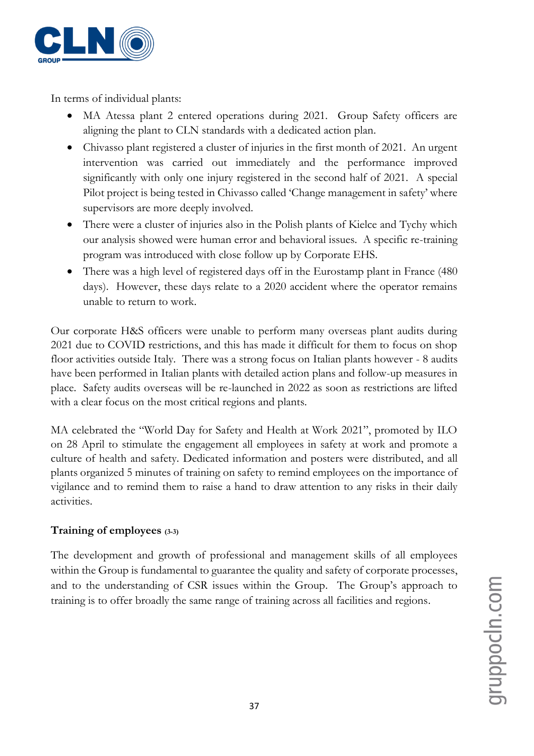In terms of individual plants:

- MA Atessa plant 2 entered operations during 2021. Group Safety officers are aligning the plant to CLN standards with a dedicated action plan.
- Chivasso plant registered a cluster of injuries in the first month of 2021. An urgent intervention was carried out immediately and the performance improved significantly with only one injury registered in the second half of 2021. A special Pilot project is being tested in Chivasso called 'Change management in safety' where supervisors are more deeply involved.
- There were a cluster of injuries also in the Polish plants of Kielce and Tychy which our analysis showed were human error and behavioral issues. A specific re-training program was introduced with close follow up by Corporate EHS.
- There was a high level of registered days off in the Eurostamp plant in France (480 days). However, these days relate to a 2020 accident where the operator remains unable to return to work.

Our corporate H&S officers were unable to perform many overseas plant audits during 2021 due to COVID restrictions, and this has made it difficult for them to focus on shop floor activities outside Italy. There was a strong focus on Italian plants however - 8 audits have been performed in Italian plants with detailed action plans and follow-up measures in place. Safety audits overseas will be re-launched in 2022 as soon as restrictions are lifted with a clear focus on the most critical regions and plants.

MA celebrated the "World Day for Safety and Health at Work 2021", promoted by ILO on 28 April to stimulate the engagement all employees in safety at work and promote a culture of health and safety. Dedicated information and posters were distributed, and all plants organized 5 minutes of training on safety to remind employees on the importance of vigilance and to remind them to raise a hand to draw attention to any risks in their daily activities.

### Training of employees (3-3)

The development and growth of professional and management skills of all employees within the Group is fundamental to guarantee the quality and safety of corporate processes, and to the understanding of CSR issues within the Group. The Group's approach to training is to offer broadly the same range of training across all facilities and regions.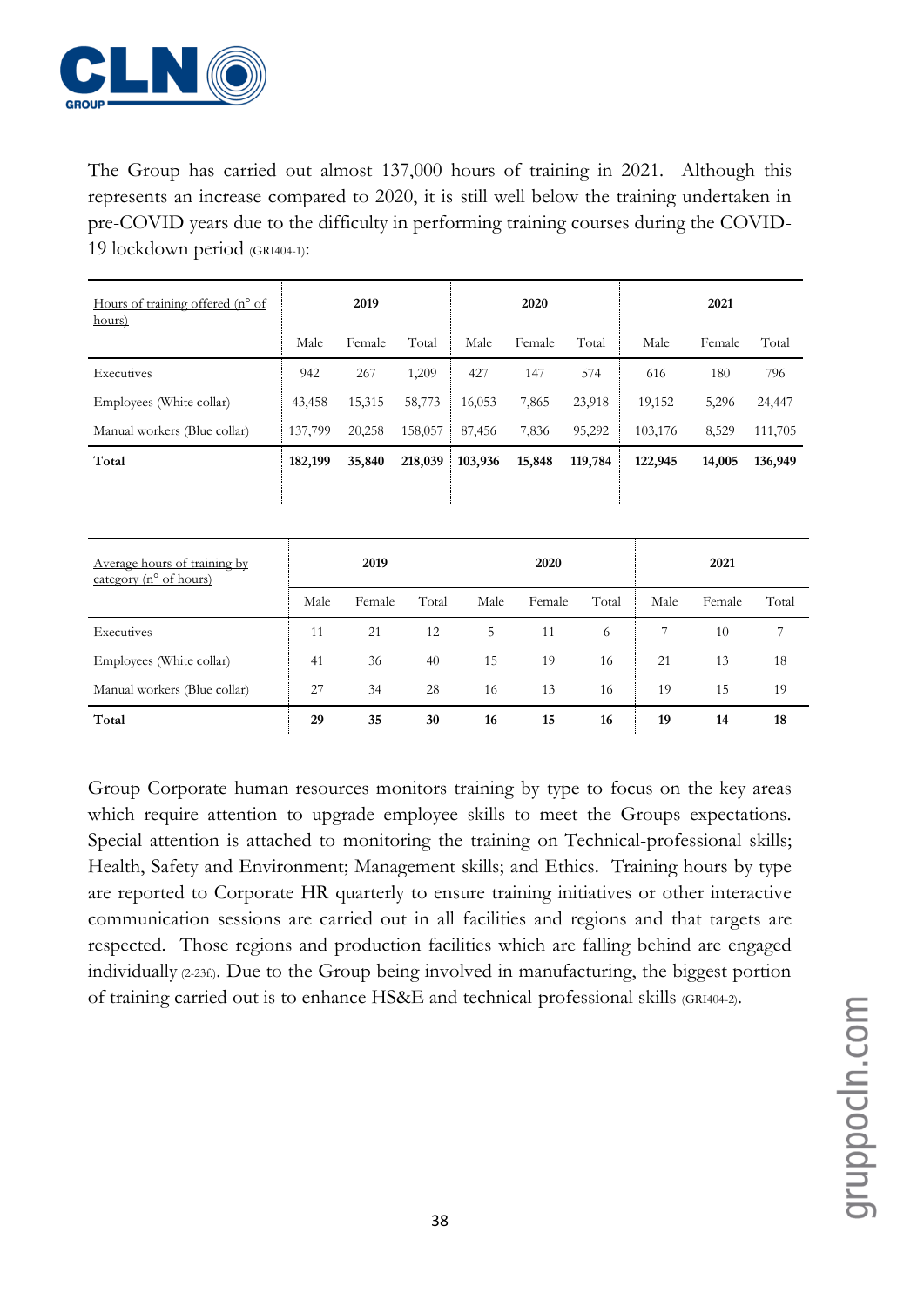The Group has carried out almost 137,000 hours of training in 2021. Although this represents an increase compared to 2020, it is still well below the training undertaken in pre-COVID years due to the difficulty in performing training courses during the COVID-19 lockdown period (GRI404-1):

| Hours of training offered (n° of hours) | 2019 | | | 2020 | | | 2021 | | |
|---|---|---|---|---|---|---|---|---|---|
| | Male | Female | Total | Male | Female | Total | Male | Female | Total |
| Executives | 942 | 267 | 1,209 | 427 | 147 | 574 | 616 | 180 | 796 |
| Employees (White collar) | 43,458 | 15,315 | 58,773 | 16,053 | 7,865 | 23,918 | 19,152 | 5,296 | 24,447 |
| Manual workers (Blue collar) | 137,799 | 20,258 | 158,057 | 87,456 | 7,836 | 95,292 | 103,176 | 8,529 | 111,705 |
| **Total** | **182,199** | **35,840** | **218,039** | **103,936** | **15,848** | **119,784** | **122,945** | **14,005** | **136,949** |

| Average hours of training by category (n° of hours) | 2019 | | | 2020 | | | 2021 | | |
|---|---|---|---|---|---|---|---|---|---|
| | Male | Female | Total | Male | Female | Total | Male | Female | Total |
| Executives | 11 | 21 | 12 | 5 | 11 | 6 | 7 | 10 | 7 |
| Employees (White collar) | 41 | 36 | 40 | 15 | 19 | 16 | 21 | 13 | 18 |
| Manual workers (Blue collar) | 27 | 34 | 28 | 16 | 13 | 16 | 19 | 15 | 19 |
| **Total** | **29** | **35** | **30** | **16** | **15** | **16** | **19** | **14** | **18** |

Group Corporate human resources monitors training by type to focus on the key areas which require attention to upgrade employee skills to meet the Groups expectations. Special attention is attached to monitoring the training on Technical-professional skills; Health, Safety and Environment; Management skills; and Ethics. Training hours by type are reported to Corporate HR quarterly to ensure training initiatives or other interactive communication sessions are carried out in all facilities and regions and that targets are respected. Those regions and production facilities which are falling behind are engaged individually (2-23f.). Due to the Group being involved in manufacturing, the biggest portion of training carried out is to enhance HS&E and technical-professional skills (GRI404-2).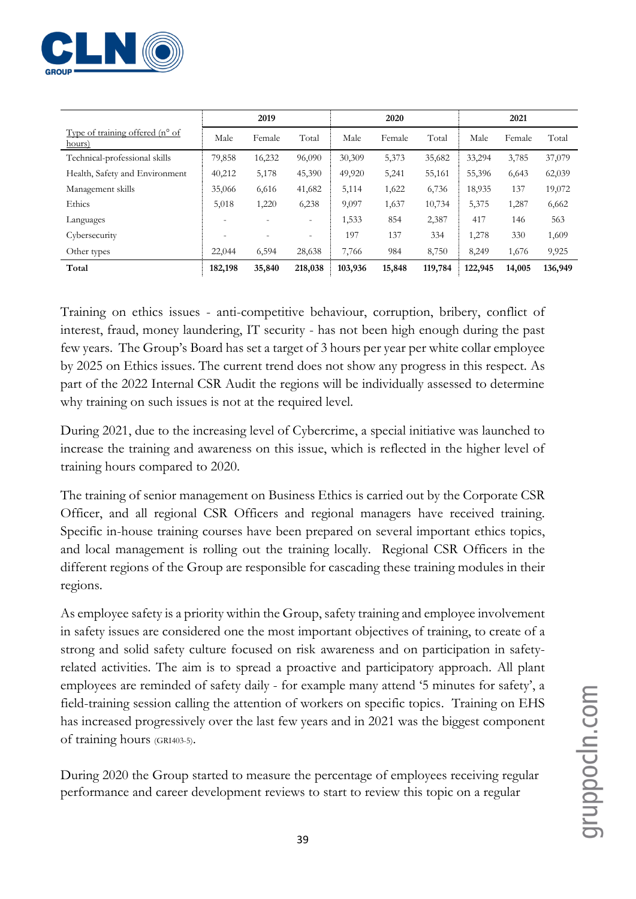| Type of training offered (n° of hours) | 2019 | | | 2020 | | | 2021 | | |
|---|---|---|---|---|---|---|---|---|---|
| | Male | Female | Total | Male | Female | Total | Male | Female | Total |
| Technical-professional skills | 79,858 | 16,232 | 96,090 | 30,309 | 5,373 | 35,682 | 33,294 | 3,785 | 37,079 |
| Health, Safety and Environment | 40,212 | 5,178 | 45,390 | 49,920 | 5,241 | 55,161 | 55,396 | 6,643 | 62,039 |
| Management skills | 35,066 | 6,616 | 41,682 | 5,114 | 1,622 | 6,736 | 18,935 | 137 | 19,072 |
| Ethics | 5,018 | 1,220 | 6,238 | 9,097 | 1,637 | 10,734 | 5,375 | 1,287 | 6,662 |
| Languages | - | - | - | 1,533 | 854 | 2,387 | 417 | 146 | 563 |
| Cybersecurity | - | - | - | 197 | 137 | 334 | 1,278 | 330 | 1,609 |
| Other types | 22,044 | 6,594 | 28,638 | 7,766 | 984 | 8,750 | 8,249 | 1,676 | 9,925 |
| **Total** | **182,198** | **35,840** | **218,038** | **103,936** | **15,848** | **119,784** | **122,945** | **14,005** | **136,949** |

Training on ethics issues - anti-competitive behaviour, corruption, bribery, conflict of interest, fraud, money laundering, IT security - has not been high enough during the past few years. The Group's Board has set a target of 3 hours per year per white collar employee by 2025 on Ethics issues. The current trend does not show any progress in this respect. As part of the 2022 Internal CSR Audit the regions will be individually assessed to determine why training on such issues is not at the required level.

During 2021, due to the increasing level of Cybercrime, a special initiative was launched to increase the training and awareness on this issue, which is reflected in the higher level of training hours compared to 2020.

The training of senior management on Business Ethics is carried out by the Corporate CSR Officer, and all regional CSR Officers and regional managers have received training. Specific in-house training courses have been prepared on several important ethics topics, and local management is rolling out the training locally. Regional CSR Officers in the different regions of the Group are responsible for cascading these training modules in their regions.

As employee safety is a priority within the Group, safety training and employee involvement in safety issues are considered one the most important objectives of training, to create of a strong and solid safety culture focused on risk awareness and on participation in safety-related activities. The aim is to spread a proactive and participatory approach. All plant employees are reminded of safety daily - for example many attend '5 minutes for safety', a field-training session calling the attention of workers on specific topics. Training on EHS has increased progressively over the last few years and in 2021 was the biggest component of training hours (GRI403-5).

During 2020 the Group started to measure the percentage of employees receiving regular performance and career development reviews to start to review this topic on a regular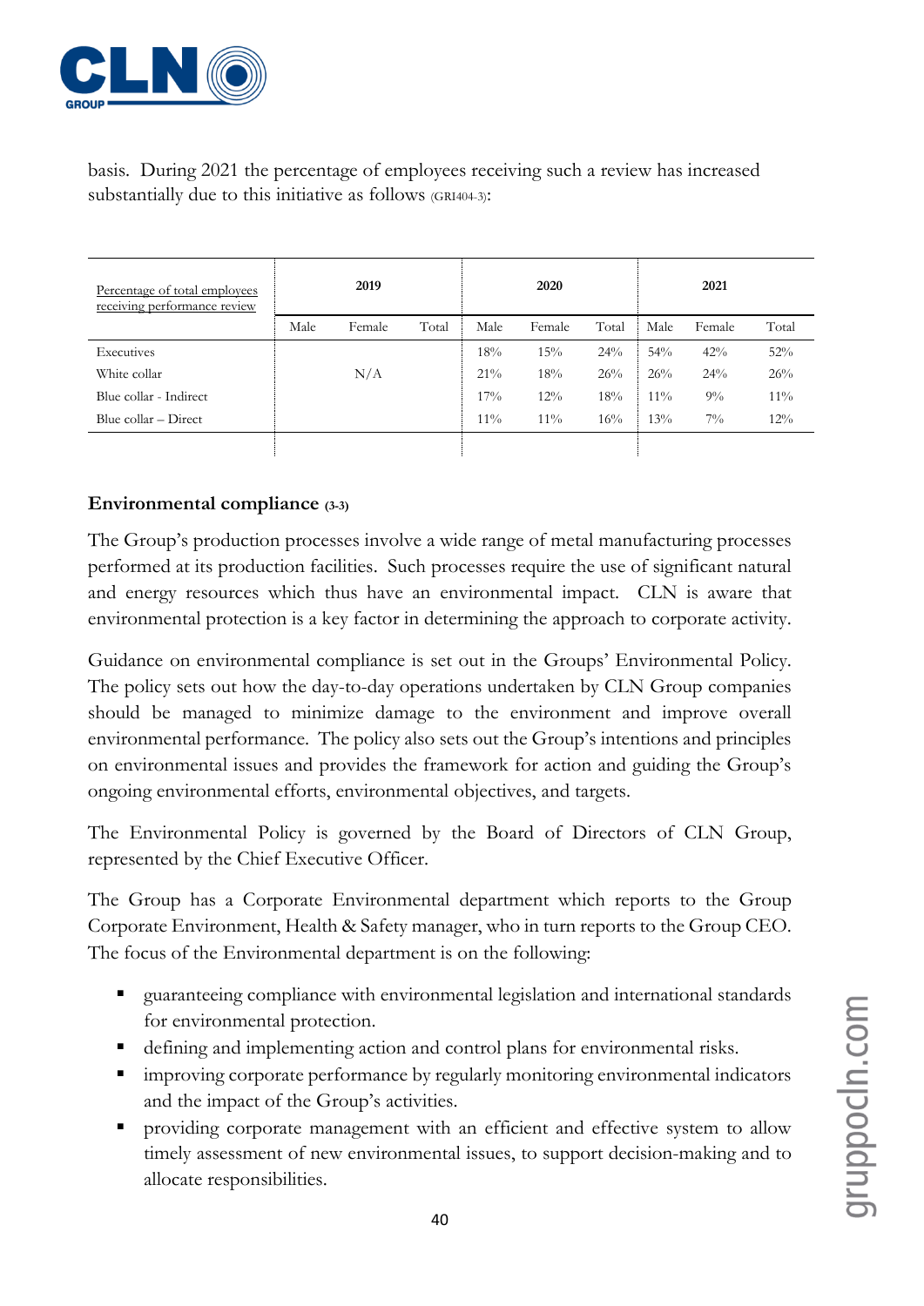basis. During 2021 the percentage of employees receiving such a review has increased substantially due to this initiative as follows (GRI404-3):

| Percentage of total employees receiving performance review | 2019 | | | 2020 | | | 2021 | | |
|---|---|---|---|---|---|---|---|---|---|
| | Male | Female | Total | Male | Female | Total | Male | Female | Total |
| Executives | | | | 18% | 15% | 24% | 54% | 42% | 52% |
| White collar | | N/A | | 21% | 18% | 26% | 26% | 24% | 26% |
| Blue collar - Indirect | | | | 17% | 12% | 18% | 11% | 9% | 11% |
| Blue collar – Direct | | | | 11% | 11% | 16% | 13% | 7% | 12% |

## Environmental compliance (3-3)

The Group's production processes involve a wide range of metal manufacturing processes performed at its production facilities. Such processes require the use of significant natural and energy resources which thus have an environmental impact. CLN is aware that environmental protection is a key factor in determining the approach to corporate activity.

Guidance on environmental compliance is set out in the Groups' Environmental Policy. The policy sets out how the day-to-day operations undertaken by CLN Group companies should be managed to minimize damage to the environment and improve overall environmental performance. The policy also sets out the Group's intentions and principles on environmental issues and provides the framework for action and guiding the Group's ongoing environmental efforts, environmental objectives, and targets.

The Environmental Policy is governed by the Board of Directors of CLN Group, represented by the Chief Executive Officer.

The Group has a Corporate Environmental department which reports to the Group Corporate Environment, Health & Safety manager, who in turn reports to the Group CEO. The focus of the Environmental department is on the following:

- guaranteeing compliance with environmental legislation and international standards for environmental protection.
- defining and implementing action and control plans for environmental risks.
- improving corporate performance by regularly monitoring environmental indicators and the impact of the Group's activities.
- providing corporate management with an efficient and effective system to allow timely assessment of new environmental issues, to support decision-making and to allocate responsibilities.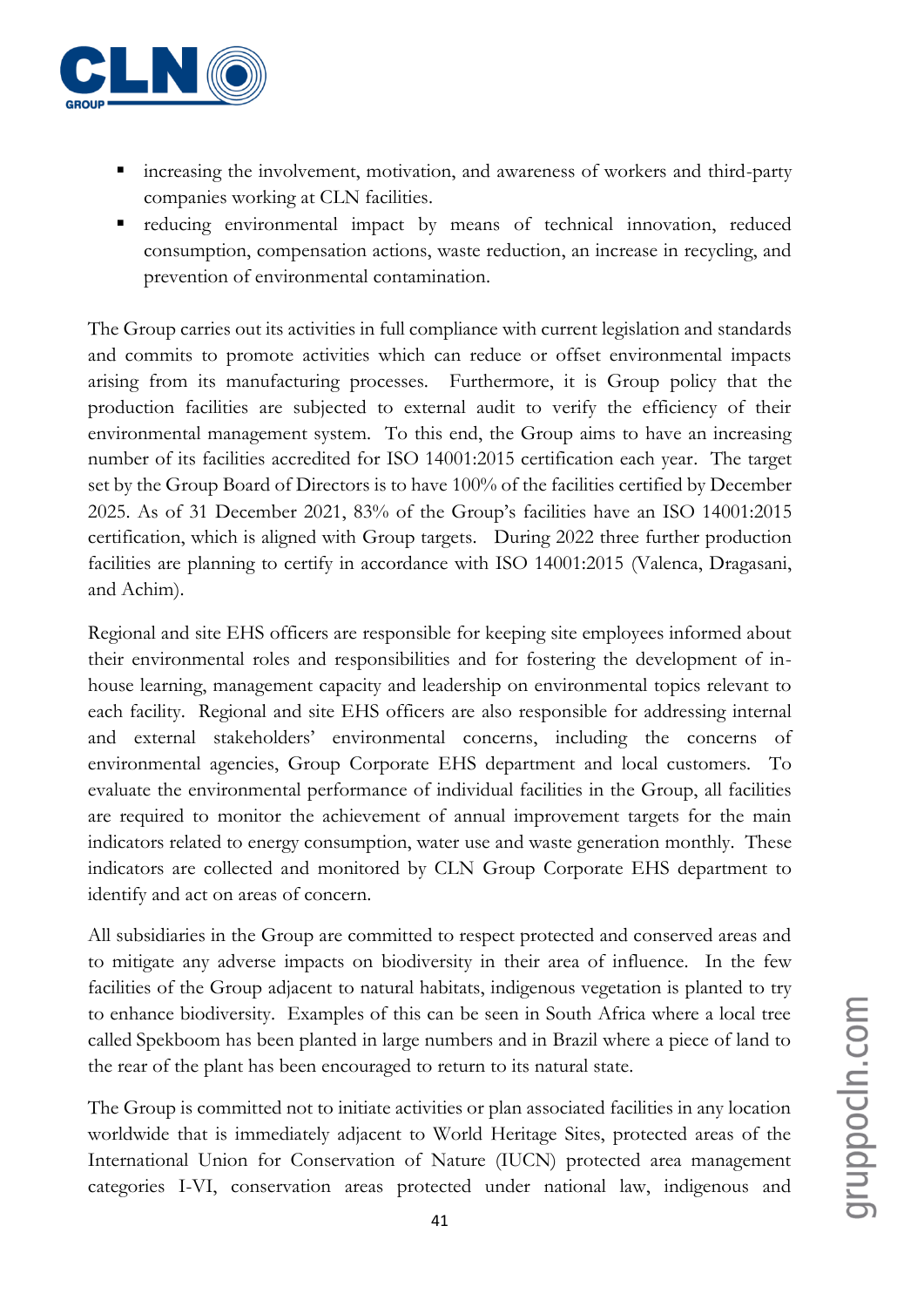- increasing the involvement, motivation, and awareness of workers and third-party companies working at CLN facilities.
- reducing environmental impact by means of technical innovation, reduced consumption, compensation actions, waste reduction, an increase in recycling, and prevention of environmental contamination.

The Group carries out its activities in full compliance with current legislation and standards and commits to promote activities which can reduce or offset environmental impacts arising from its manufacturing processes. Furthermore, it is Group policy that the production facilities are subjected to external audit to verify the efficiency of their environmental management system. To this end, the Group aims to have an increasing number of its facilities accredited for ISO 14001:2015 certification each year. The target set by the Group Board of Directors is to have 100% of the facilities certified by December 2025. As of 31 December 2021, 83% of the Group's facilities have an ISO 14001:2015 certification, which is aligned with Group targets. During 2022 three further production facilities are planning to certify in accordance with ISO 14001:2015 (Valenca, Dragasani, and Achim).

Regional and site EHS officers are responsible for keeping site employees informed about their environmental roles and responsibilities and for fostering the development of in-house learning, management capacity and leadership on environmental topics relevant to each facility. Regional and site EHS officers are also responsible for addressing internal and external stakeholders' environmental concerns, including the concerns of environmental agencies, Group Corporate EHS department and local customers. To evaluate the environmental performance of individual facilities in the Group, all facilities are required to monitor the achievement of annual improvement targets for the main indicators related to energy consumption, water use and waste generation monthly. These indicators are collected and monitored by CLN Group Corporate EHS department to identify and act on areas of concern.

All subsidiaries in the Group are committed to respect protected and conserved areas and to mitigate any adverse impacts on biodiversity in their area of influence. In the few facilities of the Group adjacent to natural habitats, indigenous vegetation is planted to try to enhance biodiversity. Examples of this can be seen in South Africa where a local tree called Spekboom has been planted in large numbers and in Brazil where a piece of land to the rear of the plant has been encouraged to return to its natural state.

The Group is committed not to initiate activities or plan associated facilities in any location worldwide that is immediately adjacent to World Heritage Sites, protected areas of the International Union for Conservation of Nature (IUCN) protected area management categories I-VI, conservation areas protected under national law, indigenous and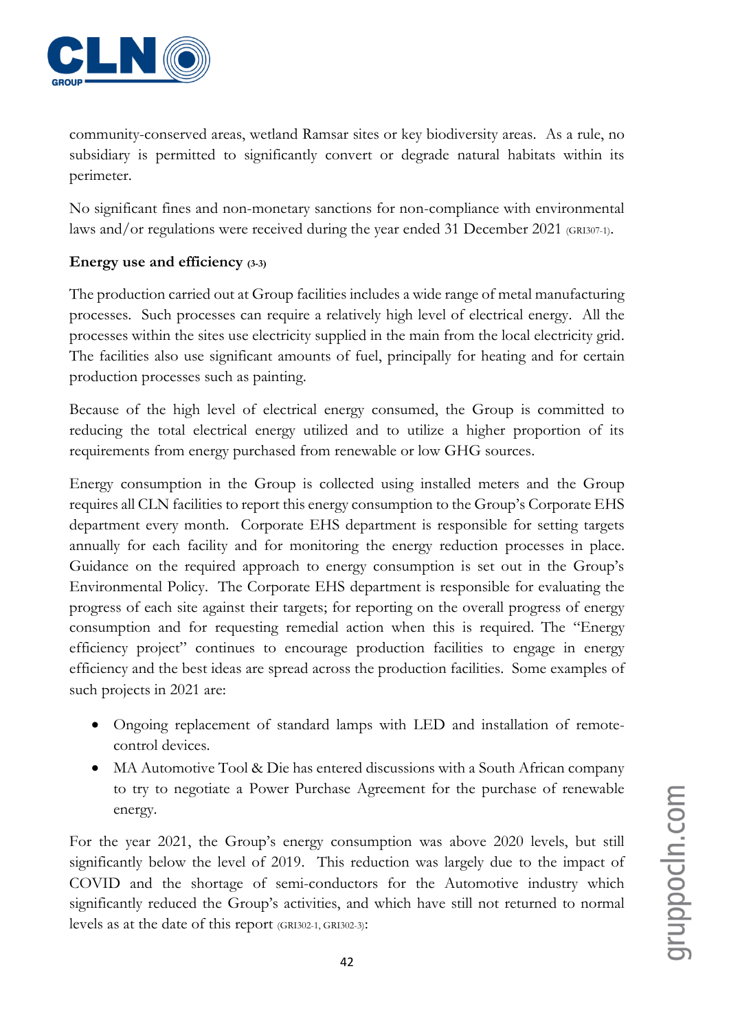community-conserved areas, wetland Ramsar sites or key biodiversity areas. As a rule, no subsidiary is permitted to significantly convert or degrade natural habitats within its perimeter.

No significant fines and non-monetary sanctions for non-compliance with environmental laws and/or regulations were received during the year ended 31 December 2021 (GRI307-1).

**Energy use and efficiency (3-3)**

The production carried out at Group facilities includes a wide range of metal manufacturing processes. Such processes can require a relatively high level of electrical energy. All the processes within the sites use electricity supplied in the main from the local electricity grid. The facilities also use significant amounts of fuel, principally for heating and for certain production processes such as painting.

Because of the high level of electrical energy consumed, the Group is committed to reducing the total electrical energy utilized and to utilize a higher proportion of its requirements from energy purchased from renewable or low GHG sources.

Energy consumption in the Group is collected using installed meters and the Group requires all CLN facilities to report this energy consumption to the Group's Corporate EHS department every month. Corporate EHS department is responsible for setting targets annually for each facility and for monitoring the energy reduction processes in place. Guidance on the required approach to energy consumption is set out in the Group's Environmental Policy. The Corporate EHS department is responsible for evaluating the progress of each site against their targets; for reporting on the overall progress of energy consumption and for requesting remedial action when this is required. The "Energy efficiency project" continues to encourage production facilities to engage in energy efficiency and the best ideas are spread across the production facilities. Some examples of such projects in 2021 are:

- Ongoing replacement of standard lamps with LED and installation of remote-control devices.
- MA Automotive Tool & Die has entered discussions with a South African company to try to negotiate a Power Purchase Agreement for the purchase of renewable energy.

For the year 2021, the Group's energy consumption was above 2020 levels, but still significantly below the level of 2019. This reduction was largely due to the impact of COVID and the shortage of semi-conductors for the Automotive industry which significantly reduced the Group's activities, and which have still not returned to normal levels as at the date of this report (GRI302-1, GRI302-3):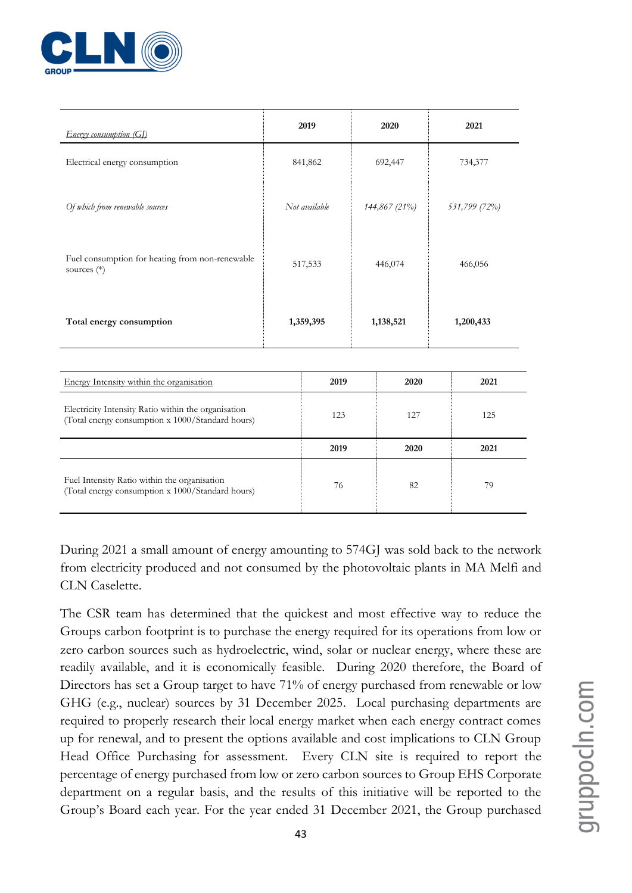| *Energy consumption (GJ)* | 2019 | 2020 | 2021 |
|---|---|---|---|
| Electrical energy consumption | 841,862 | 692,447 | 734,377 |
| *Of which from renewable sources* | *Not available* | *144,867 (21%)* | *531,799 (72%)* |
| Fuel consumption for heating from non-renewable sources (*) | 517,533 | 446,074 | 466,056 |
| **Total energy consumption** | **1,359,395** | **1,138,521** | **1,200,433** |

| Energy Intensity within the organisation | 2019 | 2020 | 2021 |
|---|---|---|---|
| Electricity Intensity Ratio within the organisation (Total energy consumption x 1000/Standard hours) | 123 | 127 | 125 |
| | **2019** | **2020** | **2021** |
| Fuel Intensity Ratio within the organisation (Total energy consumption x 1000/Standard hours) | 76 | 82 | 79 |

During 2021 a small amount of energy amounting to 574GJ was sold back to the network from electricity produced and not consumed by the photovoltaic plants in MA Melfi and CLN Caselette.

The CSR team has determined that the quickest and most effective way to reduce the Groups carbon footprint is to purchase the energy required for its operations from low or zero carbon sources such as hydroelectric, wind, solar or nuclear energy, where these are readily available, and it is economically feasible. During 2020 therefore, the Board of Directors has set a Group target to have 71% of energy purchased from renewable or low GHG (e.g., nuclear) sources by 31 December 2025. Local purchasing departments are required to properly research their local energy market when each energy contract comes up for renewal, and to present the options available and cost implications to CLN Group Head Office Purchasing for assessment. Every CLN site is required to report the percentage of energy purchased from low or zero carbon sources to Group EHS Corporate department on a regular basis, and the results of this initiative will be reported to the Group's Board each year. For the year ended 31 December 2021, the Group purchased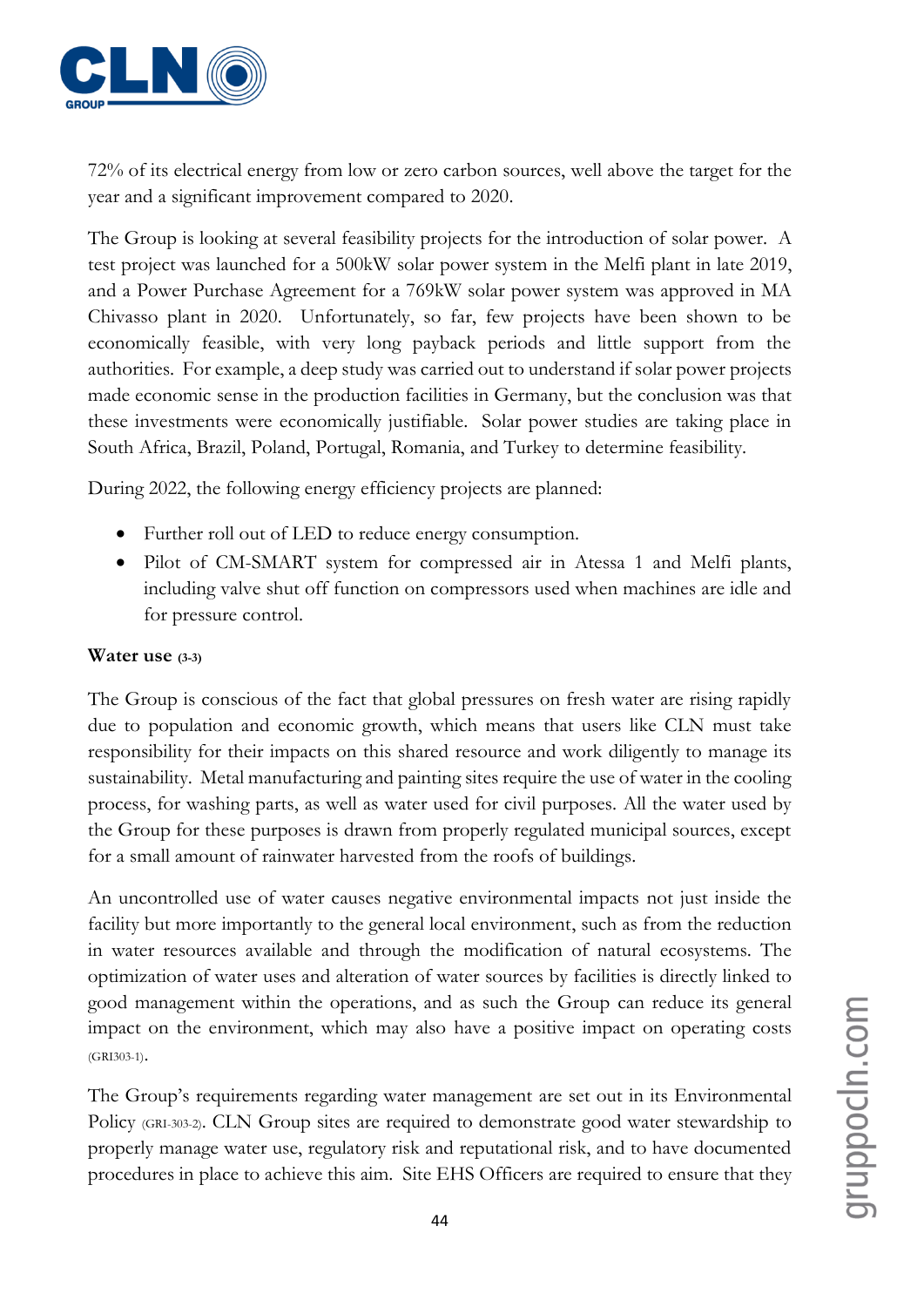72% of its electrical energy from low or zero carbon sources, well above the target for the year and a significant improvement compared to 2020.

The Group is looking at several feasibility projects for the introduction of solar power. A test project was launched for a 500kW solar power system in the Melfi plant in late 2019, and a Power Purchase Agreement for a 769kW solar power system was approved in MA Chivasso plant in 2020. Unfortunately, so far, few projects have been shown to be economically feasible, with very long payback periods and little support from the authorities. For example, a deep study was carried out to understand if solar power projects made economic sense in the production facilities in Germany, but the conclusion was that these investments were economically justifiable. Solar power studies are taking place in South Africa, Brazil, Poland, Portugal, Romania, and Turkey to determine feasibility.

During 2022, the following energy efficiency projects are planned:

- Further roll out of LED to reduce energy consumption.
- Pilot of CM-SMART system for compressed air in Atessa 1 and Melfi plants, including valve shut off function on compressors used when machines are idle and for pressure control.

**Water use** (3-3)

The Group is conscious of the fact that global pressures on fresh water are rising rapidly due to population and economic growth, which means that users like CLN must take responsibility for their impacts on this shared resource and work diligently to manage its sustainability. Metal manufacturing and painting sites require the use of water in the cooling process, for washing parts, as well as water used for civil purposes. All the water used by the Group for these purposes is drawn from properly regulated municipal sources, except for a small amount of rainwater harvested from the roofs of buildings.

An uncontrolled use of water causes negative environmental impacts not just inside the facility but more importantly to the general local environment, such as from the reduction in water resources available and through the modification of natural ecosystems. The optimization of water uses and alteration of water sources by facilities is directly linked to good management within the operations, and as such the Group can reduce its general impact on the environment, which may also have a positive impact on operating costs (GRI303-1).

The Group's requirements regarding water management are set out in its Environmental Policy (GRI-303-2). CLN Group sites are required to demonstrate good water stewardship to properly manage water use, regulatory risk and reputational risk, and to have documented procedures in place to achieve this aim. Site EHS Officers are required to ensure that they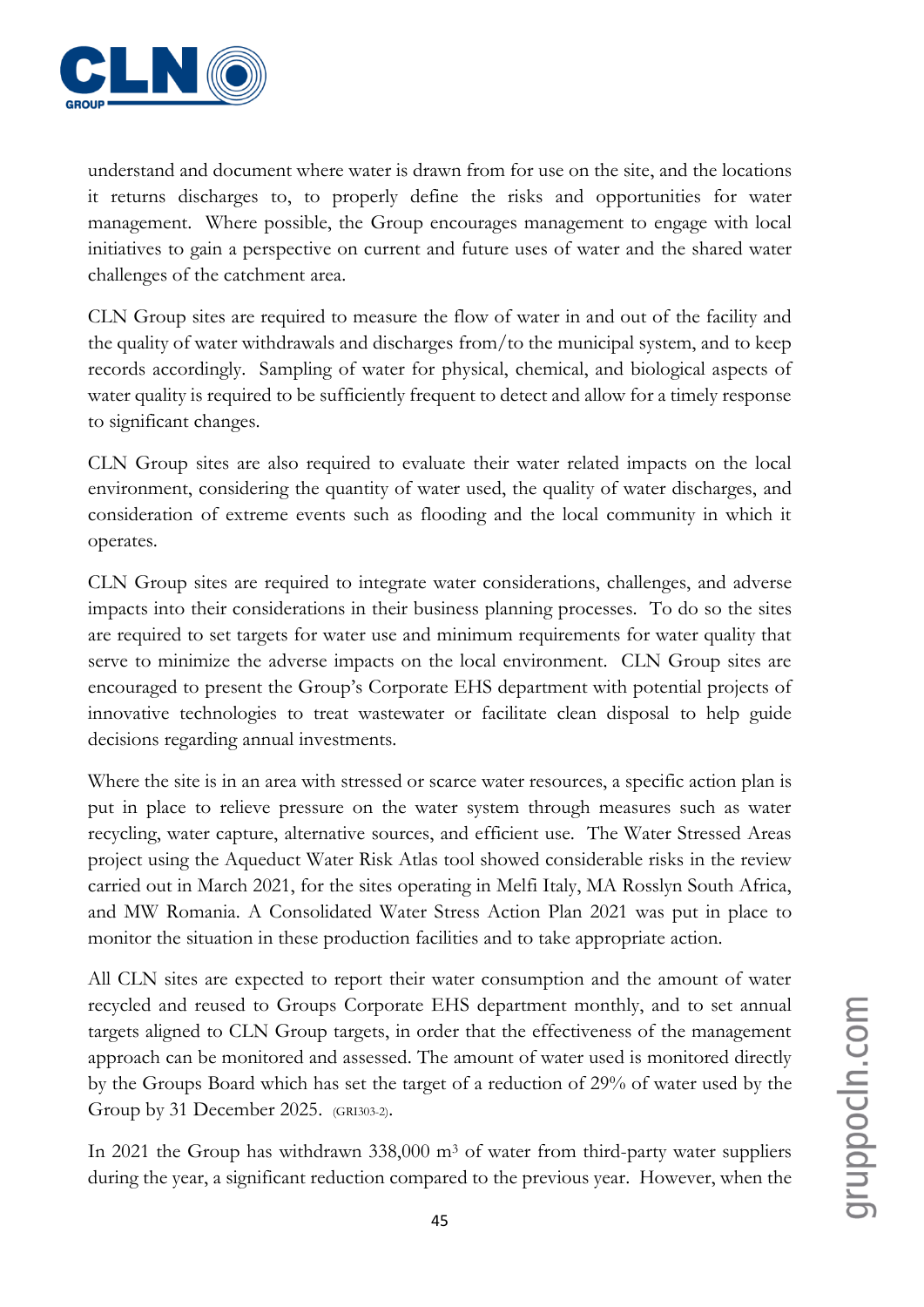understand and document where water is drawn from for use on the site, and the locations it returns discharges to, to properly define the risks and opportunities for water management. Where possible, the Group encourages management to engage with local initiatives to gain a perspective on current and future uses of water and the shared water challenges of the catchment area.

CLN Group sites are required to measure the flow of water in and out of the facility and the quality of water withdrawals and discharges from/to the municipal system, and to keep records accordingly. Sampling of water for physical, chemical, and biological aspects of water quality is required to be sufficiently frequent to detect and allow for a timely response to significant changes.

CLN Group sites are also required to evaluate their water related impacts on the local environment, considering the quantity of water used, the quality of water discharges, and consideration of extreme events such as flooding and the local community in which it operates.

CLN Group sites are required to integrate water considerations, challenges, and adverse impacts into their considerations in their business planning processes. To do so the sites are required to set targets for water use and minimum requirements for water quality that serve to minimize the adverse impacts on the local environment. CLN Group sites are encouraged to present the Group's Corporate EHS department with potential projects of innovative technologies to treat wastewater or facilitate clean disposal to help guide decisions regarding annual investments.

Where the site is in an area with stressed or scarce water resources, a specific action plan is put in place to relieve pressure on the water system through measures such as water recycling, water capture, alternative sources, and efficient use. The Water Stressed Areas project using the Aqueduct Water Risk Atlas tool showed considerable risks in the review carried out in March 2021, for the sites operating in Melfi Italy, MA Rosslyn South Africa, and MW Romania. A Consolidated Water Stress Action Plan 2021 was put in place to monitor the situation in these production facilities and to take appropriate action.

All CLN sites are expected to report their water consumption and the amount of water recycled and reused to Groups Corporate EHS department monthly, and to set annual targets aligned to CLN Group targets, in order that the effectiveness of the management approach can be monitored and assessed. The amount of water used is monitored directly by the Groups Board which has set the target of a reduction of 29% of water used by the Group by 31 December 2025. (GRI303-2).

In 2021 the Group has withdrawn 338,000 m$^3$ of water from third-party water suppliers during the year, a significant reduction compared to the previous year. However, when the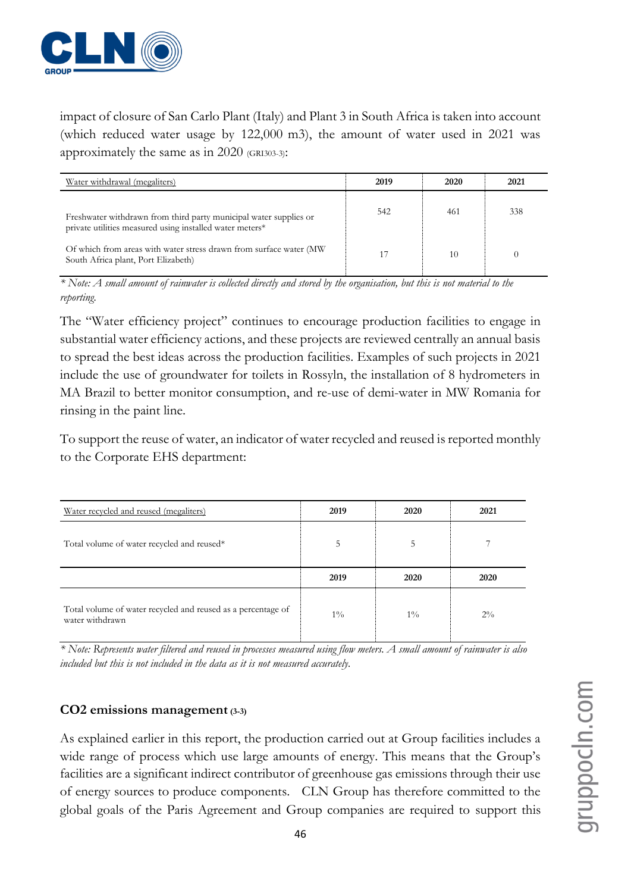impact of closure of San Carlo Plant (Italy) and Plant 3 in South Africa is taken into account (which reduced water usage by 122,000 m3), the amount of water used in 2021 was approximately the same as in 2020 (GRI303-3):

| Water withdrawal (megaliters) | 2019 | 2020 | 2021 |
|---|---|---|---|
| Freshwater withdrawn from third party municipal water supplies or private utilities measured using installed water meters* | 542 | 461 | 338 |
| Of which from areas with water stress drawn from surface water (MW South Africa plant, Port Elizabeth) | 17 | 10 | 0 |

*\* Note: A small amount of rainwater is collected directly and stored by the organisation, but this is not material to the reporting.*

The "Water efficiency project" continues to encourage production facilities to engage in substantial water efficiency actions, and these projects are reviewed centrally an annual basis to spread the best ideas across the production facilities. Examples of such projects in 2021 include the use of groundwater for toilets in Rossyln, the installation of 8 hydrometers in MA Brazil to better monitor consumption, and re-use of demi-water in MW Romania for rinsing in the paint line.

To support the reuse of water, an indicator of water recycled and reused is reported monthly to the Corporate EHS department:

| Water recycled and reused (megaliters) | 2019 | 2020 | 2021 |
|---|---|---|---|
| Total volume of water recycled and reused* | 5 | 5 | 7 |
| | 2019 | 2020 | 2020 |
| Total volume of water recycled and reused as a percentage of water withdrawn | 1% | 1% | 2% |

*\* Note: Represents water filtered and reused in processes measured using flow meters. A small amount of rainwater is also included but this is not included in the data as it is not measured accurately.*

### $CO_2$ emissions management (3-3)

As explained earlier in this report, the production carried out at Group facilities includes a wide range of process which use large amounts of energy. This means that the Group's facilities are a significant indirect contributor of greenhouse gas emissions through their use of energy sources to produce components. CLN Group has therefore committed to the global goals of the Paris Agreement and Group companies are required to support this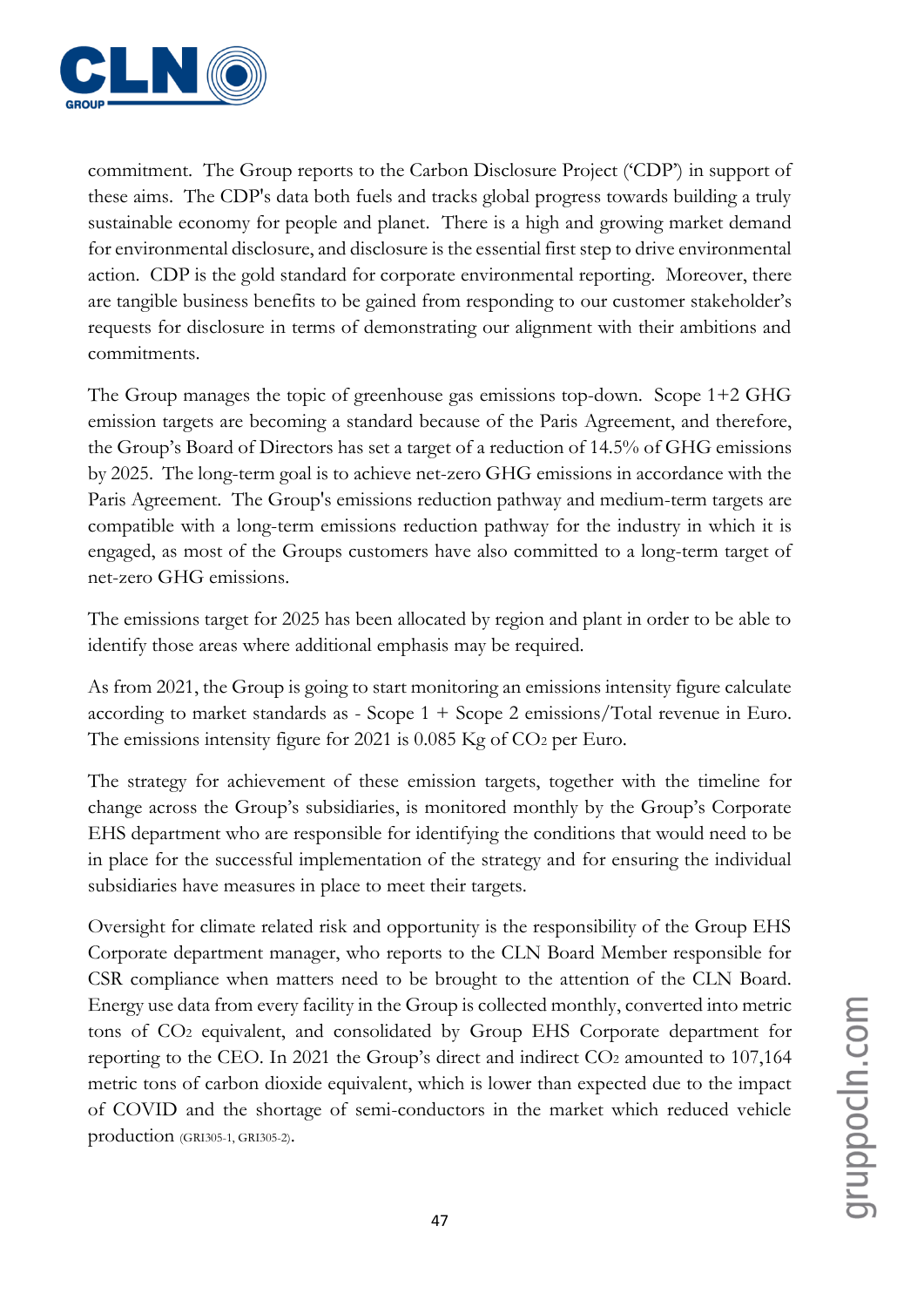commitment. The Group reports to the Carbon Disclosure Project ('CDP') in support of these aims. The CDP's data both fuels and tracks global progress towards building a truly sustainable economy for people and planet. There is a high and growing market demand for environmental disclosure, and disclosure is the essential first step to drive environmental action. CDP is the gold standard for corporate environmental reporting. Moreover, there are tangible business benefits to be gained from responding to our customer stakeholder's requests for disclosure in terms of demonstrating our alignment with their ambitions and commitments.

The Group manages the topic of greenhouse gas emissions top-down. Scope 1+2 GHG emission targets are becoming a standard because of the Paris Agreement, and therefore, the Group's Board of Directors has set a target of a reduction of 14.5% of GHG emissions by 2025. The long-term goal is to achieve net-zero GHG emissions in accordance with the Paris Agreement. The Group's emissions reduction pathway and medium-term targets are compatible with a long-term emissions reduction pathway for the industry in which it is engaged, as most of the Groups customers have also committed to a long-term target of net-zero GHG emissions.

The emissions target for 2025 has been allocated by region and plant in order to be able to identify those areas where additional emphasis may be required.

As from 2021, the Group is going to start monitoring an emissions intensity figure calculate according to market standards as - Scope 1 + Scope 2 emissions/Total revenue in Euro. The emissions intensity figure for 2021 is 0.085 Kg of $CO_2$ per Euro.

The strategy for achievement of these emission targets, together with the timeline for change across the Group's subsidiaries, is monitored monthly by the Group's Corporate EHS department who are responsible for identifying the conditions that would need to be in place for the successful implementation of the strategy and for ensuring the individual subsidiaries have measures in place to meet their targets.

Oversight for climate related risk and opportunity is the responsibility of the Group EHS Corporate department manager, who reports to the CLN Board Member responsible for CSR compliance when matters need to be brought to the attention of the CLN Board. Energy use data from every facility in the Group is collected monthly, converted into metric tons of $CO_2$ equivalent, and consolidated by Group EHS Corporate department for reporting to the CEO. In 2021 the Group's direct and indirect $CO_2$ amounted to 107,164 metric tons of carbon dioxide equivalent, which is lower than expected due to the impact of COVID and the shortage of semi-conductors in the market which reduced vehicle production (GRI305-1, GRI305-2).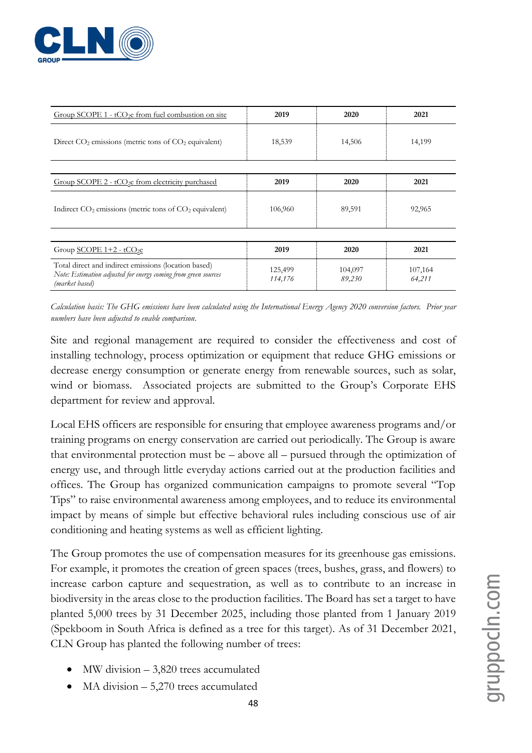| Group SCOPE 1 - $tCO_2e$ from fuel combustion on site | 2019 | 2020 | 2021 |
|---|---|---|---|
| Direct $CO_2$ emissions (metric tons of $CO_2$ equivalent) | 18,539 | 14,506 | 14,199 |

| Group SCOPE 2 - $tCO_2e$ from electricity purchased | 2019 | 2020 | 2021 |
|---|---|---|---|
| Indirect $CO_2$ emissions (metric tons of $CO_2$ equivalent) | 106,960 | 89,591 | 92,965 |

| Group SCOPE 1+2 - $tCO_2e$ | 2019 | 2020 | 2021 |
|---|---|---|---|
| Total direct and indirect emissions (location based)<br>*Note: Estimation adjusted for energy coming from green sources (market based)* | 125,499<br>*114,176* | 104,097<br>*89,230* | 107,164<br>*64,211* |

*Calculation basis: The GHG emissions have been calculated using the International Energy Agency 2020 conversion factors. Prior year numbers have been adjusted to enable comparison.*

Site and regional management are required to consider the effectiveness and cost of installing technology, process optimization or equipment that reduce GHG emissions or decrease energy consumption or generate energy from renewable sources, such as solar, wind or biomass. Associated projects are submitted to the Group's Corporate EHS department for review and approval.

Local EHS officers are responsible for ensuring that employee awareness programs and/or training programs on energy conservation are carried out periodically. The Group is aware that environmental protection must be – above all – pursued through the optimization of energy use, and through little everyday actions carried out at the production facilities and offices. The Group has organized communication campaigns to promote several "Top Tips" to raise environmental awareness among employees, and to reduce its environmental impact by means of simple but effective behavioral rules including conscious use of air conditioning and heating systems as well as efficient lighting.

The Group promotes the use of compensation measures for its greenhouse gas emissions. For example, it promotes the creation of green spaces (trees, bushes, grass, and flowers) to increase carbon capture and sequestration, as well as to contribute to an increase in biodiversity in the areas close to the production facilities. The Board has set a target to have planted 5,000 trees by 31 December 2025, including those planted from 1 January 2019 (Spekboom in South Africa is defined as a tree for this target). As of 31 December 2021, CLN Group has planted the following number of trees:

- MW division – 3,820 trees accumulated
- MA division – 5,270 trees accumulated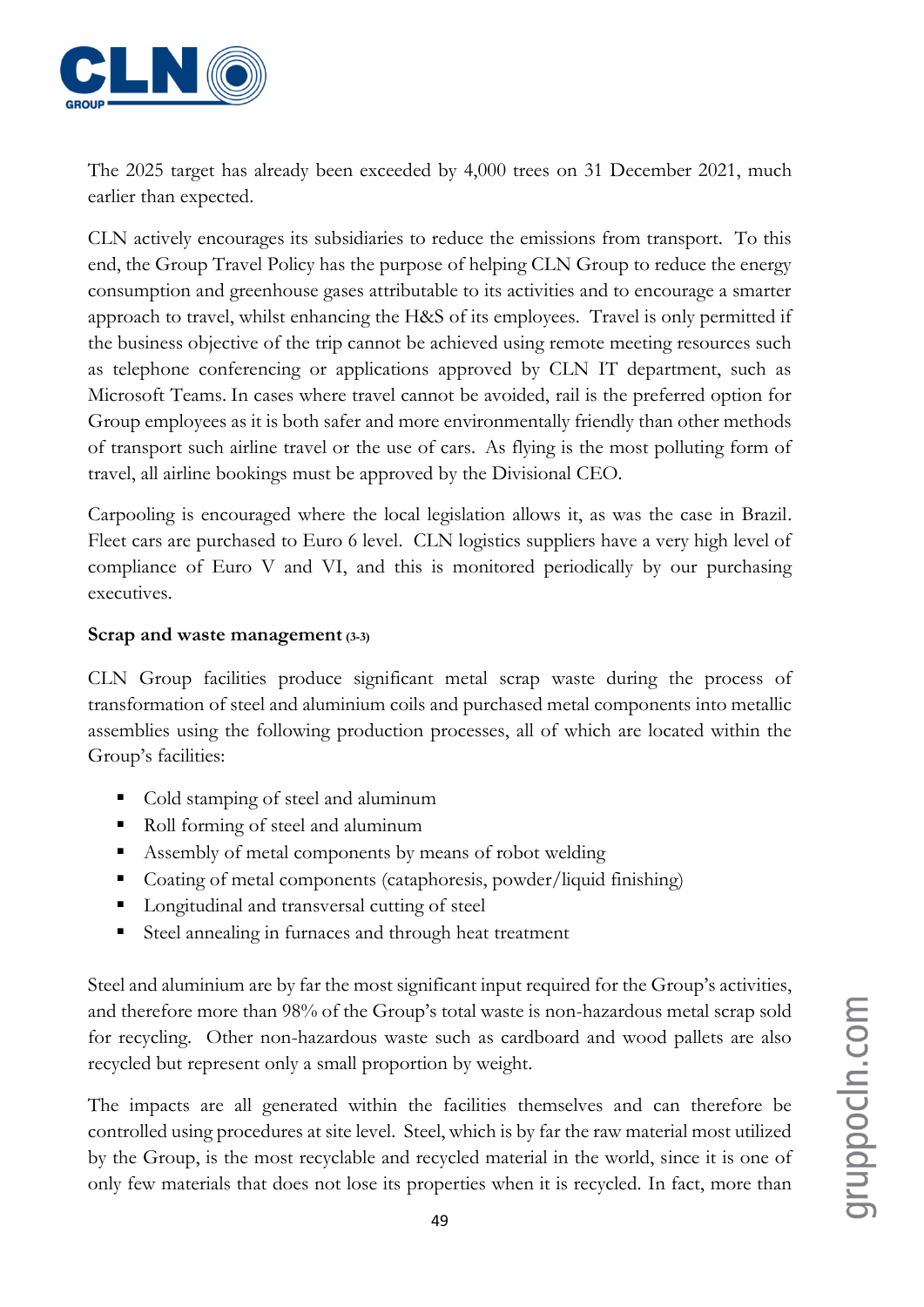The 2025 target has already been exceeded by 4,000 trees on 31 December 2021, much earlier than expected.

CLN actively encourages its subsidiaries to reduce the emissions from transport. To this end, the Group Travel Policy has the purpose of helping CLN Group to reduce the energy consumption and greenhouse gases attributable to its activities and to encourage a smarter approach to travel, whilst enhancing the H&S of its employees. Travel is only permitted if the business objective of the trip cannot be achieved using remote meeting resources such as telephone conferencing or applications approved by CLN IT department, such as Microsoft Teams. In cases where travel cannot be avoided, rail is the preferred option for Group employees as it is both safer and more environmentally friendly than other methods of transport such airline travel or the use of cars. As flying is the most polluting form of travel, all airline bookings must be approved by the Divisional CEO.

Carpooling is encouraged where the local legislation allows it, as was the case in Brazil. Fleet cars are purchased to Euro 6 level. CLN logistics suppliers have a very high level of compliance of Euro V and VI, and this is monitored periodically by our purchasing executives.

**Scrap and waste management** (3-3)

CLN Group facilities produce significant metal scrap waste during the process of transformation of steel and aluminium coils and purchased metal components into metallic assemblies using the following production processes, all of which are located within the Group's facilities:

- Cold stamping of steel and aluminum
- Roll forming of steel and aluminum
- Assembly of metal components by means of robot welding
- Coating of metal components (cataphoresis, powder/liquid finishing)
- Longitudinal and transversal cutting of steel
- Steel annealing in furnaces and through heat treatment

Steel and aluminium are by far the most significant input required for the Group's activities, and therefore more than 98% of the Group's total waste is non-hazardous metal scrap sold for recycling. Other non-hazardous waste such as cardboard and wood pallets are also recycled but represent only a small proportion by weight.

The impacts are all generated within the facilities themselves and can therefore be controlled using procedures at site level. Steel, which is by far the raw material most utilized by the Group, is the most recyclable and recycled material in the world, since it is one of only few materials that does not lose its properties when it is recycled. In fact, more than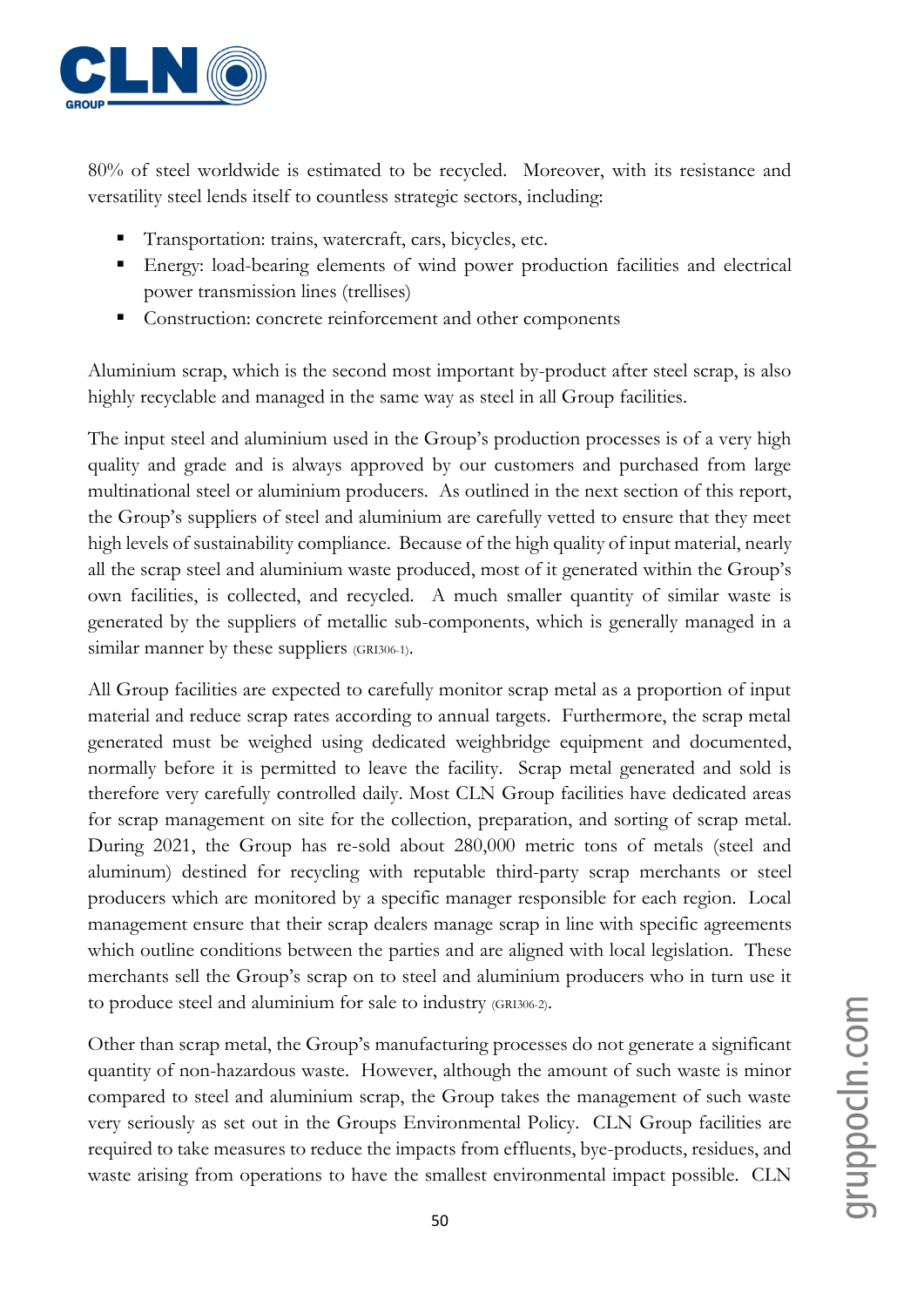80% of steel worldwide is estimated to be recycled. Moreover, with its resistance and versatility steel lends itself to countless strategic sectors, including:

- Transportation: trains, watercraft, cars, bicycles, etc.
- Energy: load-bearing elements of wind power production facilities and electrical power transmission lines (trellises)
- Construction: concrete reinforcement and other components

Aluminium scrap, which is the second most important by-product after steel scrap, is also highly recyclable and managed in the same way as steel in all Group facilities.

The input steel and aluminium used in the Group's production processes is of a very high quality and grade and is always approved by our customers and purchased from large multinational steel or aluminium producers. As outlined in the next section of this report, the Group's suppliers of steel and aluminium are carefully vetted to ensure that they meet high levels of sustainability compliance. Because of the high quality of input material, nearly all the scrap steel and aluminium waste produced, most of it generated within the Group's own facilities, is collected, and recycled. A much smaller quantity of similar waste is generated by the suppliers of metallic sub-components, which is generally managed in a similar manner by these suppliers (GRI306-1).

All Group facilities are expected to carefully monitor scrap metal as a proportion of input material and reduce scrap rates according to annual targets. Furthermore, the scrap metal generated must be weighed using dedicated weighbridge equipment and documented, normally before it is permitted to leave the facility. Scrap metal generated and sold is therefore very carefully controlled daily. Most CLN Group facilities have dedicated areas for scrap management on site for the collection, preparation, and sorting of scrap metal. During 2021, the Group has re-sold about 280,000 metric tons of metals (steel and aluminum) destined for recycling with reputable third-party scrap merchants or steel producers which are monitored by a specific manager responsible for each region. Local management ensure that their scrap dealers manage scrap in line with specific agreements which outline conditions between the parties and are aligned with local legislation. These merchants sell the Group's scrap on to steel and aluminium producers who in turn use it to produce steel and aluminium for sale to industry (GRI306-2).

Other than scrap metal, the Group's manufacturing processes do not generate a significant quantity of non-hazardous waste. However, although the amount of such waste is minor compared to steel and aluminium scrap, the Group takes the management of such waste very seriously as set out in the Groups Environmental Policy. CLN Group facilities are required to take measures to reduce the impacts from effluents, bye-products, residues, and waste arising from operations to have the smallest environmental impact possible. CLN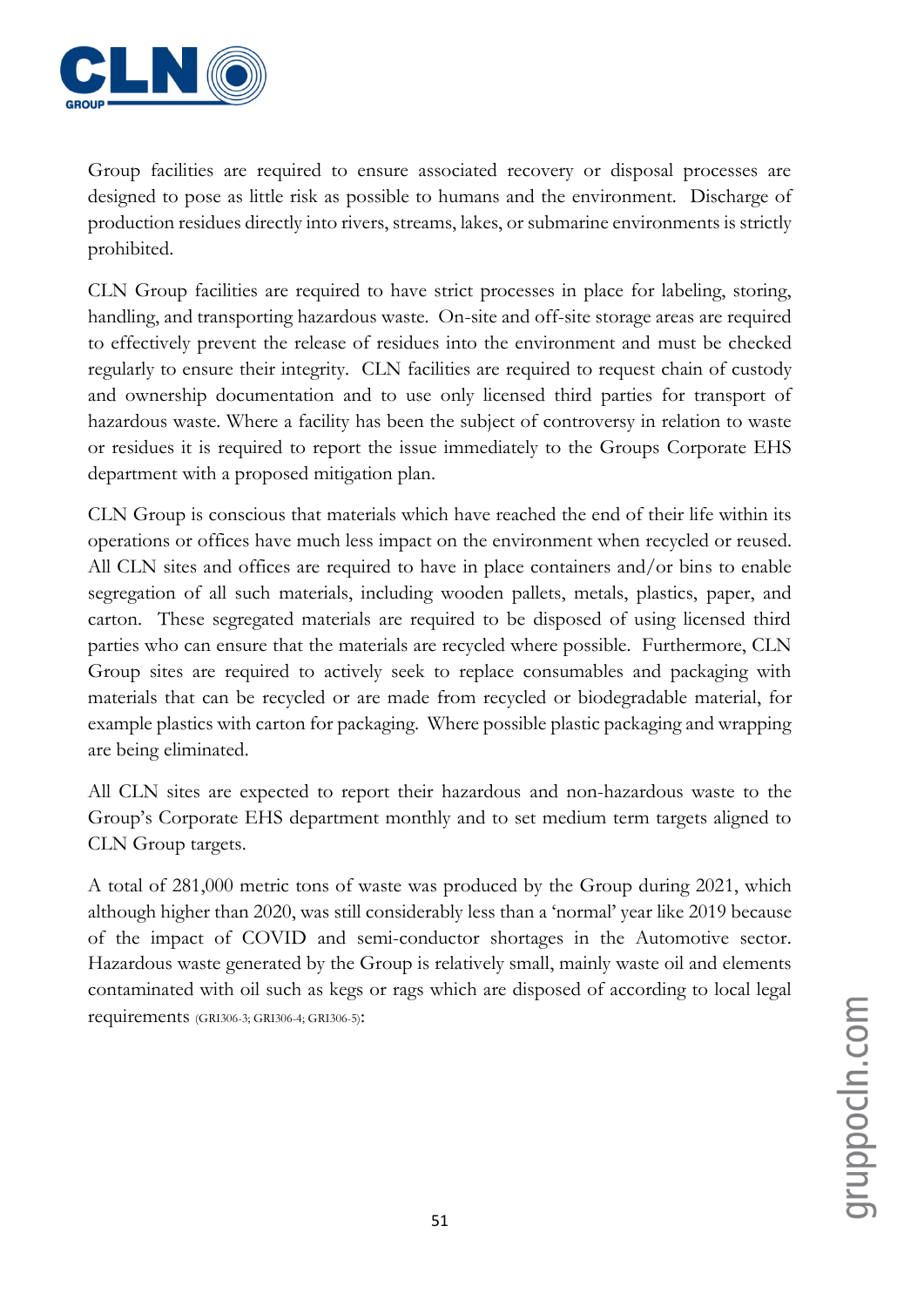Group facilities are required to ensure associated recovery or disposal processes are designed to pose as little risk as possible to humans and the environment. Discharge of production residues directly into rivers, streams, lakes, or submarine environments is strictly prohibited.

CLN Group facilities are required to have strict processes in place for labeling, storing, handling, and transporting hazardous waste. On-site and off-site storage areas are required to effectively prevent the release of residues into the environment and must be checked regularly to ensure their integrity. CLN facilities are required to request chain of custody and ownership documentation and to use only licensed third parties for transport of hazardous waste. Where a facility has been the subject of controversy in relation to waste or residues it is required to report the issue immediately to the Groups Corporate EHS department with a proposed mitigation plan.

CLN Group is conscious that materials which have reached the end of their life within its operations or offices have much less impact on the environment when recycled or reused. All CLN sites and offices are required to have in place containers and/or bins to enable segregation of all such materials, including wooden pallets, metals, plastics, paper, and carton. These segregated materials are required to be disposed of using licensed third parties who can ensure that the materials are recycled where possible. Furthermore, CLN Group sites are required to actively seek to replace consumables and packaging with materials that can be recycled or are made from recycled or biodegradable material, for example plastics with carton for packaging. Where possible plastic packaging and wrapping are being eliminated.

All CLN sites are expected to report their hazardous and non-hazardous waste to the Group's Corporate EHS department monthly and to set medium term targets aligned to CLN Group targets.

A total of 281,000 metric tons of waste was produced by the Group during 2021, which although higher than 2020, was still considerably less than a 'normal' year like 2019 because of the impact of COVID and semi-conductor shortages in the Automotive sector. Hazardous waste generated by the Group is relatively small, mainly waste oil and elements contaminated with oil such as kegs or rags which are disposed of according to local legal requirements (GRI306-3; GRI306-4; GRI306-5):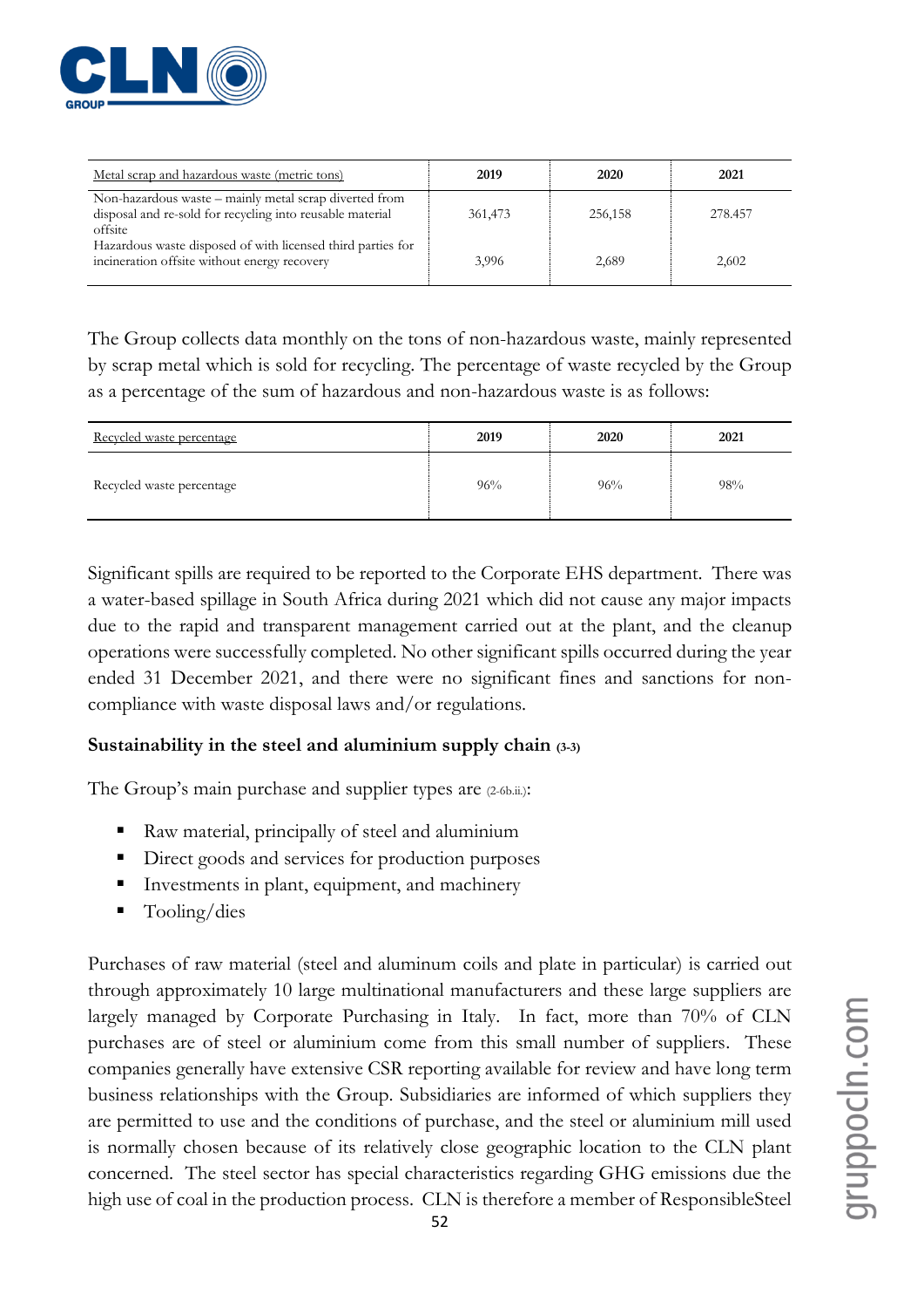| Metal scrap and hazardous waste (metric tons) | 2019 | 2020 | 2021 |
|---|---|---|---|
| Non-hazardous waste – mainly metal scrap diverted from disposal and re-sold for recycling into reusable material offsite | 361,473 | 256,158 | 278.457 |
| Hazardous waste disposed of with licensed third parties for incineration offsite without energy recovery | 3,996 | 2,689 | 2,602 |

The Group collects data monthly on the tons of non-hazardous waste, mainly represented by scrap metal which is sold for recycling. The percentage of waste recycled by the Group as a percentage of the sum of hazardous and non-hazardous waste is as follows:

| Recycled waste percentage | 2019 | 2020 | 2021 |
|---|---|---|---|
| Recycled waste percentage | 96% | 96% | 98% |

Significant spills are required to be reported to the Corporate EHS department. There was a water-based spillage in South Africa during 2021 which did not cause any major impacts due to the rapid and transparent management carried out at the plant, and the cleanup operations were successfully completed. No other significant spills occurred during the year ended 31 December 2021, and there were no significant fines and sanctions for non-compliance with waste disposal laws and/or regulations.

**Sustainability in the steel and aluminium supply chain (3-3)**

The Group's main purchase and supplier types are (2-6b.ii.):

- Raw material, principally of steel and aluminium
- Direct goods and services for production purposes
- Investments in plant, equipment, and machinery
- Tooling/dies

Purchases of raw material (steel and aluminum coils and plate in particular) is carried out through approximately 10 large multinational manufacturers and these large suppliers are largely managed by Corporate Purchasing in Italy. In fact, more than 70% of CLN purchases are of steel or aluminium come from this small number of suppliers. These companies generally have extensive CSR reporting available for review and have long term business relationships with the Group. Subsidiaries are informed of which suppliers they are permitted to use and the conditions of purchase, and the steel or aluminium mill used is normally chosen because of its relatively close geographic location to the CLN plant concerned. The steel sector has special characteristics regarding GHG emissions due the high use of coal in the production process. CLN is therefore a member of ResponsibleSteel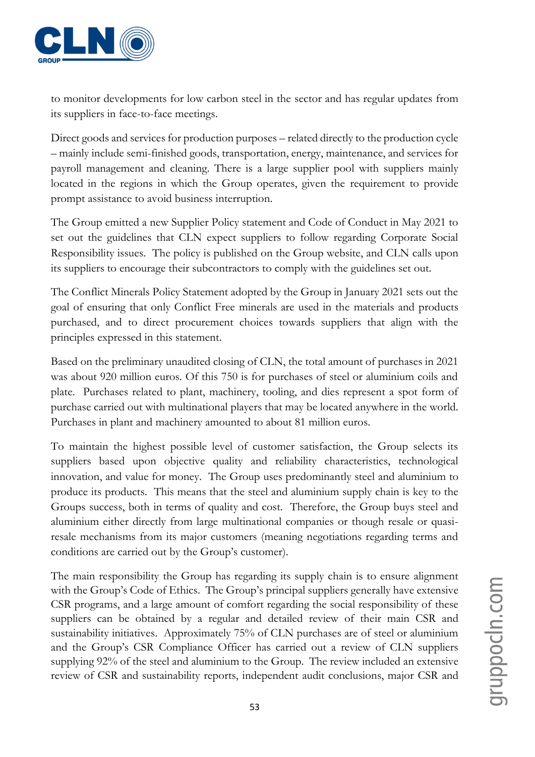to monitor developments for low carbon steel in the sector and has regular updates from its suppliers in face-to-face meetings.

Direct goods and services for production purposes – related directly to the production cycle – mainly include semi-finished goods, transportation, energy, maintenance, and services for payroll management and cleaning. There is a large supplier pool with suppliers mainly located in the regions in which the Group operates, given the requirement to provide prompt assistance to avoid business interruption.

The Group emitted a new Supplier Policy statement and Code of Conduct in May 2021 to set out the guidelines that CLN expect suppliers to follow regarding Corporate Social Responsibility issues. The policy is published on the Group website, and CLN calls upon its suppliers to encourage their subcontractors to comply with the guidelines set out.

The Conflict Minerals Policy Statement adopted by the Group in January 2021 sets out the goal of ensuring that only Conflict Free minerals are used in the materials and products purchased, and to direct procurement choices towards suppliers that align with the principles expressed in this statement.

Based on the preliminary unaudited closing of CLN, the total amount of purchases in 2021 was about 920 million euros. Of this 750 is for purchases of steel or aluminium coils and plate. Purchases related to plant, machinery, tooling, and dies represent a spot form of purchase carried out with multinational players that may be located anywhere in the world. Purchases in plant and machinery amounted to about 81 million euros.

To maintain the highest possible level of customer satisfaction, the Group selects its suppliers based upon objective quality and reliability characteristics, technological innovation, and value for money. The Group uses predominantly steel and aluminium to produce its products. This means that the steel and aluminium supply chain is key to the Groups success, both in terms of quality and cost. Therefore, the Group buys steel and aluminium either directly from large multinational companies or though resale or quasi-resale mechanisms from its major customers (meaning negotiations regarding terms and conditions are carried out by the Group's customer).

The main responsibility the Group has regarding its supply chain is to ensure alignment with the Group's Code of Ethics. The Group's principal suppliers generally have extensive CSR programs, and a large amount of comfort regarding the social responsibility of these suppliers can be obtained by a regular and detailed review of their main CSR and sustainability initiatives. Approximately 75% of CLN purchases are of steel or aluminium and the Group's CSR Compliance Officer has carried out a review of CLN suppliers supplying 92% of the steel and aluminium to the Group. The review included an extensive review of CSR and sustainability reports, independent audit conclusions, major CSR and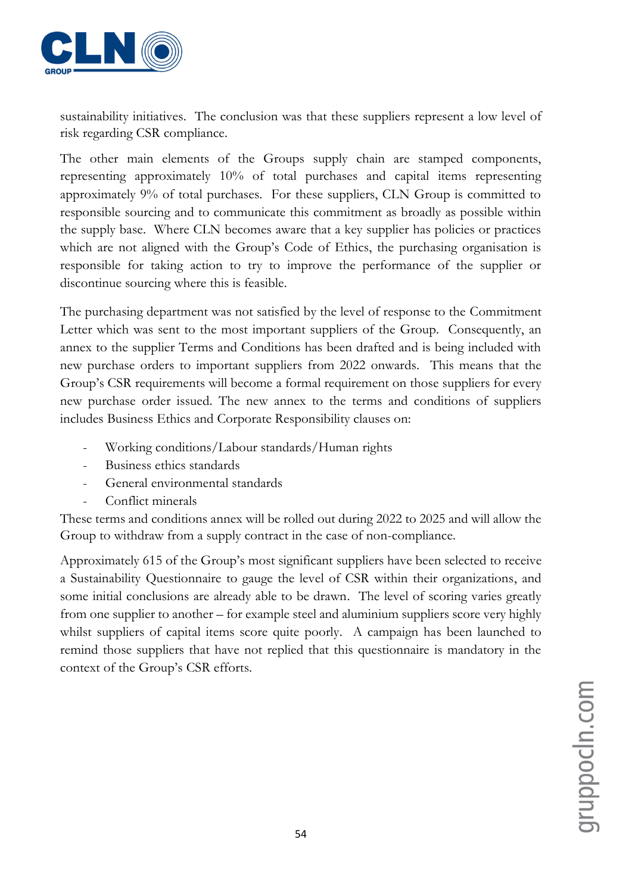sustainability initiatives. The conclusion was that these suppliers represent a low level of risk regarding CSR compliance.

The other main elements of the Groups supply chain are stamped components, representing approximately 10% of total purchases and capital items representing approximately 9% of total purchases. For these suppliers, CLN Group is committed to responsible sourcing and to communicate this commitment as broadly as possible within the supply base. Where CLN becomes aware that a key supplier has policies or practices which are not aligned with the Group's Code of Ethics, the purchasing organisation is responsible for taking action to try to improve the performance of the supplier or discontinue sourcing where this is feasible.

The purchasing department was not satisfied by the level of response to the Commitment Letter which was sent to the most important suppliers of the Group. Consequently, an annex to the supplier Terms and Conditions has been drafted and is being included with new purchase orders to important suppliers from 2022 onwards. This means that the Group's CSR requirements will become a formal requirement on those suppliers for every new purchase order issued. The new annex to the terms and conditions of suppliers includes Business Ethics and Corporate Responsibility clauses on:

- Working conditions/Labour standards/Human rights
- Business ethics standards
- General environmental standards
- Conflict minerals

These terms and conditions annex will be rolled out during 2022 to 2025 and will allow the Group to withdraw from a supply contract in the case of non-compliance.

Approximately 615 of the Group's most significant suppliers have been selected to receive a Sustainability Questionnaire to gauge the level of CSR within their organizations, and some initial conclusions are already able to be drawn. The level of scoring varies greatly from one supplier to another – for example steel and aluminium suppliers score very highly whilst suppliers of capital items score quite poorly. A campaign has been launched to remind those suppliers that have not replied that this questionnaire is mandatory in the context of the Group's CSR efforts.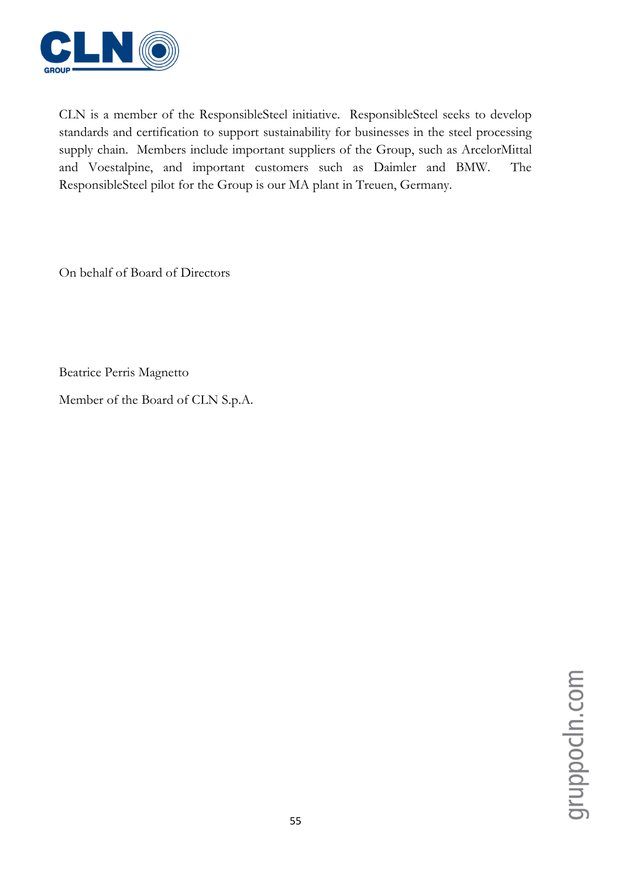CLN is a member of the ResponsibleSteel initiative. ResponsibleSteel seeks to develop standards and certification to support sustainability for businesses in the steel processing supply chain. Members include important suppliers of the Group, such as ArcelorMittal and Voestalpine, and important customers such as Daimler and BMW. The ResponsibleSteel pilot for the Group is our MA plant in Treuen, Germany.

On behalf of Board of Directors

Beatrice Perris Magnetto

Member of the Board of CLN S.p.A.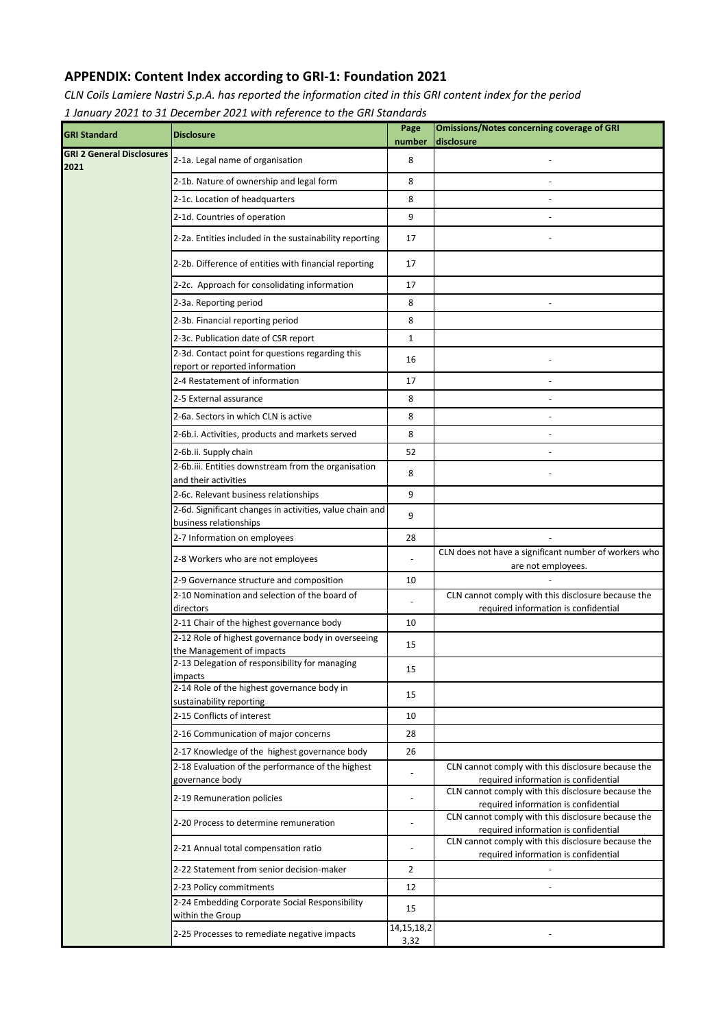## APPENDIX: Content Index according to GRI-1: Foundation 2021

*CLN Coils Lamiere Nastri S.p.A. has reported the information cited in this GRI content index for the period 1 January 2021 to 31 December 2021 with reference to the GRI Standards*

| GRI Standard | Disclosure | Page number | Omissions/Notes concerning coverage of GRI disclosure |
|---|---|---|---|
| GRI 2 General Disclosures 2021 | 2-1a. Legal name of organisation | 8 | - |
| | 2-1b. Nature of ownership and legal form | 8 | - |
| | 2-1c. Location of headquarters | 8 | - |
| | 2-1d. Countries of operation | 9 | - |
| | 2-2a. Entities included in the sustainability reporting | 17 | - |
| | 2-2b. Difference of entities with financial reporting | 17 | |
| | 2-2c. Approach for consolidating information | 17 | |
| | 2-3a. Reporting period | 8 | - |
| | 2-3b. Financial reporting period | 8 | |
| | 2-3c. Publication date of CSR report | 1 | |
| | 2-3d. Contact point for questions regarding this report or reported information | 16 | - |
| | 2-4 Restatement of information | 17 | - |
| | 2-5 External assurance | 8 | - |
| | 2-6a. Sectors in which CLN is active | 8 | - |
| | 2-6b.i. Activities, products and markets served | 8 | - |
| | 2-6b.ii. Supply chain | 52 | - |
| | 2-6b.iii. Entities downstream from the organisation and their activities | 8 | - |
| | 2-6c. Relevant business relationships | 9 | |
| | 2-6d. Significant changes in activities, value chain and business relationships | 9 | |
| | 2-7 Information on employees | 28 | - |
| | 2-8 Workers who are not employees | - | CLN does not have a significant number of workers who are not employees. |
| | 2-9 Governance structure and composition | 10 | - |
| | 2-10 Nomination and selection of the board of directors | - | CLN cannot comply with this disclosure because the required information is confidential |
| | 2-11 Chair of the highest governance body | 10 | |
| | 2-12 Role of highest governance body in overseeing the Management of impacts | 15 | |
| | 2-13 Delegation of responsibility for managing impacts | 15 | |
| | 2-14 Role of the highest governance body in sustainability reporting | 15 | |
| | 2-15 Conflicts of interest | 10 | |
| | 2-16 Communication of major concerns | 28 | |
| | 2-17 Knowledge of the highest governance body | 26 | |
| | 2-18 Evaluation of the performance of the highest governance body | - | CLN cannot comply with this disclosure because the required information is confidential |
| | 2-19 Remuneration policies | - | CLN cannot comply with this disclosure because the required information is confidential |
| | 2-20 Process to determine remuneration | - | CLN cannot comply with this disclosure because the required information is confidential |
| | 2-21 Annual total compensation ratio | - | CLN cannot comply with this disclosure because the required information is confidential |
| | 2-22 Statement from senior decision-maker | 2 | - |
| | 2-23 Policy commitments | 12 | - |
| | 2-24 Embedding Corporate Social Responsibility within the Group | 15 | |
| | 2-25 Processes to remediate negative impacts | 14,15,18,23,32 | - |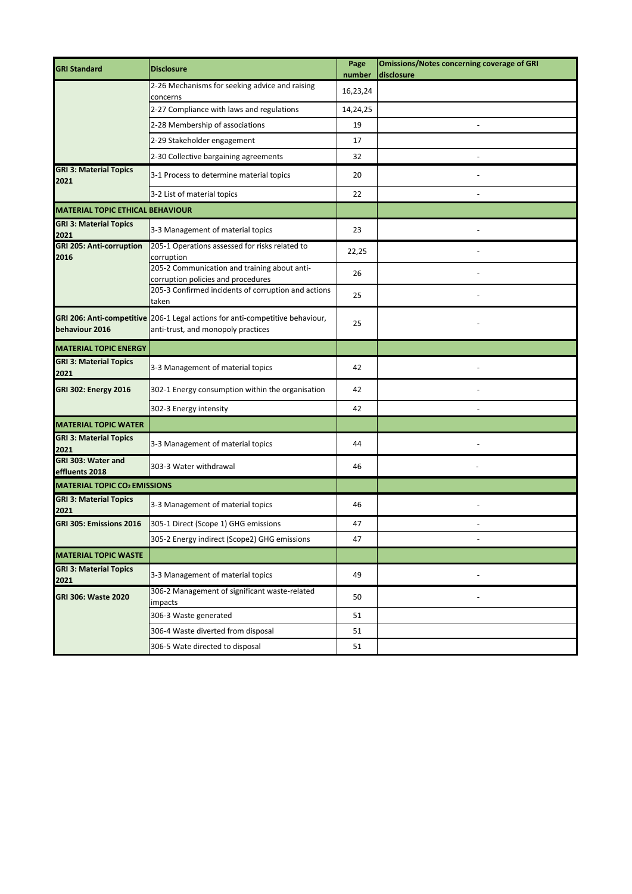| GRI Standard | Disclosure | Page number | Omissions/Notes concerning coverage of GRI disclosure |
|---|---|---|---|
| | 2-26 Mechanisms for seeking advice and raising concerns | 16,23,24 | |
| | 2-27 Compliance with laws and regulations | 14,24,25 | |
| | 2-28 Membership of associations | 19 | - |
| | 2-29 Stakeholder engagement | 17 | |
| | 2-30 Collective bargaining agreements | 32 | - |
| **GRI 3: Material Topics 2021** | 3-1 Process to determine material topics | 20 | - |
| | 3-2 List of material topics | 22 | - |
| **MATERIAL TOPIC ETHICAL BEHAVIOUR** | | | |
| **GRI 3: Material Topics 2021** | 3-3 Management of material topics | 23 | - |
| **GRI 205: Anti-corruption 2016** | 205-1 Operations assessed for risks related to corruption | 22,25 | - |
| | 205-2 Communication and training about anti-corruption policies and procedures | 26 | - |
| | 205-3 Confirmed incidents of corruption and actions taken | 25 | - |
| **GRI 206: Anti-competitive behaviour 2016** | 206-1 Legal actions for anti-competitive behaviour, anti-trust, and monopoly practices | 25 | - |
| **MATERIAL TOPIC ENERGY** | | | |
| **GRI 3: Material Topics 2021** | 3-3 Management of material topics | 42 | - |
| **GRI 302: Energy 2016** | 302-1 Energy consumption within the organisation | 42 | - |
| | 302-3 Energy intensity | 42 | - |
| **MATERIAL TOPIC WATER** | | | |
| **GRI 3: Material Topics 2021** | 3-3 Management of material topics | 44 | - |
| **GRI 303: Water and effluents 2018** | 303-3 Water withdrawal | 46 | - |
| **MATERIAL TOPIC $CO_2$ EMISSIONS** | | | |
| **GRI 3: Material Topics 2021** | 3-3 Management of material topics | 46 | - |
| **GRI 305: Emissions 2016** | 305-1 Direct (Scope 1) GHG emissions | 47 | - |
| | 305-2 Energy indirect (Scope2) GHG emissions | 47 | - |
| **MATERIAL TOPIC WASTE** | | | |
| **GRI 3: Material Topics 2021** | 3-3 Management of material topics | 49 | - |
| **GRI 306: Waste 2020** | 306-2 Management of significant waste-related impacts | 50 | - |
| | 306-3 Waste generated | 51 | |
| | 306-4 Waste diverted from disposal | 51 | |
| | 306-5 Wate directed to disposal | 51 | |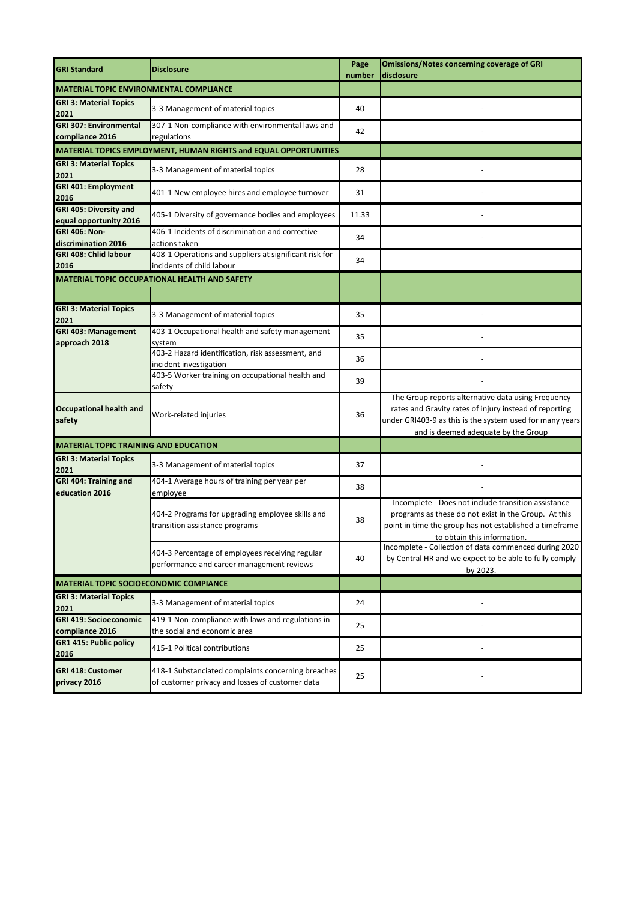| GRI Standard | Disclosure | Page number | Omissions/Notes concerning coverage of GRI disclosure |
|---|---|---|---|
| **MATERIAL TOPIC ENVIRONMENTAL COMPLIANCE** | | | |
| **GRI 3: Material Topics 2021** | 3-3 Management of material topics | 40 | - |
| **GRI 307: Environmental compliance 2016** | 307-1 Non-compliance with environmental laws and regulations | 42 | - |
| **MATERIAL TOPICS EMPLOYMENT, HUMAN RIGHTS and EQUAL OPPORTUNITIES** | | | |
| **GRI 3: Material Topics 2021** | 3-3 Management of material topics | 28 | - |
| **GRI 401: Employment 2016** | 401-1 New employee hires and employee turnover | 31 | - |
| **GRI 405: Diversity and equal opportunity 2016** | 405-1 Diversity of governance bodies and employees | 11.33 | - |
| **GRI 406: Non-discrimination 2016** | 406-1 Incidents of discrimination and corrective actions taken | 34 | - |
| **GRI 408: Chlid labour 2016** | 408-1 Operations and suppliers at significant risk for incidents of child labour | 34 | |
| **MATERIAL TOPIC OCCUPATIONAL HEALTH AND SAFETY** | | | |
| **GRI 3: Material Topics 2021** | 3-3 Management of material topics | 35 | - |
| **GRI 403: Management approach 2018** | 403-1 Occupational health and safety management system | 35 | - |
| | 403-2 Hazard identification, risk assessment, and incident investigation | 36 | - |
| | 403-5 Worker training on occupational health and safety | 39 | - |
| **Occupational health and safety** | Work-related injuries | 36 | The Group reports alternative data using Frequency rates and Gravity rates of injury instead of reporting under GRI403-9 as this is the system used for many years and is deemed adequate by the Group |
| **MATERIAL TOPIC TRAINING AND EDUCATION** | | | |
| **GRI 3: Material Topics 2021** | 3-3 Management of material topics | 37 | - |
| **GRI 404: Training and education 2016** | 404-1 Average hours of training per year per employee | 38 | - |
| | 404-2 Programs for upgrading employee skills and transition assistance programs | 38 | Incomplete - Does not include transition assistance programs as these do not exist in the Group. At this point in time the group has not established a timeframe to obtain this information. |
| | 404-3 Percentage of employees receiving regular performance and career management reviews | 40 | Incomplete - Collection of data commenced during 2020 by Central HR and we expect to be able to fully comply by 2023. |
| **MATERIAL TOPIC SOCIOECONOMIC COMPIANCE** | | | |
| **GRI 3: Material Topics 2021** | 3-3 Management of material topics | 24 | - |
| **GRI 419: Socioeconomic compliance 2016** | 419-1 Non-compliance with laws and regulations in the social and economic area | 25 | - |
| **GR1 415: Public policy 2016** | 415-1 Political contributions | 25 | - |
| **GRI 418: Customer privacy 2016** | 418-1 Substanciated complaints concerning breaches of customer privacy and losses of customer data | 25 | - |